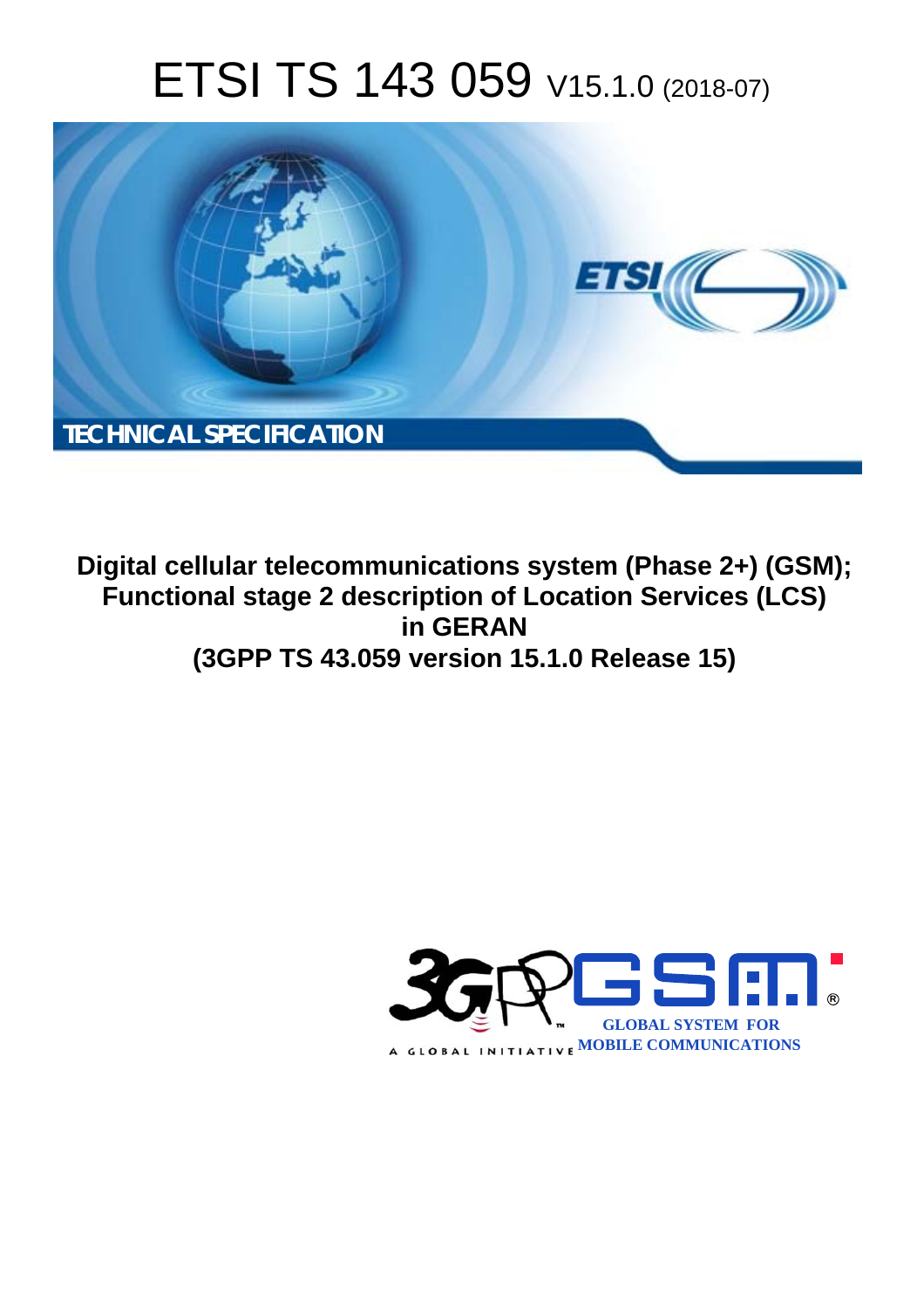# ETSI TS 143 059 V15.1.0 (2018-07)

TECHNICAL SPECIFICATION

**Digital cellular telecommunications system (Phase 2+) (GSM); Functional stage 2 description of Location Services (LCS) in GERAN (3GPP TS 43.059 version 15.1.0 Release 15)**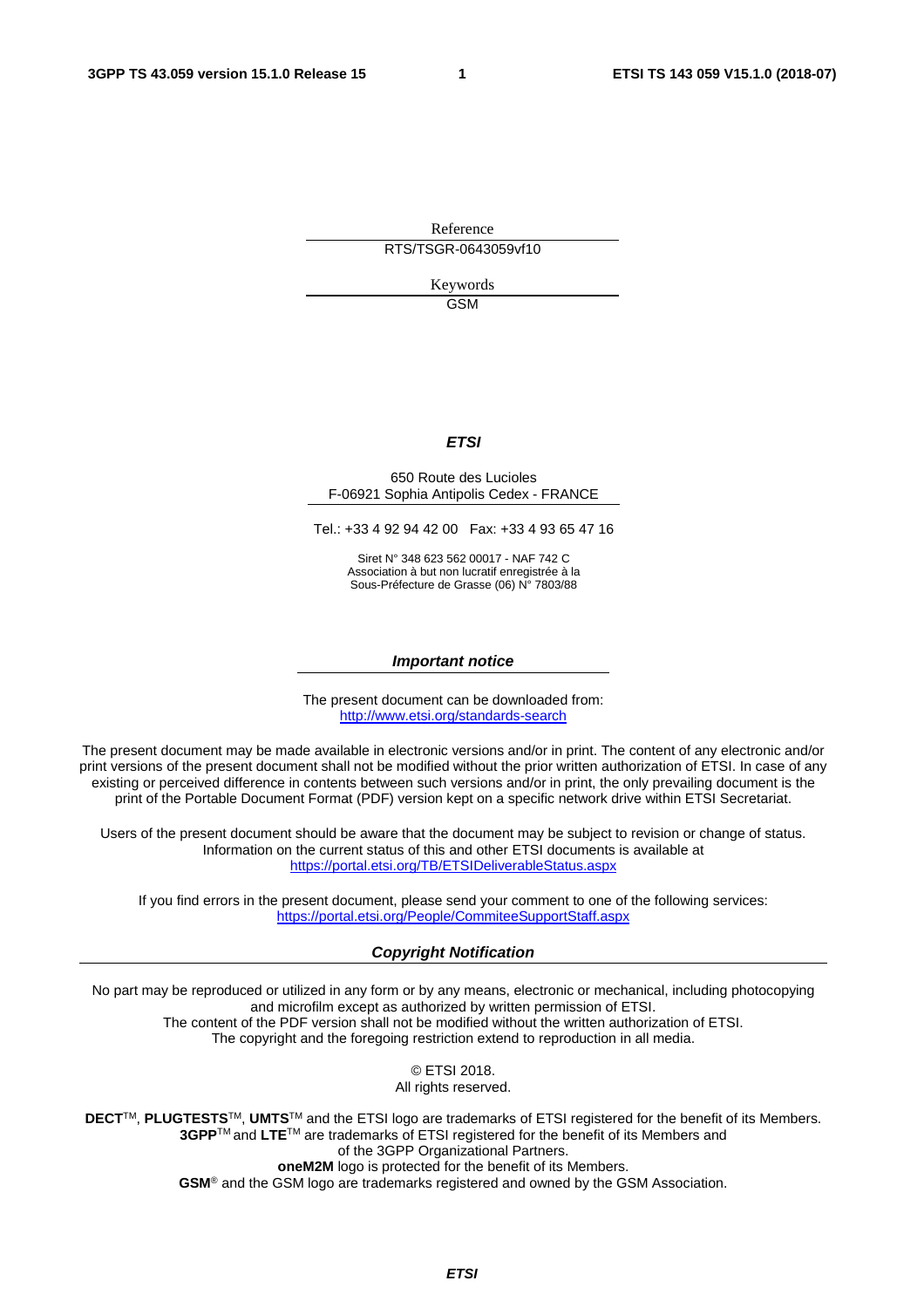Reference

RTS/TSGR-0643059vf10

Keywords

GSM

***ETSI***

650 Route des Lucioles
F-06921 Sophia Antipolis Cedex - FRANCE

Tel.: +33 4 92 94 42 00   Fax: +33 4 93 65 47 16

Siret N° 348 623 562 00017 - NAF 742 C
Association à but non lucratif enregistrée à la
Sous-Préfecture de Grasse (06) N° 7803/88

***Important notice***

The present document can be downloaded from:
http://www.etsi.org/standards-search

The present document may be made available in electronic versions and/or in print. The content of any electronic and/or print versions of the present document shall not be modified without the prior written authorization of ETSI. In case of any existing or perceived difference in contents between such versions and/or in print, the only prevailing document is the print of the Portable Document Format (PDF) version kept on a specific network drive within ETSI Secretariat.

Users of the present document should be aware that the document may be subject to revision or change of status. Information on the current status of this and other ETSI documents is available at
https://portal.etsi.org/TB/ETSIDeliverableStatus.aspx

If you find errors in the present document, please send your comment to one of the following services:
https://portal.etsi.org/People/CommiteeSupportStaff.aspx

***Copyright Notification***

No part may be reproduced or utilized in any form or by any means, electronic or mechanical, including photocopying and microfilm except as authorized by written permission of ETSI.
The content of the PDF version shall not be modified without the written authorization of ETSI.
The copyright and the foregoing restriction extend to reproduction in all media.

© ETSI 2018.
All rights reserved.

**DECT**TM, **PLUGTESTS**TM, **UMTS**TM and the ETSI logo are trademarks of ETSI registered for the benefit of its Members.
**3GPP**TM and **LTE**TM are trademarks of ETSI registered for the benefit of its Members and
of the 3GPP Organizational Partners.
**oneM2M** logo is protected for the benefit of its Members.
**GSM**® and the GSM logo are trademarks registered and owned by the GSM Association.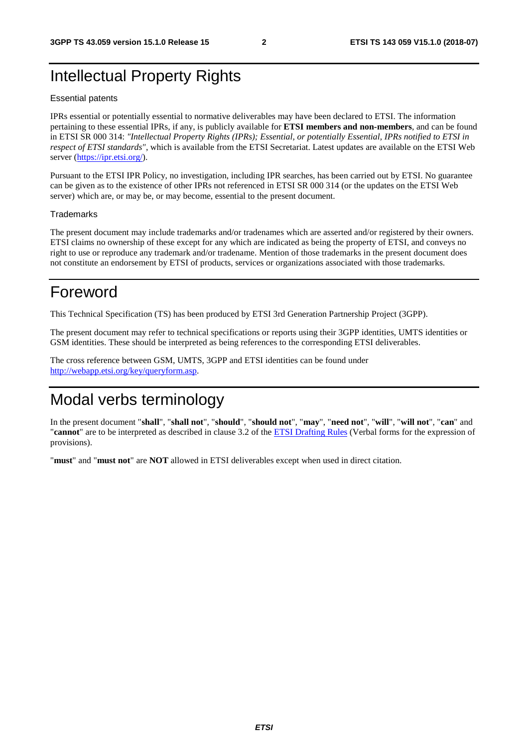# Intellectual Property Rights

Essential patents

IPRs essential or potentially essential to normative deliverables may have been declared to ETSI. The information pertaining to these essential IPRs, if any, is publicly available for **ETSI members and non-members**, and can be found in ETSI SR 000 314: *"Intellectual Property Rights (IPRs); Essential, or potentially Essential, IPRs notified to ETSI in respect of ETSI standards"*, which is available from the ETSI Secretariat. Latest updates are available on the ETSI Web server (https://ipr.etsi.org/).

Pursuant to the ETSI IPR Policy, no investigation, including IPR searches, has been carried out by ETSI. No guarantee can be given as to the existence of other IPRs not referenced in ETSI SR 000 314 (or the updates on the ETSI Web server) which are, or may be, or may become, essential to the present document.

Trademarks

The present document may include trademarks and/or tradenames which are asserted and/or registered by their owners. ETSI claims no ownership of these except for any which are indicated as being the property of ETSI, and conveys no right to use or reproduce any trademark and/or tradename. Mention of those trademarks in the present document does not constitute an endorsement by ETSI of products, services or organizations associated with those trademarks.

# Foreword

This Technical Specification (TS) has been produced by ETSI 3rd Generation Partnership Project (3GPP).

The present document may refer to technical specifications or reports using their 3GPP identities, UMTS identities or GSM identities. These should be interpreted as being references to the corresponding ETSI deliverables.

The cross reference between GSM, UMTS, 3GPP and ETSI identities can be found under http://webapp.etsi.org/key/queryform.asp.

# Modal verbs terminology

In the present document "**shall**", "**shall not**", "**should**", "**should not**", "**may**", "**need not**", "**will**", "**will not**", "**can**" and "**cannot**" are to be interpreted as described in clause 3.2 of the ETSI Drafting Rules (Verbal forms for the expression of provisions).

"**must**" and "**must not**" are **NOT** allowed in ETSI deliverables except when used in direct citation.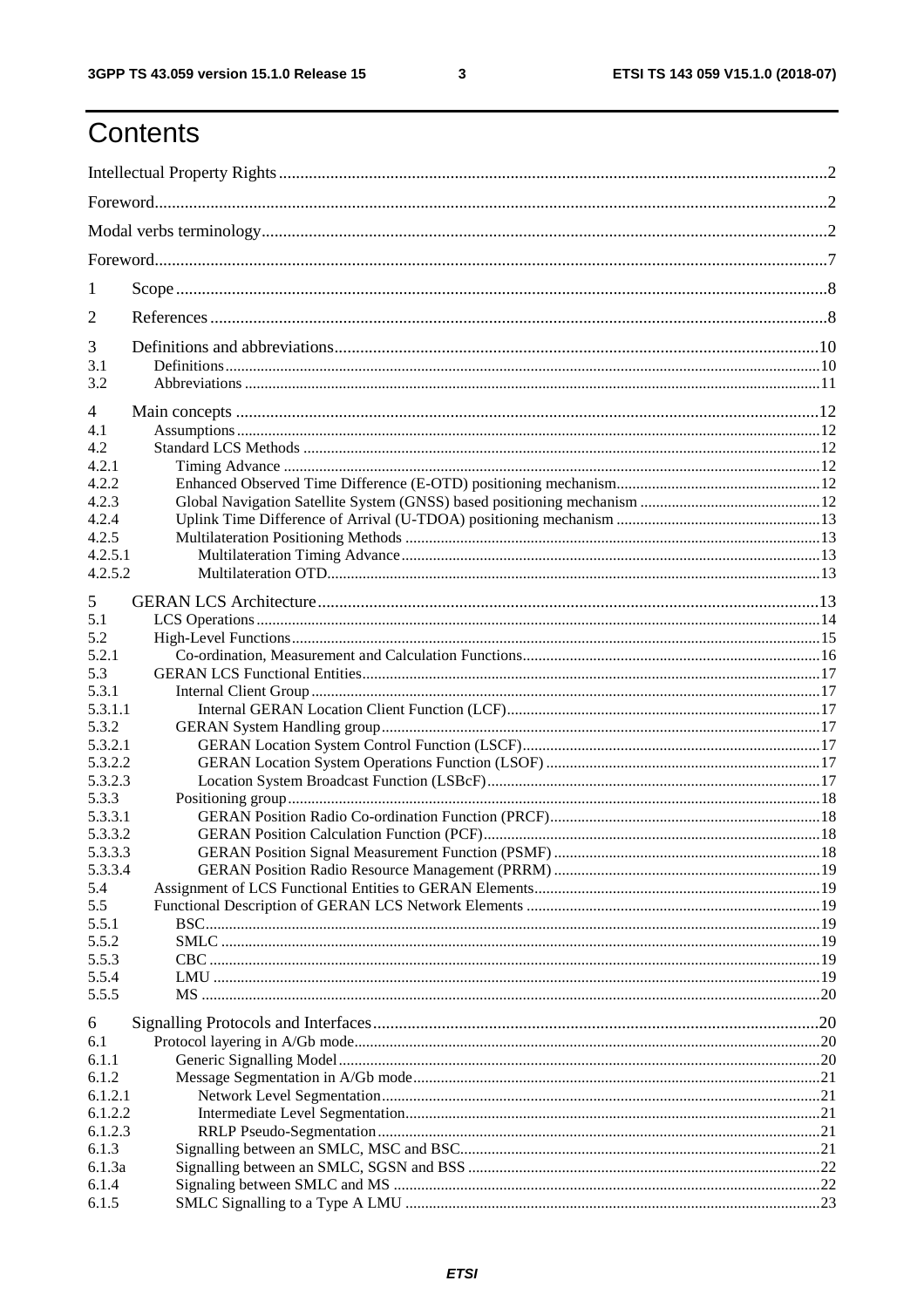# Contents

Intellectual Property Rights ....................................................................................................................................2

Foreword....................................................................................................................................................................2

Modal verbs terminology ..........................................................................................................................................2

Foreword....................................................................................................................................................................7

1 Scope ......................................................................................................................................................................8

2 References ..............................................................................................................................................................8

3 Definitions and abbreviations ................................................................................................................................10

3.1 Definitions ..........................................................................................................................................................10

3.2 Abbreviations .....................................................................................................................................................11

4 Main concepts .......................................................................................................................................................12

4.1 Assumptions .......................................................................................................................................................12

4.2 Standard LCS Methods ......................................................................................................................................12

4.2.1 Timing Advance .............................................................................................................................................12

4.2.2 Enhanced Observed Time Difference (E-OTD) positioning mechanism........................................................12

4.2.3 Global Navigation Satellite System (GNSS) based positioning mechanism ...................................................12

4.2.4 Uplink Time Difference of Arrival (U-TDOA) positioning mechanism .........................................................13

4.2.5 Multilateration Positioning Methods ...............................................................................................................13

4.2.5.1 Multilateration Timing Advance ...................................................................................................................13

4.2.5.2 Multilateration OTD......................................................................................................................................13

5 GERAN LCS Architecture ....................................................................................................................................13

5.1 LCS Operations ..................................................................................................................................................14

5.2 High-Level Functions .........................................................................................................................................15

5.2.1 Co-ordination, Measurement and Calculation Functions.................................................................................16

5.3 GERAN LCS Functional Entities ........................................................................................................................17

5.3.1 Internal Client Group .......................................................................................................................................17

5.3.1.1 Internal GERAN Location Client Function (LCF)........................................................................................17

5.3.2 GERAN System Handling group.....................................................................................................................17

5.3.2.1 GERAN Location System Control Function (LSCF)....................................................................................17

5.3.2.2 GERAN Location System Operations Function (LSOF) ..............................................................................17

5.3.2.3 Location System Broadcast Function (LSBcF)..............................................................................................17

5.3.3 Positioning group .............................................................................................................................................18

5.3.3.1 GERAN Position Radio Co-ordination Function (PRCF)..............................................................................18

5.3.3.2 GERAN Position Calculation Function (PCF)...............................................................................................18

5.3.3.3 GERAN Position Signal Measurement Function (PSMF) .............................................................................18

5.3.3.4 GERAN Position Radio Resource Management (PRRM) .............................................................................19

5.4 Assignment of LCS Functional Entities to GERAN Elements.............................................................................19

5.5 Functional Description of GERAN LCS Network Elements ..............................................................................19

5.5.1 BSC..................................................................................................................................................................19

5.5.2 SMLC ..............................................................................................................................................................19

5.5.3 CBC .................................................................................................................................................................19

5.5.4 LMU .................................................................................................................................................................19

5.5.5 MS ....................................................................................................................................................................20

6 Signalling Protocols and Interfaces ........................................................................................................................20

6.1 Protocol layering in A/Gb mode..........................................................................................................................20

6.1.1 Generic Signalling Model.................................................................................................................................20

6.1.2 Message Segmentation in A/Gb mode..............................................................................................................21

6.1.2.1 Network Level Segmentation.........................................................................................................................21

6.1.2.2 Intermediate Level Segmentation...................................................................................................................21

6.1.2.3 RRLP Pseudo-Segmentation..........................................................................................................................21

6.1.3 Signalling between an SMLC, MSC and BSC.................................................................................................21

6.1.3a Signalling between an SMLC, SGSN and BSS ...............................................................................................22

6.1.4 Signaling between SMLC and MS ...................................................................................................................22

6.1.5 SMLC Signalling to a Type A LMU ................................................................................................................23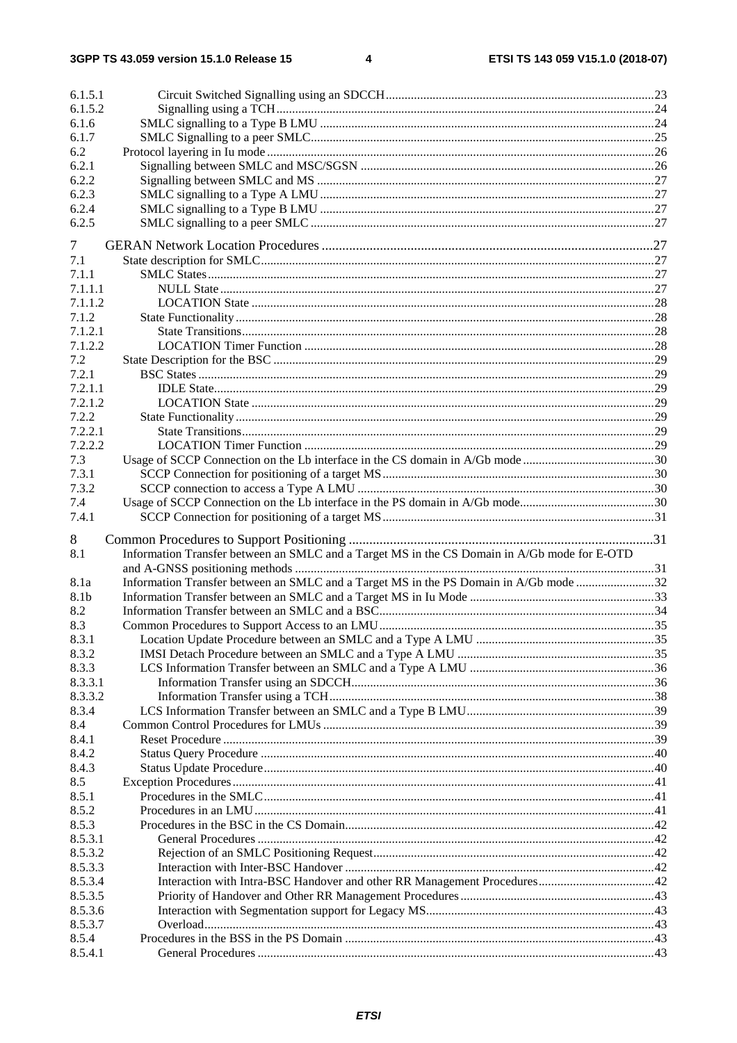6.1.5.1 Circuit Switched Signalling using an SDCCH ..... 23
6.1.5.2 Signalling using a TCH ..... 24
6.1.6 SMLC signalling to a Type B LMU ..... 24
6.1.7 SMLC Signalling to a peer SMLC ..... 25
6.2 Protocol layering in Iu mode ..... 26
6.2.1 Signalling between SMLC and MSC/SGSN ..... 26
6.2.2 Signalling between SMLC and MS ..... 27
6.2.3 SMLC signalling to a Type A LMU ..... 27
6.2.4 SMLC signalling to a Type B LMU ..... 27
6.2.5 SMLC signalling to a peer SMLC ..... 27

7 GERAN Network Location Procedures ..... 27
7.1 State description for SMLC ..... 27
7.1.1 SMLC States ..... 27
7.1.1.1 NULL State ..... 27
7.1.1.2 LOCATION State ..... 28
7.1.2 State Functionality ..... 28
7.1.2.1 State Transitions ..... 28
7.1.2.2 LOCATION Timer Function ..... 28
7.2 State Description for the BSC ..... 29
7.2.1 BSC States ..... 29
7.2.1.1 IDLE State ..... 29
7.2.1.2 LOCATION State ..... 29
7.2.2 State Functionality ..... 29
7.2.2.1 State Transitions ..... 29
7.2.2.2 LOCATION Timer Function ..... 29
7.3 Usage of SCCP Connection on the Lb interface in the CS domain in A/Gb mode ..... 30
7.3.1 SCCP Connection for positioning of a target MS ..... 30
7.3.2 SCCP connection to access a Type A LMU ..... 30
7.4 Usage of SCCP Connection on the Lb interface in the PS domain in A/Gb mode ..... 30
7.4.1 SCCP Connection for positioning of a target MS ..... 31

8 Common Procedures to Support Positioning ..... 31
8.1 Information Transfer between an SMLC and a Target MS in the CS Domain in A/Gb mode for E-OTD and A-GNSS positioning methods ..... 31
8.1a Information Transfer between an SMLC and a Target MS in the PS Domain in A/Gb mode ..... 32
8.1b Information Transfer between an SMLC and a Target MS in Iu Mode ..... 33
8.2 Information Transfer between an SMLC and a BSC ..... 34
8.3 Common Procedures to Support Access to an LMU ..... 35
8.3.1 Location Update Procedure between an SMLC and a Type A LMU ..... 35
8.3.2 IMSI Detach Procedure between an SMLC and a Type A LMU ..... 35
8.3.3 LCS Information Transfer between an SMLC and a Type A LMU ..... 36
8.3.3.1 Information Transfer using an SDCCH ..... 36
8.3.3.2 Information Transfer using a TCH ..... 38
8.3.4 LCS Information Transfer between an SMLC and a Type B LMU ..... 39
8.4 Common Control Procedures for LMUs ..... 39
8.4.1 Reset Procedure ..... 39
8.4.2 Status Query Procedure ..... 40
8.4.3 Status Update Procedure ..... 40
8.5 Exception Procedures ..... 41
8.5.1 Procedures in the SMLC ..... 41
8.5.2 Procedures in an LMU ..... 41
8.5.3 Procedures in the BSC in the CS Domain ..... 42
8.5.3.1 General Procedures ..... 42
8.5.3.2 Rejection of an SMLC Positioning Request ..... 42
8.5.3.3 Interaction with Inter-BSC Handover ..... 42
8.5.3.4 Interaction with Intra-BSC Handover and other RR Management Procedures ..... 42
8.5.3.5 Priority of Handover and Other RR Management Procedures ..... 43
8.5.3.6 Interaction with Segmentation support for Legacy MS ..... 43
8.5.3.7 Overload ..... 43
8.5.4 Procedures in the BSS in the PS Domain ..... 43
8.5.4.1 General Procedures ..... 43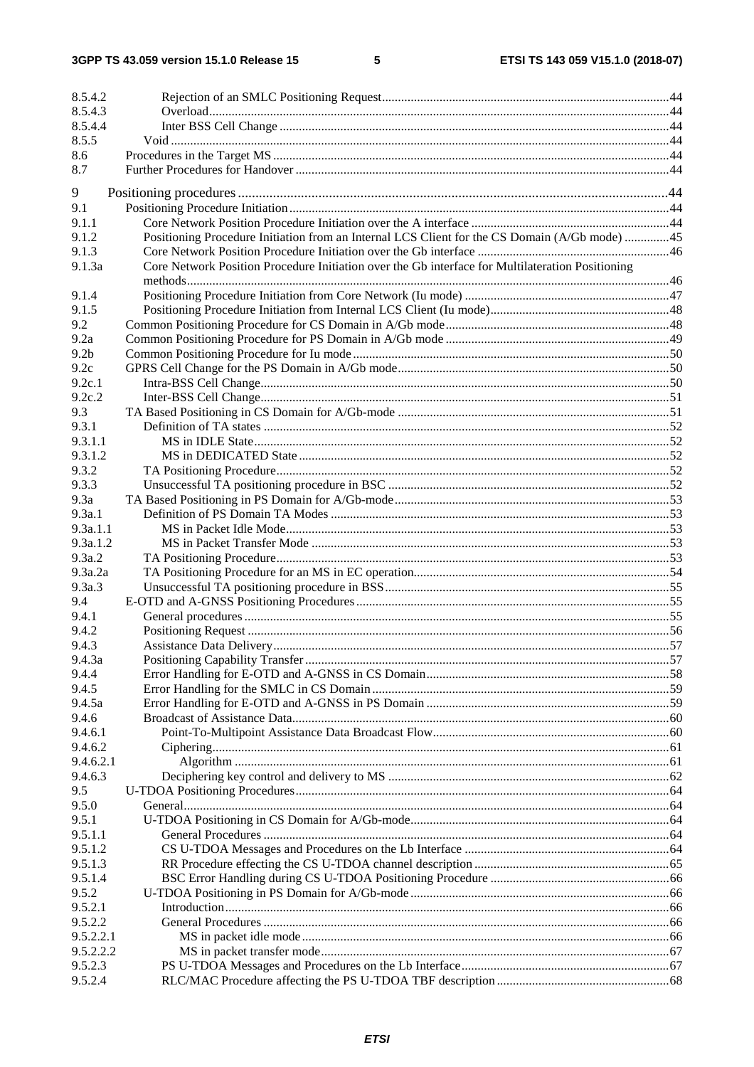8.5.4.2 Rejection of an SMLC Positioning Request ..... 44
8.5.4.3 Overload ..... 44
8.5.4.4 Inter BSS Cell Change ..... 44
8.5.5 Void ..... 44
8.6 Procedures in the Target MS ..... 44
8.7 Further Procedures for Handover ..... 44

9 Positioning procedures ..... 44
9.1 Positioning Procedure Initiation ..... 44
9.1.1 Core Network Position Procedure Initiation over the A interface ..... 44
9.1.2 Positioning Procedure Initiation from an Internal LCS Client for the CS Domain (A/Gb mode) ..... 45
9.1.3 Core Network Position Procedure Initiation over the Gb interface ..... 46
9.1.3a Core Network Position Procedure Initiation over the Gb interface for Multilateration Positioning methods ..... 46
9.1.4 Positioning Procedure Initiation from Core Network (Iu mode) ..... 47
9.1.5 Positioning Procedure Initiation from Internal LCS Client (Iu mode) ..... 48
9.2 Common Positioning Procedure for CS Domain in A/Gb mode ..... 48
9.2a Common Positioning Procedure for PS Domain in A/Gb mode ..... 49
9.2b Common Positioning Procedure for Iu mode ..... 50
9.2c GPRS Cell Change for the PS Domain in A/Gb mode ..... 50
9.2c.1 Intra-BSS Cell Change ..... 50
9.2c.2 Inter-BSS Cell Change ..... 51
9.3 TA Based Positioning in CS Domain for A/Gb-mode ..... 51
9.3.1 Definition of TA states ..... 52
9.3.1.1 MS in IDLE State ..... 52
9.3.1.2 MS in DEDICATED State ..... 52
9.3.2 TA Positioning Procedure ..... 52
9.3.3 Unsuccessful TA positioning procedure in BSC ..... 52
9.3a TA Based Positioning in PS Domain for A/Gb-mode ..... 53
9.3a.1 Definition of PS Domain TA Modes ..... 53
9.3a.1.1 MS in Packet Idle Mode ..... 53
9.3a.1.2 MS in Packet Transfer Mode ..... 53
9.3a.2 TA Positioning Procedure ..... 53
9.3a.2a TA Positioning Procedure for an MS in EC operation ..... 54
9.3a.3 Unsuccessful TA positioning procedure in BSS ..... 55
9.4 E-OTD and A-GNSS Positioning Procedures ..... 55
9.4.1 General procedures ..... 55
9.4.2 Positioning Request ..... 56
9.4.3 Assistance Data Delivery ..... 57
9.4.3a Positioning Capability Transfer ..... 57
9.4.4 Error Handling for E-OTD and A-GNSS in CS Domain ..... 58
9.4.5 Error Handling for the SMLC in CS Domain ..... 59
9.4.5a Error Handling for E-OTD and A-GNSS in PS Domain ..... 59
9.4.6 Broadcast of Assistance Data ..... 60
9.4.6.1 Point-To-Multipoint Assistance Data Broadcast Flow ..... 60
9.4.6.2 Ciphering ..... 61
9.4.6.2.1 Algorithm ..... 61
9.4.6.3 Deciphering key control and delivery to MS ..... 62
9.5 U-TDOA Positioning Procedures ..... 64
9.5.0 General ..... 64
9.5.1 U-TDOA Positioning in CS Domain for A/Gb-mode ..... 64
9.5.1.1 General Procedures ..... 64
9.5.1.2 CS U-TDOA Messages and Procedures on the Lb Interface ..... 64
9.5.1.3 RR Procedure effecting the CS U-TDOA channel description ..... 65
9.5.1.4 BSC Error Handling during CS U-TDOA Positioning Procedure ..... 66
9.5.2 U-TDOA Positioning in PS Domain for A/Gb-mode ..... 66
9.5.2.1 Introduction ..... 66
9.5.2.2 General Procedures ..... 66
9.5.2.2.1 MS in packet idle mode ..... 66
9.5.2.2.2 MS in packet transfer mode ..... 67
9.5.2.3 PS U-TDOA Messages and Procedures on the Lb Interface ..... 67
9.5.2.4 RLC/MAC Procedure affecting the PS U-TDOA TBF description ..... 68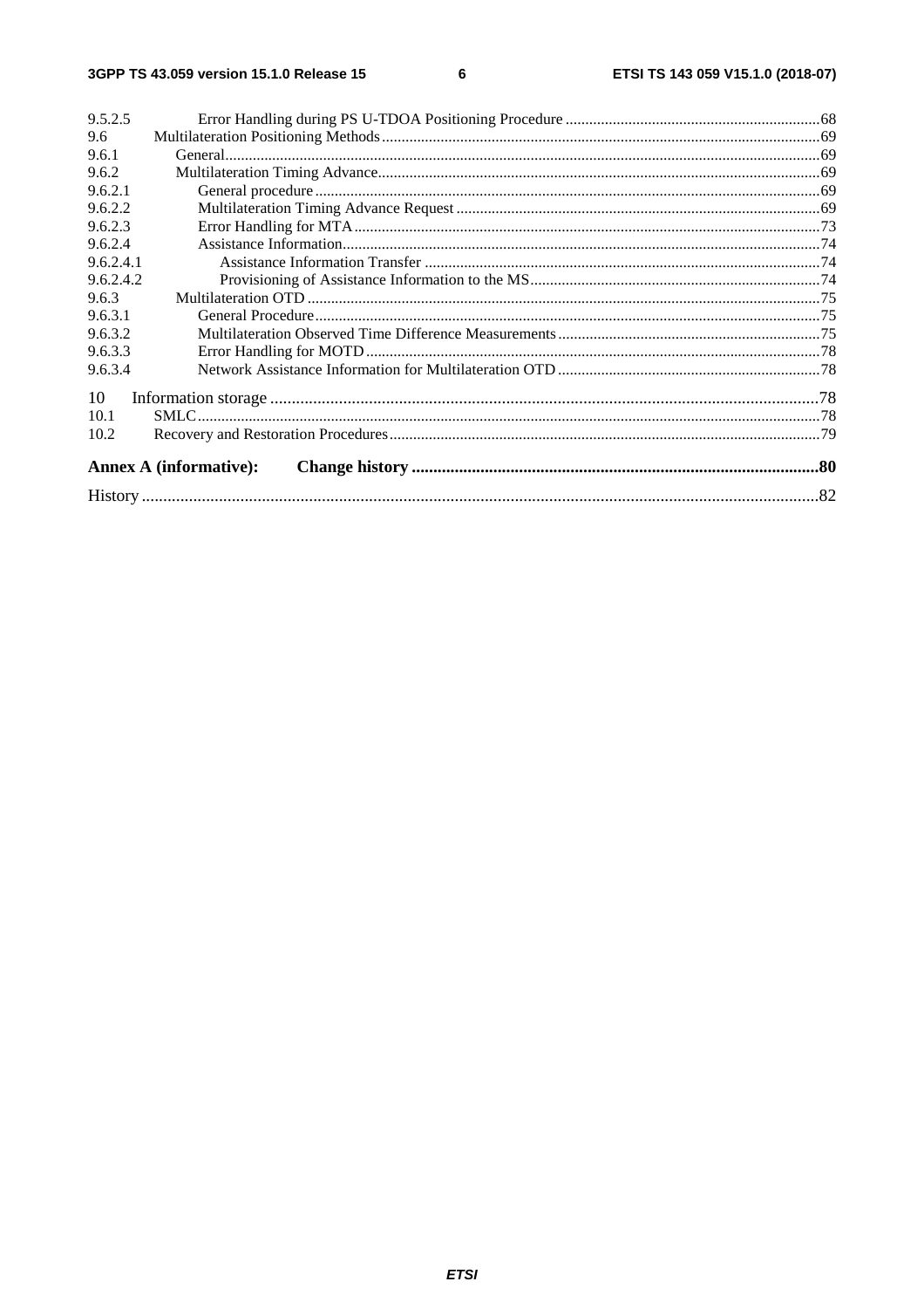9.5.2.5 Error Handling during PS U-TDOA Positioning Procedure ... 68
9.6 Multilateration Positioning Methods ... 69
9.6.1 General ... 69
9.6.2 Multilateration Timing Advance ... 69
9.6.2.1 General procedure ... 69
9.6.2.2 Multilateration Timing Advance Request ... 69
9.6.2.3 Error Handling for MTA ... 73
9.6.2.4 Assistance Information ... 74
9.6.2.4.1 Assistance Information Transfer ... 74
9.6.2.4.2 Provisioning of Assistance Information to the MS ... 74
9.6.3 Multilateration OTD ... 75
9.6.3.1 General Procedure ... 75
9.6.3.2 Multilateration Observed Time Difference Measurements ... 75
9.6.3.3 Error Handling for MOTD ... 78
9.6.3.4 Network Assistance Information for Multilateration OTD ... 78

10 Information storage ... 78
10.1 SMLC ... 78
10.2 Recovery and Restoration Procedures ... 79

**Annex A (informative): Change history ... 80**

History ... 82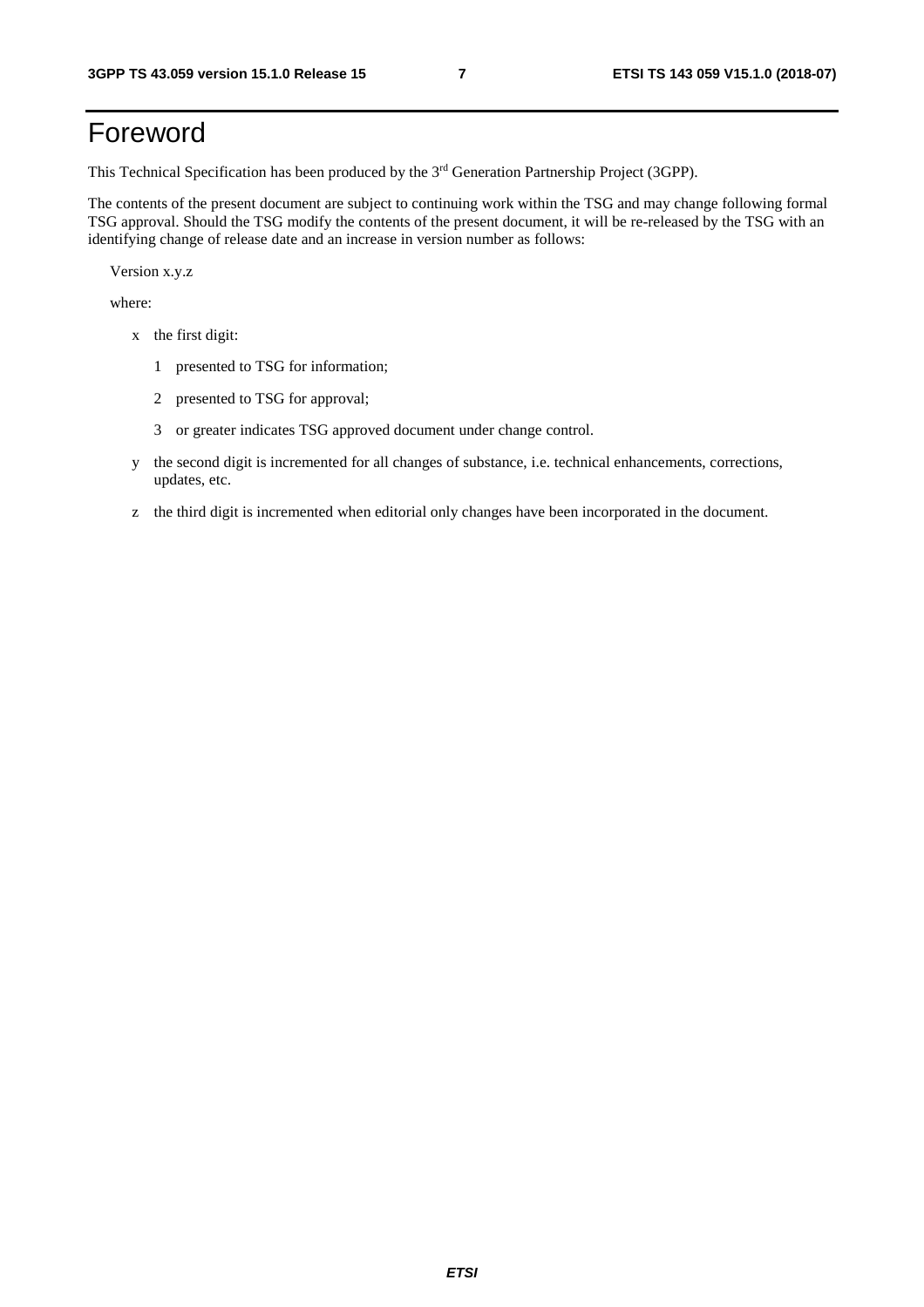# Foreword

This Technical Specification has been produced by the 3rd Generation Partnership Project (3GPP).

The contents of the present document are subject to continuing work within the TSG and may change following formal TSG approval. Should the TSG modify the contents of the present document, it will be re-released by the TSG with an identifying change of release date and an increase in version number as follows:

Version x.y.z

where:

- x the first digit:
  - 1 presented to TSG for information;
  - 2 presented to TSG for approval;
  - 3 or greater indicates TSG approved document under change control.
- y the second digit is incremented for all changes of substance, i.e. technical enhancements, corrections, updates, etc.
- z the third digit is incremented when editorial only changes have been incorporated in the document.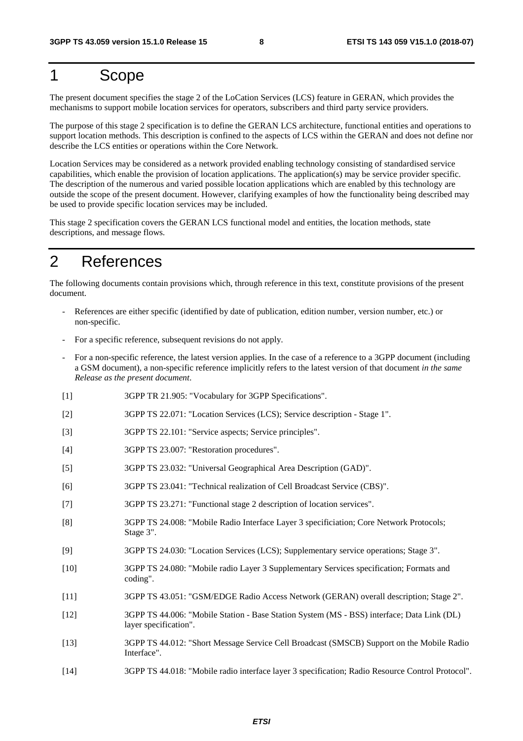# 1 Scope

The present document specifies the stage 2 of the LoCation Services (LCS) feature in GERAN, which provides the mechanisms to support mobile location services for operators, subscribers and third party service providers.

The purpose of this stage 2 specification is to define the GERAN LCS architecture, functional entities and operations to support location methods. This description is confined to the aspects of LCS within the GERAN and does not define nor describe the LCS entities or operations within the Core Network.

Location Services may be considered as a network provided enabling technology consisting of standardised service capabilities, which enable the provision of location applications. The application(s) may be service provider specific. The description of the numerous and varied possible location applications which are enabled by this technology are outside the scope of the present document. However, clarifying examples of how the functionality being described may be used to provide specific location services may be included.

This stage 2 specification covers the GERAN LCS functional model and entities, the location methods, state descriptions, and message flows.

# 2 References

The following documents contain provisions which, through reference in this text, constitute provisions of the present document.

- References are either specific (identified by date of publication, edition number, version number, etc.) or non-specific.
- For a specific reference, subsequent revisions do not apply.
- For a non-specific reference, the latest version applies. In the case of a reference to a 3GPP document (including a GSM document), a non-specific reference implicitly refers to the latest version of that document *in the same Release as the present document*.

[1] 3GPP TR 21.905: "Vocabulary for 3GPP Specifications".

[2] 3GPP TS 22.071: "Location Services (LCS); Service description - Stage 1".

[3] 3GPP TS 22.101: "Service aspects; Service principles".

[4] 3GPP TS 23.007: "Restoration procedures".

[5] 3GPP TS 23.032: "Universal Geographical Area Description (GAD)".

[6] 3GPP TS 23.041: "Technical realization of Cell Broadcast Service (CBS)".

[7] 3GPP TS 23.271: "Functional stage 2 description of location services".

[8] 3GPP TS 24.008: "Mobile Radio Interface Layer 3 specificiation; Core Network Protocols; Stage 3".

[9] 3GPP TS 24.030: "Location Services (LCS); Supplementary service operations; Stage 3".

[10] 3GPP TS 24.080: "Mobile radio Layer 3 Supplementary Services specification; Formats and coding".

[11] 3GPP TS 43.051: "GSM/EDGE Radio Access Network (GERAN) overall description; Stage 2".

[12] 3GPP TS 44.006: "Mobile Station - Base Station System (MS - BSS) interface; Data Link (DL) layer specification".

[13] 3GPP TS 44.012: "Short Message Service Cell Broadcast (SMSCB) Support on the Mobile Radio Interface".

[14] 3GPP TS 44.018: "Mobile radio interface layer 3 specification; Radio Resource Control Protocol".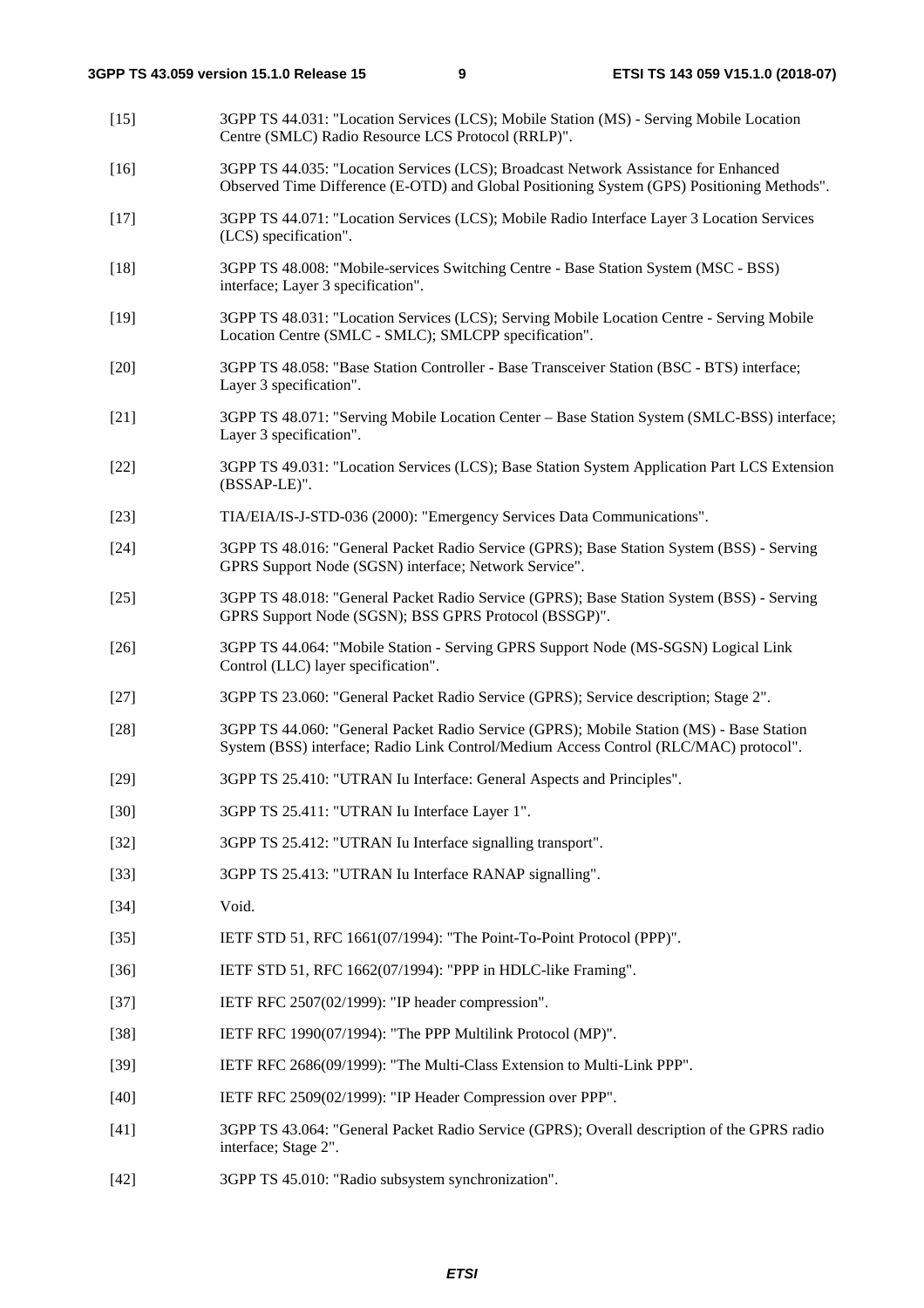[15] 3GPP TS 44.031: "Location Services (LCS); Mobile Station (MS) - Serving Mobile Location Centre (SMLC) Radio Resource LCS Protocol (RRLP)".

[16] 3GPP TS 44.035: "Location Services (LCS); Broadcast Network Assistance for Enhanced Observed Time Difference (E-OTD) and Global Positioning System (GPS) Positioning Methods".

[17] 3GPP TS 44.071: "Location Services (LCS); Mobile Radio Interface Layer 3 Location Services (LCS) specification".

[18] 3GPP TS 48.008: "Mobile-services Switching Centre - Base Station System (MSC - BSS) interface; Layer 3 specification".

[19] 3GPP TS 48.031: "Location Services (LCS); Serving Mobile Location Centre - Serving Mobile Location Centre (SMLC - SMLC); SMLCPP specification".

[20] 3GPP TS 48.058: "Base Station Controller - Base Transceiver Station (BSC - BTS) interface; Layer 3 specification".

[21] 3GPP TS 48.071: "Serving Mobile Location Center – Base Station System (SMLC-BSS) interface; Layer 3 specification".

[22] 3GPP TS 49.031: "Location Services (LCS); Base Station System Application Part LCS Extension (BSSAP-LE)".

[23] TIA/EIA/IS-J-STD-036 (2000): "Emergency Services Data Communications".

[24] 3GPP TS 48.016: "General Packet Radio Service (GPRS); Base Station System (BSS) - Serving GPRS Support Node (SGSN) interface; Network Service".

[25] 3GPP TS 48.018: "General Packet Radio Service (GPRS); Base Station System (BSS) - Serving GPRS Support Node (SGSN); BSS GPRS Protocol (BSSGP)".

[26] 3GPP TS 44.064: "Mobile Station - Serving GPRS Support Node (MS-SGSN) Logical Link Control (LLC) layer specification".

[27] 3GPP TS 23.060: "General Packet Radio Service (GPRS); Service description; Stage 2".

[28] 3GPP TS 44.060: "General Packet Radio Service (GPRS); Mobile Station (MS) - Base Station System (BSS) interface; Radio Link Control/Medium Access Control (RLC/MAC) protocol".

[29] 3GPP TS 25.410: "UTRAN Iu Interface: General Aspects and Principles".

[30] 3GPP TS 25.411: "UTRAN Iu Interface Layer 1".

[32] 3GPP TS 25.412: "UTRAN Iu Interface signalling transport".

[33] 3GPP TS 25.413: "UTRAN Iu Interface RANAP signalling".

[34] Void.

[35] IETF STD 51, RFC 1661(07/1994): "The Point-To-Point Protocol (PPP)".

[36] IETF STD 51, RFC 1662(07/1994): "PPP in HDLC-like Framing".

[37] IETF RFC 2507(02/1999): "IP header compression".

[38] IETF RFC 1990(07/1994): "The PPP Multilink Protocol (MP)".

[39] IETF RFC 2686(09/1999): "The Multi-Class Extension to Multi-Link PPP".

[40] IETF RFC 2509(02/1999): "IP Header Compression over PPP".

[41] 3GPP TS 43.064: "General Packet Radio Service (GPRS); Overall description of the GPRS radio interface; Stage 2".

[42] 3GPP TS 45.010: "Radio subsystem synchronization".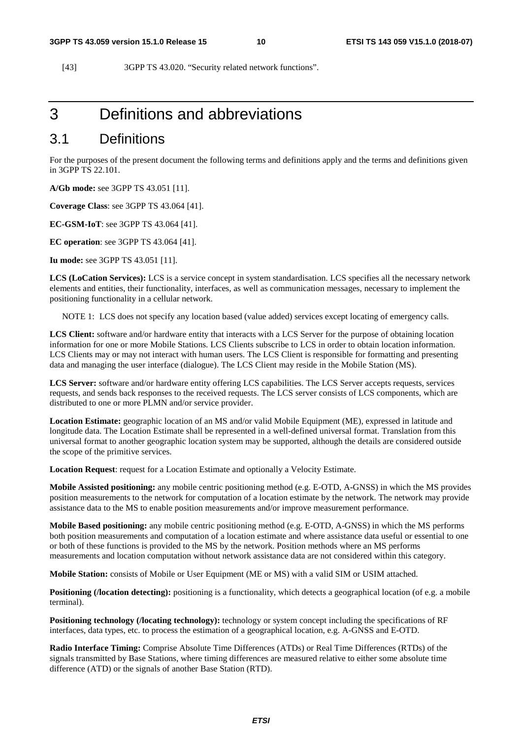[43] 3GPP TS 43.020. "Security related network functions".

# 3 Definitions and abbreviations

## 3.1 Definitions

For the purposes of the present document the following terms and definitions apply and the terms and definitions given in 3GPP TS 22.101.

**A/Gb mode:** see 3GPP TS 43.051 [11].

**Coverage Class**: see 3GPP TS 43.064 [41].

**EC-GSM-IoT**: see 3GPP TS 43.064 [41].

**EC operation**: see 3GPP TS 43.064 [41].

**Iu mode:** see 3GPP TS 43.051 [11].

**LCS (LoCation Services):** LCS is a service concept in system standardisation. LCS specifies all the necessary network elements and entities, their functionality, interfaces, as well as communication messages, necessary to implement the positioning functionality in a cellular network.

NOTE 1: LCS does not specify any location based (value added) services except locating of emergency calls.

**LCS Client:** software and/or hardware entity that interacts with a LCS Server for the purpose of obtaining location information for one or more Mobile Stations. LCS Clients subscribe to LCS in order to obtain location information. LCS Clients may or may not interact with human users. The LCS Client is responsible for formatting and presenting data and managing the user interface (dialogue). The LCS Client may reside in the Mobile Station (MS).

**LCS Server:** software and/or hardware entity offering LCS capabilities. The LCS Server accepts requests, services requests, and sends back responses to the received requests. The LCS server consists of LCS components, which are distributed to one or more PLMN and/or service provider.

**Location Estimate:** geographic location of an MS and/or valid Mobile Equipment (ME), expressed in latitude and longitude data. The Location Estimate shall be represented in a well-defined universal format. Translation from this universal format to another geographic location system may be supported, although the details are considered outside the scope of the primitive services.

**Location Request**: request for a Location Estimate and optionally a Velocity Estimate.

**Mobile Assisted positioning:** any mobile centric positioning method (e.g. E-OTD, A-GNSS) in which the MS provides position measurements to the network for computation of a location estimate by the network. The network may provide assistance data to the MS to enable position measurements and/or improve measurement performance.

**Mobile Based positioning:** any mobile centric positioning method (e.g. E-OTD, A-GNSS) in which the MS performs both position measurements and computation of a location estimate and where assistance data useful or essential to one or both of these functions is provided to the MS by the network. Position methods where an MS performs measurements and location computation without network assistance data are not considered within this category.

**Mobile Station:** consists of Mobile or User Equipment (ME or MS) with a valid SIM or USIM attached.

**Positioning (/location detecting):** positioning is a functionality, which detects a geographical location (of e.g. a mobile terminal).

**Positioning technology (/locating technology):** technology or system concept including the specifications of RF interfaces, data types, etc. to process the estimation of a geographical location, e.g. A-GNSS and E-OTD.

**Radio Interface Timing:** Comprise Absolute Time Differences (ATDs) or Real Time Differences (RTDs) of the signals transmitted by Base Stations, where timing differences are measured relative to either some absolute time difference (ATD) or the signals of another Base Station (RTD).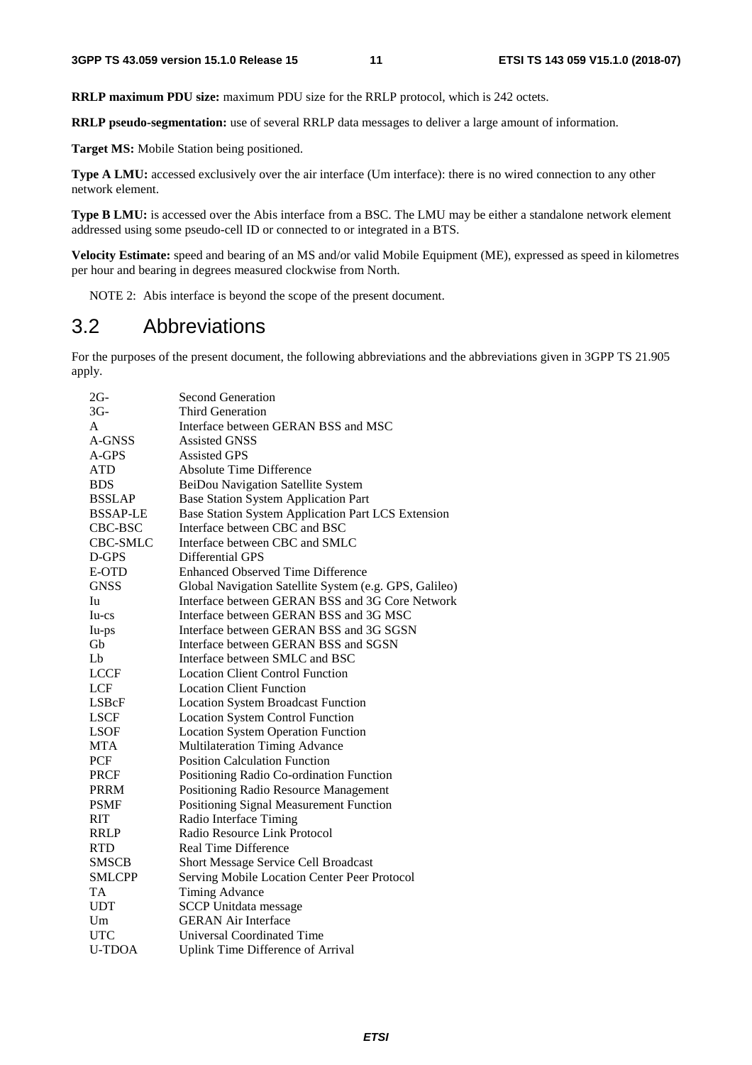**RRLP maximum PDU size:** maximum PDU size for the RRLP protocol, which is 242 octets.

**RRLP pseudo-segmentation:** use of several RRLP data messages to deliver a large amount of information.

**Target MS:** Mobile Station being positioned.

**Type A LMU:** accessed exclusively over the air interface (Um interface): there is no wired connection to any other network element.

**Type B LMU:** is accessed over the Abis interface from a BSC. The LMU may be either a standalone network element addressed using some pseudo-cell ID or connected to or integrated in a BTS.

**Velocity Estimate:** speed and bearing of an MS and/or valid Mobile Equipment (ME), expressed as speed in kilometres per hour and bearing in degrees measured clockwise from North.

NOTE 2: Abis interface is beyond the scope of the present document.

## 3.2 Abbreviations

For the purposes of the present document, the following abbreviations and the abbreviations given in 3GPP TS 21.905 apply.

| | |
|---|---|
| 2G- | Second Generation |
| 3G- | Third Generation |
| A | Interface between GERAN BSS and MSC |
| A-GNSS | Assisted GNSS |
| A-GPS | Assisted GPS |
| ATD | Absolute Time Difference |
| BDS | BeiDou Navigation Satellite System |
| BSSLAP | Base Station System Application Part |
| BSSAP-LE | Base Station System Application Part LCS Extension |
| CBC-BSC | Interface between CBC and BSC |
| CBC-SMLC | Interface between CBC and SMLC |
| D-GPS | Differential GPS |
| E-OTD | Enhanced Observed Time Difference |
| GNSS | Global Navigation Satellite System (e.g. GPS, Galileo) |
| Iu | Interface between GERAN BSS and 3G Core Network |
| Iu-cs | Interface between GERAN BSS and 3G MSC |
| Iu-ps | Interface between GERAN BSS and 3G SGSN |
| Gb | Interface between GERAN BSS and SGSN |
| Lb | Interface between SMLC and BSC |
| LCCF | Location Client Control Function |
| LCF | Location Client Function |
| LSBcF | Location System Broadcast Function |
| LSCF | Location System Control Function |
| LSOF | Location System Operation Function |
| MTA | Multilateration Timing Advance |
| PCF | Position Calculation Function |
| PRCF | Positioning Radio Co-ordination Function |
| PRRM | Positioning Radio Resource Management |
| PSMF | Positioning Signal Measurement Function |
| RIT | Radio Interface Timing |
| RRLP | Radio Resource Link Protocol |
| RTD | Real Time Difference |
| SMSCB | Short Message Service Cell Broadcast |
| SMLCPP | Serving Mobile Location Center Peer Protocol |
| TA | Timing Advance |
| UDT | SCCP Unitdata message |
| Um | GERAN Air Interface |
| UTC | Universal Coordinated Time |
| U-TDOA | Uplink Time Difference of Arrival |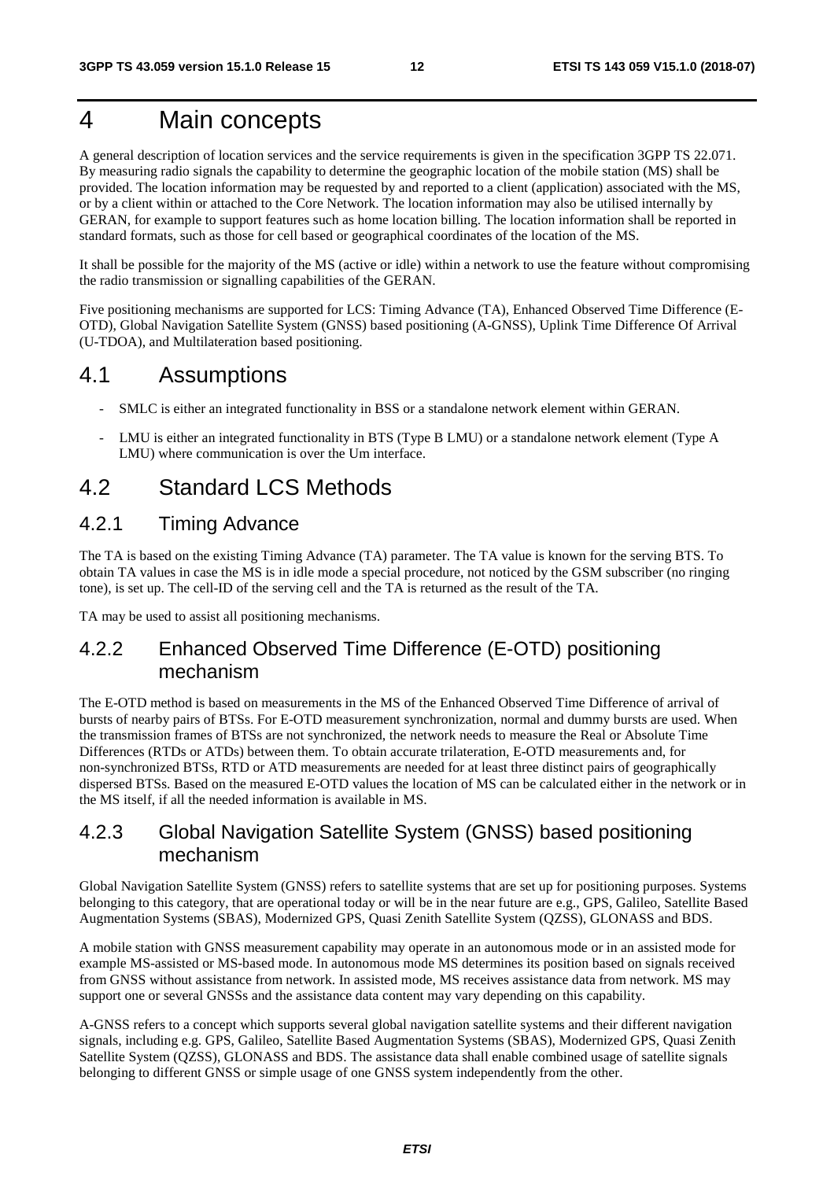# 4 Main concepts

A general description of location services and the service requirements is given in the specification 3GPP TS 22.071. By measuring radio signals the capability to determine the geographic location of the mobile station (MS) shall be provided. The location information may be requested by and reported to a client (application) associated with the MS, or by a client within or attached to the Core Network. The location information may also be utilised internally by GERAN, for example to support features such as home location billing. The location information shall be reported in standard formats, such as those for cell based or geographical coordinates of the location of the MS.

It shall be possible for the majority of the MS (active or idle) within a network to use the feature without compromising the radio transmission or signalling capabilities of the GERAN.

Five positioning mechanisms are supported for LCS: Timing Advance (TA), Enhanced Observed Time Difference (E-OTD), Global Navigation Satellite System (GNSS) based positioning (A-GNSS), Uplink Time Difference Of Arrival (U-TDOA), and Multilateration based positioning.

## 4.1 Assumptions

- SMLC is either an integrated functionality in BSS or a standalone network element within GERAN.
- LMU is either an integrated functionality in BTS (Type B LMU) or a standalone network element (Type A LMU) where communication is over the Um interface.

## 4.2 Standard LCS Methods

### 4.2.1 Timing Advance

The TA is based on the existing Timing Advance (TA) parameter. The TA value is known for the serving BTS. To obtain TA values in case the MS is in idle mode a special procedure, not noticed by the GSM subscriber (no ringing tone), is set up. The cell-ID of the serving cell and the TA is returned as the result of the TA.

TA may be used to assist all positioning mechanisms.

### 4.2.2 Enhanced Observed Time Difference (E-OTD) positioning mechanism

The E-OTD method is based on measurements in the MS of the Enhanced Observed Time Difference of arrival of bursts of nearby pairs of BTSs. For E-OTD measurement synchronization, normal and dummy bursts are used. When the transmission frames of BTSs are not synchronized, the network needs to measure the Real or Absolute Time Differences (RTDs or ATDs) between them. To obtain accurate trilateration, E-OTD measurements and, for non-synchronized BTSs, RTD or ATD measurements are needed for at least three distinct pairs of geographically dispersed BTSs. Based on the measured E-OTD values the location of MS can be calculated either in the network or in the MS itself, if all the needed information is available in MS.

### 4.2.3 Global Navigation Satellite System (GNSS) based positioning mechanism

Global Navigation Satellite System (GNSS) refers to satellite systems that are set up for positioning purposes. Systems belonging to this category, that are operational today or will be in the near future are e.g., GPS, Galileo, Satellite Based Augmentation Systems (SBAS), Modernized GPS, Quasi Zenith Satellite System (QZSS), GLONASS and BDS.

A mobile station with GNSS measurement capability may operate in an autonomous mode or in an assisted mode for example MS-assisted or MS-based mode. In autonomous mode MS determines its position based on signals received from GNSS without assistance from network. In assisted mode, MS receives assistance data from network. MS may support one or several GNSSs and the assistance data content may vary depending on this capability.

A-GNSS refers to a concept which supports several global navigation satellite systems and their different navigation signals, including e.g. GPS, Galileo, Satellite Based Augmentation Systems (SBAS), Modernized GPS, Quasi Zenith Satellite System (QZSS), GLONASS and BDS. The assistance data shall enable combined usage of satellite signals belonging to different GNSS or simple usage of one GNSS system independently from the other.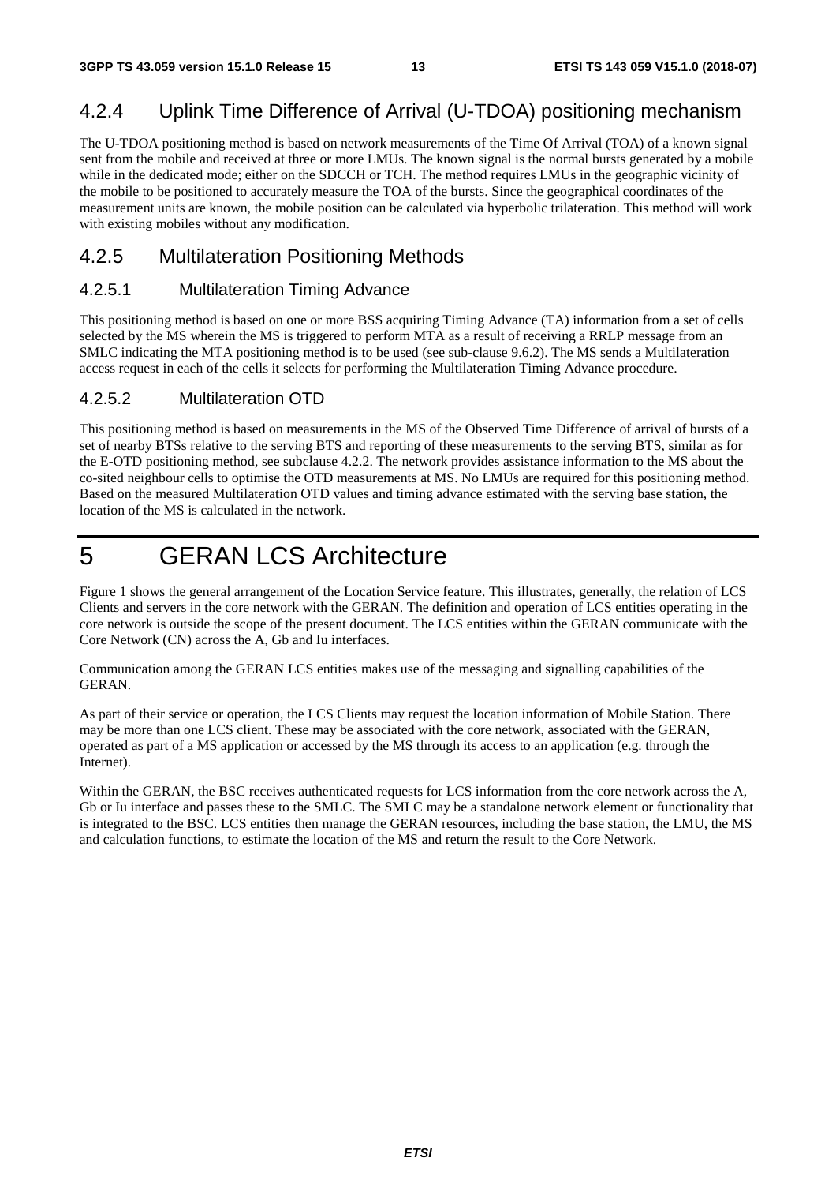### 4.2.4 Uplink Time Difference of Arrival (U-TDOA) positioning mechanism

The U-TDOA positioning method is based on network measurements of the Time Of Arrival (TOA) of a known signal sent from the mobile and received at three or more LMUs. The known signal is the normal bursts generated by a mobile while in the dedicated mode; either on the SDCCH or TCH. The method requires LMUs in the geographic vicinity of the mobile to be positioned to accurately measure the TOA of the bursts. Since the geographical coordinates of the measurement units are known, the mobile position can be calculated via hyperbolic trilateration. This method will work with existing mobiles without any modification.

### 4.2.5 Multilateration Positioning Methods

#### 4.2.5.1 Multilateration Timing Advance

This positioning method is based on one or more BSS acquiring Timing Advance (TA) information from a set of cells selected by the MS wherein the MS is triggered to perform MTA as a result of receiving a RRLP message from an SMLC indicating the MTA positioning method is to be used (see sub-clause 9.6.2). The MS sends a Multilateration access request in each of the cells it selects for performing the Multilateration Timing Advance procedure.

#### 4.2.5.2 Multilateration OTD

This positioning method is based on measurements in the MS of the Observed Time Difference of arrival of bursts of a set of nearby BTSs relative to the serving BTS and reporting of these measurements to the serving BTS, similar as for the E-OTD positioning method, see subclause 4.2.2. The network provides assistance information to the MS about the co-sited neighbour cells to optimise the OTD measurements at MS. No LMUs are required for this positioning method. Based on the measured Multilateration OTD values and timing advance estimated with the serving base station, the location of the MS is calculated in the network.

# 5 GERAN LCS Architecture

Figure 1 shows the general arrangement of the Location Service feature. This illustrates, generally, the relation of LCS Clients and servers in the core network with the GERAN. The definition and operation of LCS entities operating in the core network is outside the scope of the present document. The LCS entities within the GERAN communicate with the Core Network (CN) across the A, Gb and Iu interfaces.

Communication among the GERAN LCS entities makes use of the messaging and signalling capabilities of the GERAN.

As part of their service or operation, the LCS Clients may request the location information of Mobile Station. There may be more than one LCS client. These may be associated with the core network, associated with the GERAN, operated as part of a MS application or accessed by the MS through its access to an application (e.g. through the Internet).

Within the GERAN, the BSC receives authenticated requests for LCS information from the core network across the A, Gb or Iu interface and passes these to the SMLC. The SMLC may be a standalone network element or functionality that is integrated to the BSC. LCS entities then manage the GERAN resources, including the base station, the LMU, the MS and calculation functions, to estimate the location of the MS and return the result to the Core Network.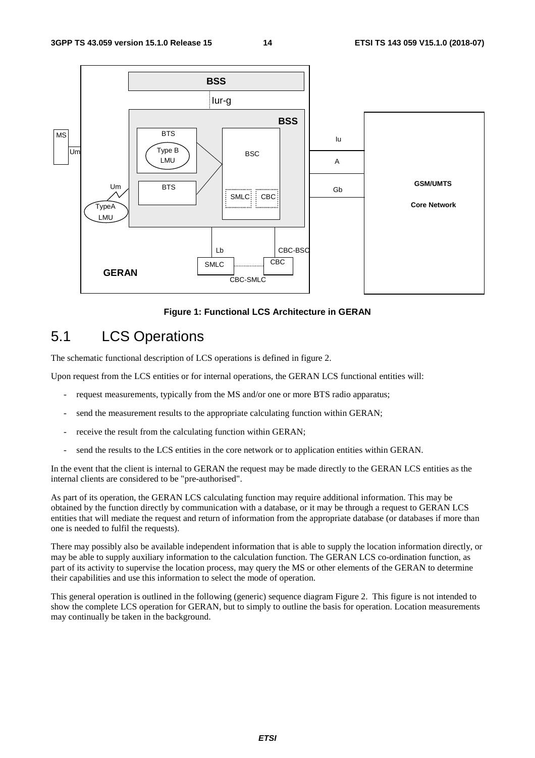Figure 1: Functional LCS Architecture in GERAN

## 5.1 LCS Operations

The schematic functional description of LCS operations is defined in figure 2.

Upon request from the LCS entities or for internal operations, the GERAN LCS functional entities will:

- request measurements, typically from the MS and/or one or more BTS radio apparatus;
- send the measurement results to the appropriate calculating function within GERAN;
- receive the result from the calculating function within GERAN;
- send the results to the LCS entities in the core network or to application entities within GERAN.

In the event that the client is internal to GERAN the request may be made directly to the GERAN LCS entities as the internal clients are considered to be "pre-authorised".

As part of its operation, the GERAN LCS calculating function may require additional information. This may be obtained by the function directly by communication with a database, or it may be through a request to GERAN LCS entities that will mediate the request and return of information from the appropriate database (or databases if more than one is needed to fulfil the requests).

There may possibly also be available independent information that is able to supply the location information directly, or may be able to supply auxiliary information to the calculation function. The GERAN LCS co-ordination function, as part of its activity to supervise the location process, may query the MS or other elements of the GERAN to determine their capabilities and use this information to select the mode of operation.

This general operation is outlined in the following (generic) sequence diagram Figure 2. This figure is not intended to show the complete LCS operation for GERAN, but to simply to outline the basis for operation. Location measurements may continually be taken in the background.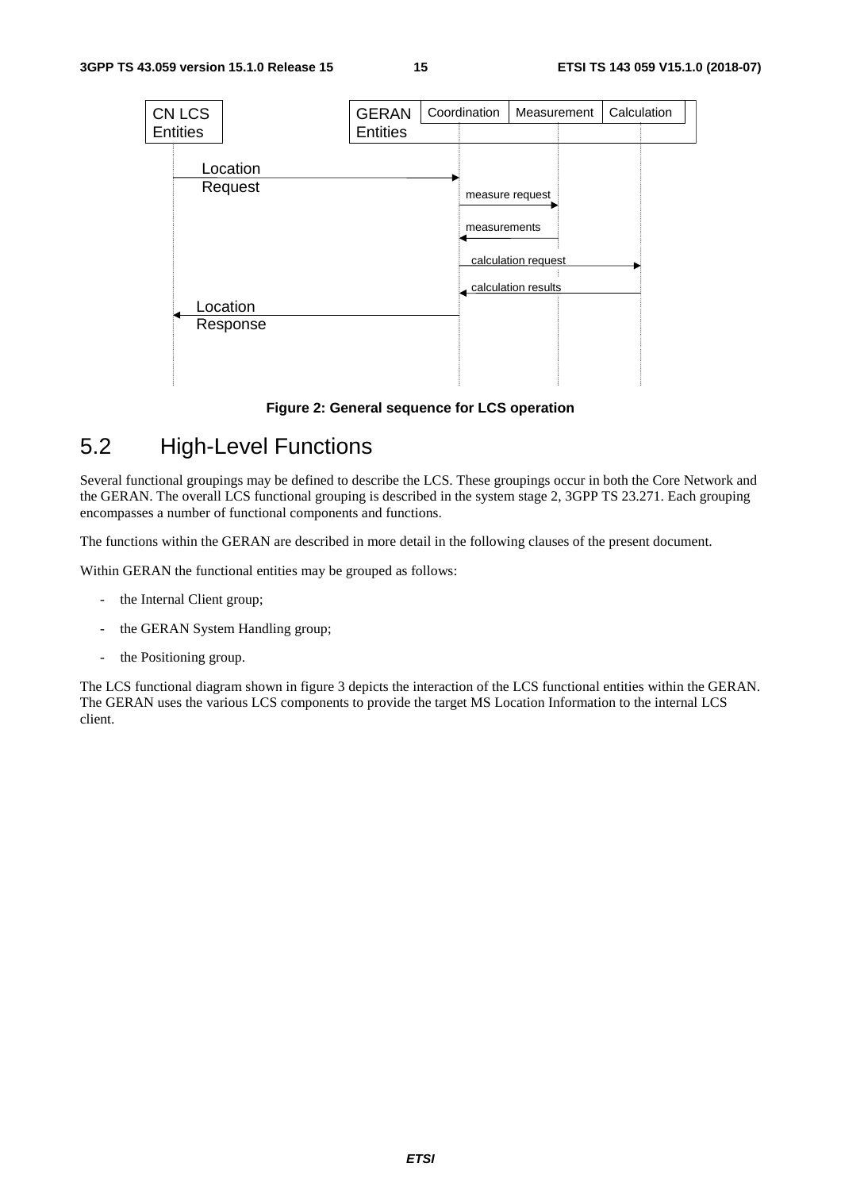CN LCS Entities

GERAN Entities

Coordination

Measurement

Calculation

Location Request

measure request

measurements

calculation request

calculation results

Location Response

**Figure 2: General sequence for LCS operation**

## 5.2 High-Level Functions

Several functional groupings may be defined to describe the LCS. These groupings occur in both the Core Network and the GERAN. The overall LCS functional grouping is described in the system stage 2, 3GPP TS 23.271. Each grouping encompasses a number of functional components and functions.

The functions within the GERAN are described in more detail in the following clauses of the present document.

Within GERAN the functional entities may be grouped as follows:

- the Internal Client group;
- the GERAN System Handling group;
- the Positioning group.

The LCS functional diagram shown in figure 3 depicts the interaction of the LCS functional entities within the GERAN. The GERAN uses the various LCS components to provide the target MS Location Information to the internal LCS client.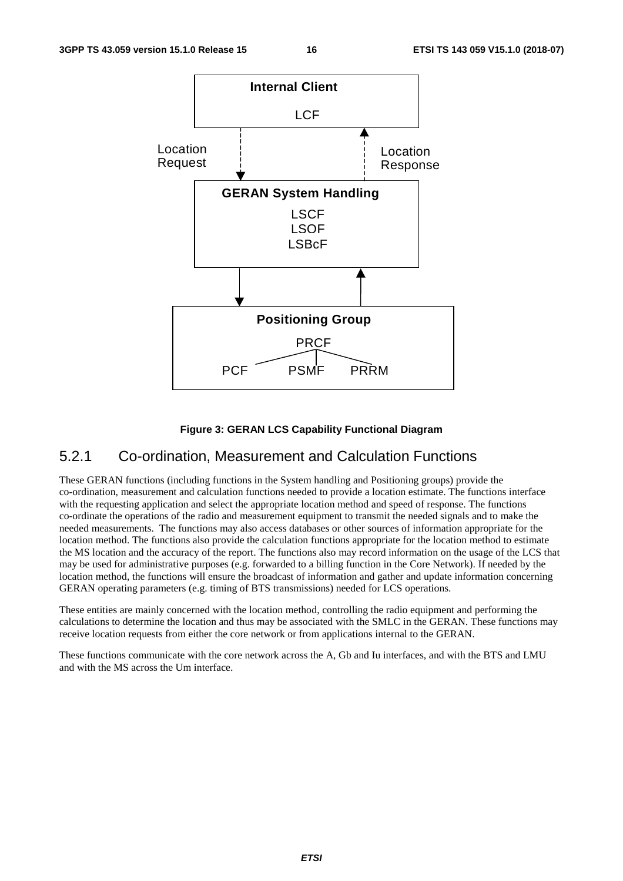Internal Client

LCF

Location Request

Location Response

GERAN System Handling

LSCF
LSOF
LSBcF

Positioning Group

PRCF

PCF PSMF PRRM

**Figure 3: GERAN LCS Capability Functional Diagram**

### 5.2.1 Co-ordination, Measurement and Calculation Functions

These GERAN functions (including functions in the System handling and Positioning groups) provide the co-ordination, measurement and calculation functions needed to provide a location estimate. The functions interface with the requesting application and select the appropriate location method and speed of response. The functions co-ordinate the operations of the radio and measurement equipment to transmit the needed signals and to make the needed measurements. The functions may also access databases or other sources of information appropriate for the location method. The functions also provide the calculation functions appropriate for the location method to estimate the MS location and the accuracy of the report. The functions also may record information on the usage of the LCS that may be used for administrative purposes (e.g. forwarded to a billing function in the Core Network). If needed by the location method, the functions will ensure the broadcast of information and gather and update information concerning GERAN operating parameters (e.g. timing of BTS transmissions) needed for LCS operations.

These entities are mainly concerned with the location method, controlling the radio equipment and performing the calculations to determine the location and thus may be associated with the SMLC in the GERAN. These functions may receive location requests from either the core network or from applications internal to the GERAN.

These functions communicate with the core network across the A, Gb and Iu interfaces, and with the BTS and LMU and with the MS across the Um interface.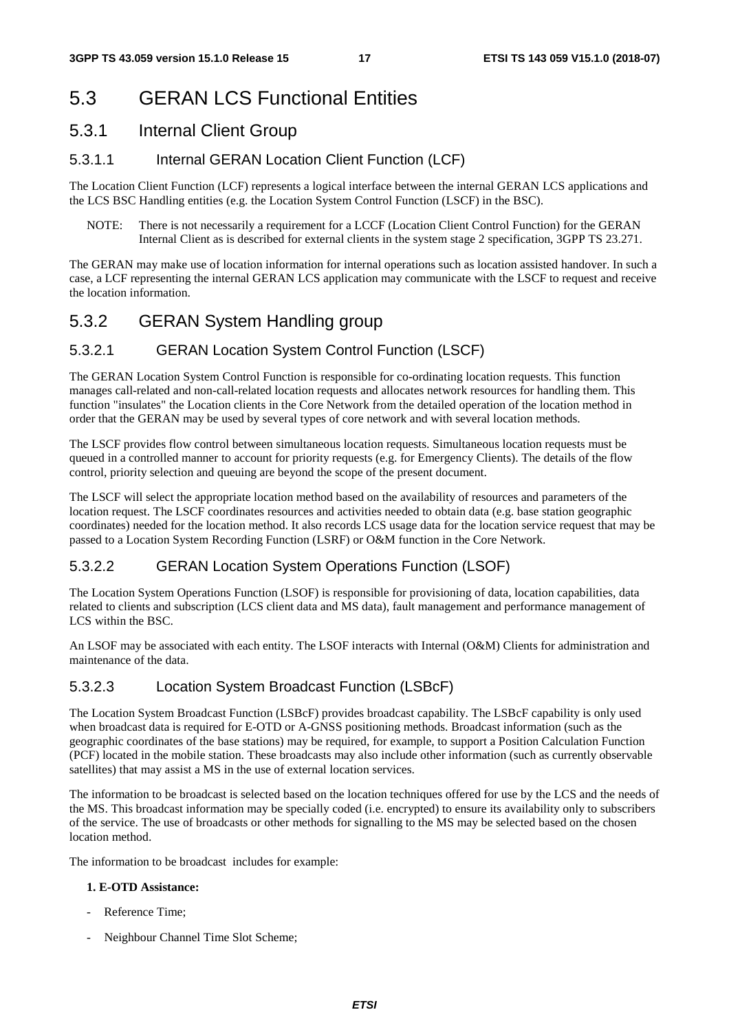# 5.3 GERAN LCS Functional Entities

## 5.3.1 Internal Client Group

### 5.3.1.1 Internal GERAN Location Client Function (LCF)

The Location Client Function (LCF) represents a logical interface between the internal GERAN LCS applications and the LCS BSC Handling entities (e.g. the Location System Control Function (LSCF) in the BSC).

NOTE: There is not necessarily a requirement for a LCCF (Location Client Control Function) for the GERAN Internal Client as is described for external clients in the system stage 2 specification, 3GPP TS 23.271.

The GERAN may make use of location information for internal operations such as location assisted handover. In such a case, a LCF representing the internal GERAN LCS application may communicate with the LSCF to request and receive the location information.

## 5.3.2 GERAN System Handling group

### 5.3.2.1 GERAN Location System Control Function (LSCF)

The GERAN Location System Control Function is responsible for co-ordinating location requests. This function manages call-related and non-call-related location requests and allocates network resources for handling them. This function "insulates" the Location clients in the Core Network from the detailed operation of the location method in order that the GERAN may be used by several types of core network and with several location methods.

The LSCF provides flow control between simultaneous location requests. Simultaneous location requests must be queued in a controlled manner to account for priority requests (e.g. for Emergency Clients). The details of the flow control, priority selection and queuing are beyond the scope of the present document.

The LSCF will select the appropriate location method based on the availability of resources and parameters of the location request. The LSCF coordinates resources and activities needed to obtain data (e.g. base station geographic coordinates) needed for the location method. It also records LCS usage data for the location service request that may be passed to a Location System Recording Function (LSRF) or O&M function in the Core Network.

### 5.3.2.2 GERAN Location System Operations Function (LSOF)

The Location System Operations Function (LSOF) is responsible for provisioning of data, location capabilities, data related to clients and subscription (LCS client data and MS data), fault management and performance management of LCS within the BSC.

An LSOF may be associated with each entity. The LSOF interacts with Internal (O&M) Clients for administration and maintenance of the data.

### 5.3.2.3 Location System Broadcast Function (LSBcF)

The Location System Broadcast Function (LSBcF) provides broadcast capability. The LSBcF capability is only used when broadcast data is required for E-OTD or A-GNSS positioning methods. Broadcast information (such as the geographic coordinates of the base stations) may be required, for example, to support a Position Calculation Function (PCF) located in the mobile station. These broadcasts may also include other information (such as currently observable satellites) that may assist a MS in the use of external location services.

The information to be broadcast is selected based on the location techniques offered for use by the LCS and the needs of the MS. This broadcast information may be specially coded (i.e. encrypted) to ensure its availability only to subscribers of the service. The use of broadcasts or other methods for signalling to the MS may be selected based on the chosen location method.

The information to be broadcast includes for example:

**1. E-OTD Assistance:**

- Reference Time;
- Neighbour Channel Time Slot Scheme;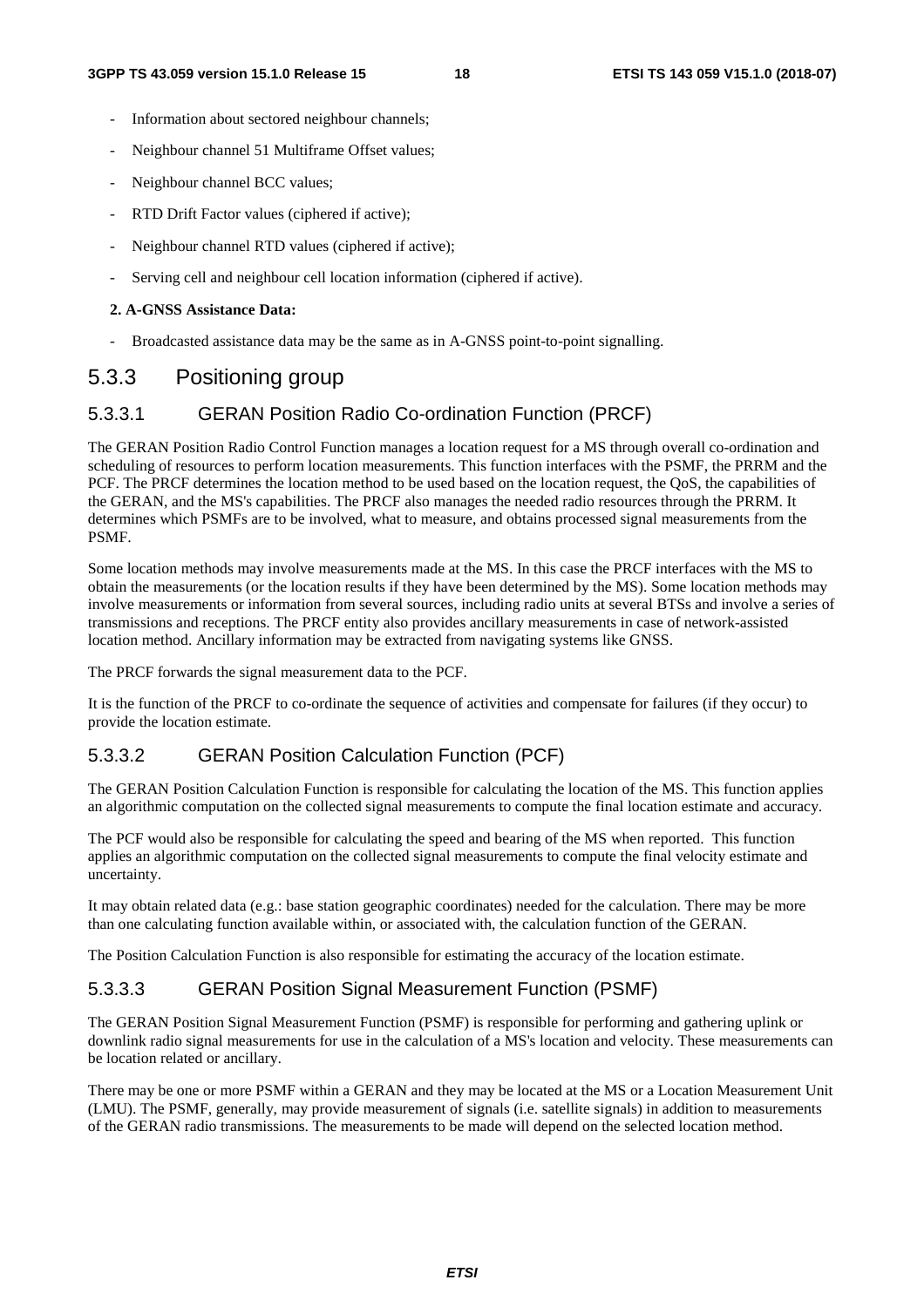- Information about sectored neighbour channels;
- Neighbour channel 51 Multiframe Offset values;
- Neighbour channel BCC values;
- RTD Drift Factor values (ciphered if active);
- Neighbour channel RTD values (ciphered if active);
- Serving cell and neighbour cell location information (ciphered if active).

**2. A-GNSS Assistance Data:**

- Broadcasted assistance data may be the same as in A-GNSS point-to-point signalling.

## 5.3.3 Positioning group

### 5.3.3.1 GERAN Position Radio Co-ordination Function (PRCF)

The GERAN Position Radio Control Function manages a location request for a MS through overall co-ordination and scheduling of resources to perform location measurements. This function interfaces with the PSMF, the PRRM and the PCF. The PRCF determines the location method to be used based on the location request, the QoS, the capabilities of the GERAN, and the MS's capabilities. The PRCF also manages the needed radio resources through the PRRM. It determines which PSMFs are to be involved, what to measure, and obtains processed signal measurements from the PSMF.

Some location methods may involve measurements made at the MS. In this case the PRCF interfaces with the MS to obtain the measurements (or the location results if they have been determined by the MS). Some location methods may involve measurements or information from several sources, including radio units at several BTSs and involve a series of transmissions and receptions. The PRCF entity also provides ancillary measurements in case of network-assisted location method. Ancillary information may be extracted from navigating systems like GNSS.

The PRCF forwards the signal measurement data to the PCF.

It is the function of the PRCF to co-ordinate the sequence of activities and compensate for failures (if they occur) to provide the location estimate.

### 5.3.3.2 GERAN Position Calculation Function (PCF)

The GERAN Position Calculation Function is responsible for calculating the location of the MS. This function applies an algorithmic computation on the collected signal measurements to compute the final location estimate and accuracy.

The PCF would also be responsible for calculating the speed and bearing of the MS when reported. This function applies an algorithmic computation on the collected signal measurements to compute the final velocity estimate and uncertainty.

It may obtain related data (e.g.: base station geographic coordinates) needed for the calculation. There may be more than one calculating function available within, or associated with, the calculation function of the GERAN.

The Position Calculation Function is also responsible for estimating the accuracy of the location estimate.

### 5.3.3.3 GERAN Position Signal Measurement Function (PSMF)

The GERAN Position Signal Measurement Function (PSMF) is responsible for performing and gathering uplink or downlink radio signal measurements for use in the calculation of a MS's location and velocity. These measurements can be location related or ancillary.

There may be one or more PSMF within a GERAN and they may be located at the MS or a Location Measurement Unit (LMU). The PSMF, generally, may provide measurement of signals (i.e. satellite signals) in addition to measurements of the GERAN radio transmissions. The measurements to be made will depend on the selected location method.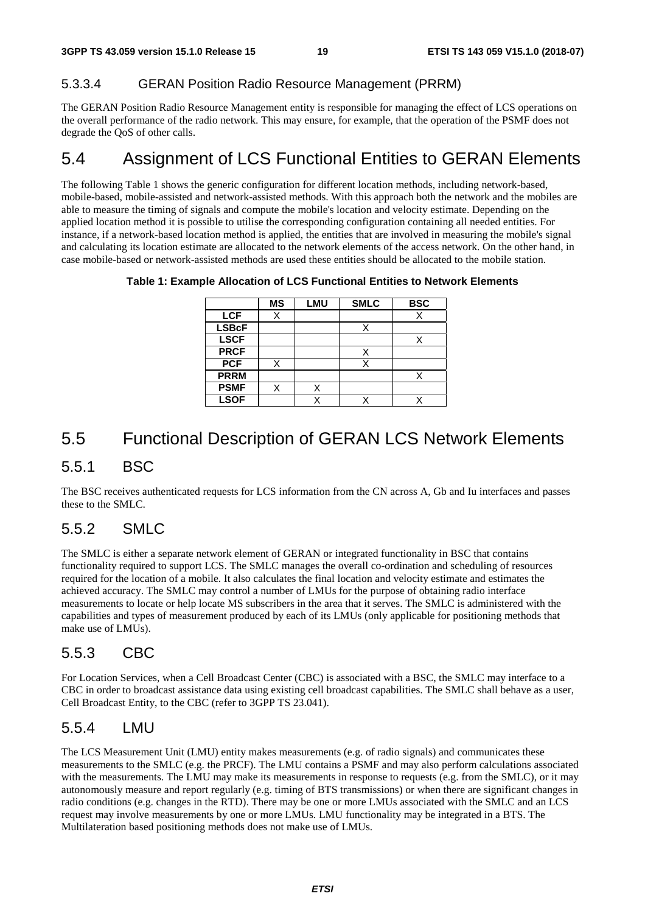#### 5.3.3.4 GERAN Position Radio Resource Management (PRRM)

The GERAN Position Radio Resource Management entity is responsible for managing the effect of LCS operations on the overall performance of the radio network. This may ensure, for example, that the operation of the PSMF does not degrade the QoS of other calls.

## 5.4 Assignment of LCS Functional Entities to GERAN Elements

The following Table 1 shows the generic configuration for different location methods, including network-based, mobile-based, mobile-assisted and network-assisted methods. With this approach both the network and the mobiles are able to measure the timing of signals and compute the mobile's location and velocity estimate. Depending on the applied location method it is possible to utilise the corresponding configuration containing all needed entities. For instance, if a network-based location method is applied, the entities that are involved in measuring the mobile's signal and calculating its location estimate are allocated to the network elements of the access network. On the other hand, in case mobile-based or network-assisted methods are used these entities should be allocated to the mobile station.

**Table 1: Example Allocation of LCS Functional Entities to Network Elements**

| | MS | LMU | SMLC | BSC |
|---|---|---|---|---|
| **LCF** | X | | | X |
| **LSBcF** | | | X | |
| **LSCF** | | | | X |
| **PRCF** | | | X | |
| **PCF** | X | | X | |
| **PRRM** | | | | X |
| **PSMF** | X | X | | |
| **LSOF** | | X | X | X |

## 5.5 Functional Description of GERAN LCS Network Elements

### 5.5.1 BSC

The BSC receives authenticated requests for LCS information from the CN across A, Gb and Iu interfaces and passes these to the SMLC.

### 5.5.2 SMLC

The SMLC is either a separate network element of GERAN or integrated functionality in BSC that contains functionality required to support LCS. The SMLC manages the overall co-ordination and scheduling of resources required for the location of a mobile. It also calculates the final location and velocity estimate and estimates the achieved accuracy. The SMLC may control a number of LMUs for the purpose of obtaining radio interface measurements to locate or help locate MS subscribers in the area that it serves. The SMLC is administered with the capabilities and types of measurement produced by each of its LMUs (only applicable for positioning methods that make use of LMUs).

### 5.5.3 CBC

For Location Services, when a Cell Broadcast Center (CBC) is associated with a BSC, the SMLC may interface to a CBC in order to broadcast assistance data using existing cell broadcast capabilities. The SMLC shall behave as a user, Cell Broadcast Entity, to the CBC (refer to 3GPP TS 23.041).

### 5.5.4 LMU

The LCS Measurement Unit (LMU) entity makes measurements (e.g. of radio signals) and communicates these measurements to the SMLC (e.g. the PRCF). The LMU contains a PSMF and may also perform calculations associated with the measurements. The LMU may make its measurements in response to requests (e.g. from the SMLC), or it may autonomously measure and report regularly (e.g. timing of BTS transmissions) or when there are significant changes in radio conditions (e.g. changes in the RTD). There may be one or more LMUs associated with the SMLC and an LCS request may involve measurements by one or more LMUs. LMU functionality may be integrated in a BTS. The Multilateration based positioning methods does not make use of LMUs.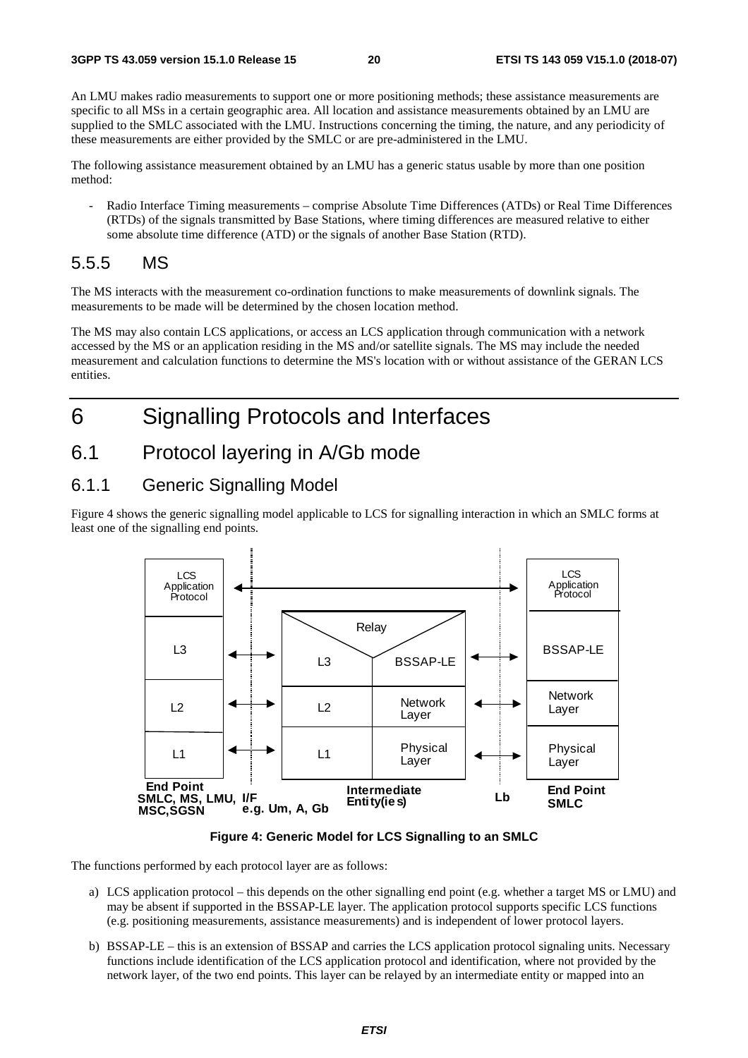An LMU makes radio measurements to support one or more positioning methods; these assistance measurements are specific to all MSs in a certain geographic area. All location and assistance measurements obtained by an LMU are supplied to the SMLC associated with the LMU. Instructions concerning the timing, the nature, and any periodicity of these measurements are either provided by the SMLC or are pre-administered in the LMU.

The following assistance measurement obtained by an LMU has a generic status usable by more than one position method:

- Radio Interface Timing measurements – comprise Absolute Time Differences (ATDs) or Real Time Differences (RTDs) of the signals transmitted by Base Stations, where timing differences are measured relative to either some absolute time difference (ATD) or the signals of another Base Station (RTD).

### 5.5.5 MS

The MS interacts with the measurement co-ordination functions to make measurements of downlink signals. The measurements to be made will be determined by the chosen location method.

The MS may also contain LCS applications, or access an LCS application through communication with a network accessed by the MS or an application residing in the MS and/or satellite signals. The MS may include the needed measurement and calculation functions to determine the MS's location with or without assistance of the GERAN LCS entities.

# 6 Signalling Protocols and Interfaces

## 6.1 Protocol layering in A/Gb mode

### 6.1.1 Generic Signalling Model

Figure 4 shows the generic signalling model applicable to LCS for signalling interaction in which an SMLC forms at least one of the signalling end points.

**Figure 4: Generic Model for LCS Signalling to an SMLC**

The functions performed by each protocol layer are as follows:

a) LCS application protocol – this depends on the other signalling end point (e.g. whether a target MS or LMU) and may be absent if supported in the BSSAP-LE layer. The application protocol supports specific LCS functions (e.g. positioning measurements, assistance measurements) and is independent of lower protocol layers.

b) BSSAP-LE – this is an extension of BSSAP and carries the LCS application protocol signaling units. Necessary functions include identification of the LCS application protocol and identification, where not provided by the network layer, of the two end points. This layer can be relayed by an intermediate entity or mapped into an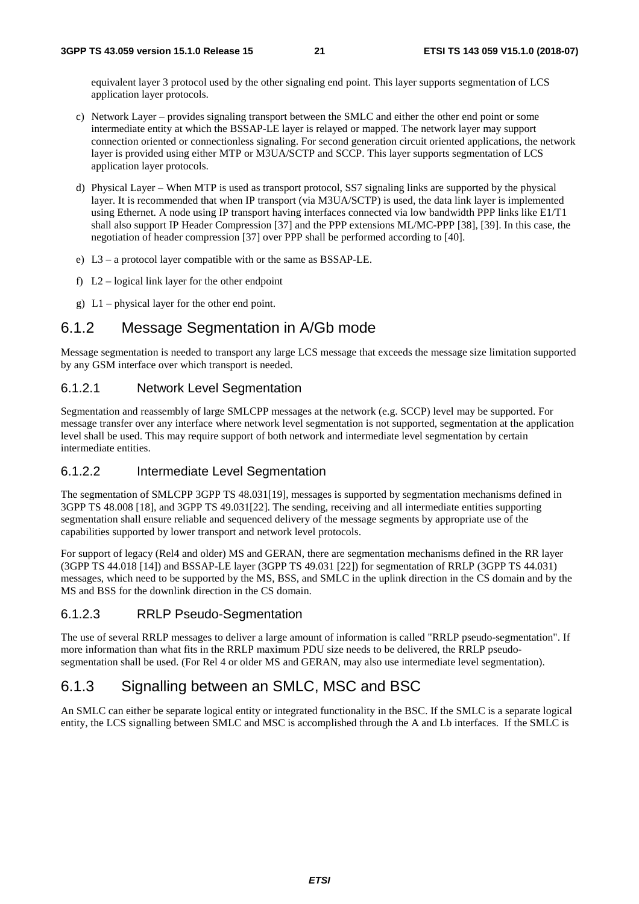equivalent layer 3 protocol used by the other signaling end point. This layer supports segmentation of LCS application layer protocols.

c) Network Layer – provides signaling transport between the SMLC and either the other end point or some intermediate entity at which the BSSAP-LE layer is relayed or mapped. The network layer may support connection oriented or connectionless signaling. For second generation circuit oriented applications, the network layer is provided using either MTP or M3UA/SCTP and SCCP. This layer supports segmentation of LCS application layer protocols.

d) Physical Layer – When MTP is used as transport protocol, SS7 signaling links are supported by the physical layer. It is recommended that when IP transport (via M3UA/SCTP) is used, the data link layer is implemented using Ethernet. A node using IP transport having interfaces connected via low bandwidth PPP links like E1/T1 shall also support IP Header Compression [37] and the PPP extensions ML/MC-PPP [38], [39]. In this case, the negotiation of header compression [37] over PPP shall be performed according to [40].

e) L3 – a protocol layer compatible with or the same as BSSAP-LE.

f) L2 – logical link layer for the other endpoint

g) L1 – physical layer for the other end point.

## 6.1.2 Message Segmentation in A/Gb mode

Message segmentation is needed to transport any large LCS message that exceeds the message size limitation supported by any GSM interface over which transport is needed.

### 6.1.2.1 Network Level Segmentation

Segmentation and reassembly of large SMLCPP messages at the network (e.g. SCCP) level may be supported. For message transfer over any interface where network level segmentation is not supported, segmentation at the application level shall be used. This may require support of both network and intermediate level segmentation by certain intermediate entities.

### 6.1.2.2 Intermediate Level Segmentation

The segmentation of SMLCPP 3GPP TS 48.031[19], messages is supported by segmentation mechanisms defined in 3GPP TS 48.008 [18], and 3GPP TS 49.031[22]. The sending, receiving and all intermediate entities supporting segmentation shall ensure reliable and sequenced delivery of the message segments by appropriate use of the capabilities supported by lower transport and network level protocols.

For support of legacy (Rel4 and older) MS and GERAN, there are segmentation mechanisms defined in the RR layer (3GPP TS 44.018 [14]) and BSSAP-LE layer (3GPP TS 49.031 [22]) for segmentation of RRLP (3GPP TS 44.031) messages, which need to be supported by the MS, BSS, and SMLC in the uplink direction in the CS domain and by the MS and BSS for the downlink direction in the CS domain.

### 6.1.2.3 RRLP Pseudo-Segmentation

The use of several RRLP messages to deliver a large amount of information is called "RRLP pseudo-segmentation". If more information than what fits in the RRLP maximum PDU size needs to be delivered, the RRLP pseudo-segmentation shall be used. (For Rel 4 or older MS and GERAN, may also use intermediate level segmentation).

## 6.1.3 Signalling between an SMLC, MSC and BSC

An SMLC can either be separate logical entity or integrated functionality in the BSC. If the SMLC is a separate logical entity, the LCS signalling between SMLC and MSC is accomplished through the A and Lb interfaces. If the SMLC is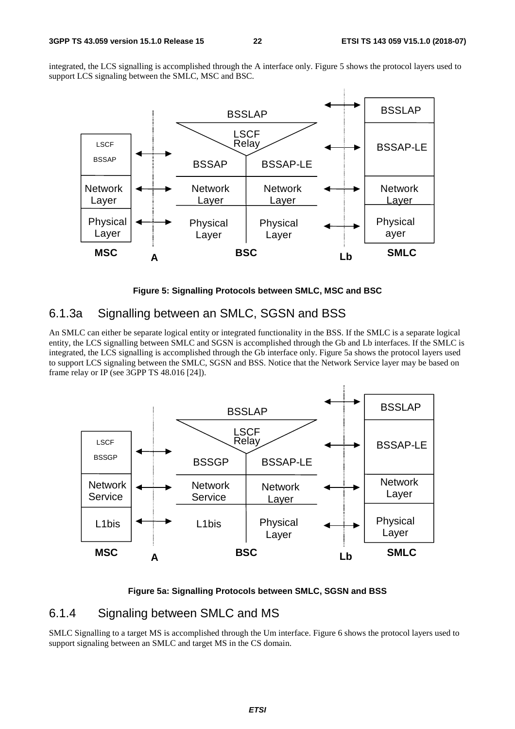integrated, the LCS signalling is accomplished through the A interface only. Figure 5 shows the protocol layers used to support LCS signaling between the SMLC, MSC and BSC.

MSC: LSCF BSSAP | Network Layer | Physical Layer

A

BSC: BSSLAP | LSCF Relay | BSSAP | BSSAP-LE | Network Layer | Network Layer | Physical Layer | Physical Layer

Lb

SMLC: BSSLAP | BSSAP-LE | Network Layer | Physical ayer

**Figure 5: Signalling Protocols between SMLC, MSC and BSC**

## 6.1.3a Signalling between an SMLC, SGSN and BSS

An SMLC can either be separate logical entity or integrated functionality in the BSS. If the SMLC is a separate logical entity, the LCS signalling between SMLC and SGSN is accomplished through the Gb and Lb interfaces. If the SMLC is integrated, the LCS signalling is accomplished through the Gb interface only. Figure 5a shows the protocol layers used to support LCS signaling between the SMLC, SGSN and BSS. Notice that the Network Service layer may be based on frame relay or IP (see 3GPP TS 48.016 [24]).

MSC: LSCF BSSGP | Network Service | L1bis

A

BSC: BSSLAP | LSCF Relay | BSSGP | BSSAP-LE | Network Service | Network Layer | L1bis | Physical Layer

Lb

SMLC: BSSLAP | BSSAP-LE | Network Layer | Physical Layer

**Figure 5a: Signalling Protocols between SMLC, SGSN and BSS**

## 6.1.4 Signaling between SMLC and MS

SMLC Signalling to a target MS is accomplished through the Um interface. Figure 6 shows the protocol layers used to support signaling between an SMLC and target MS in the CS domain.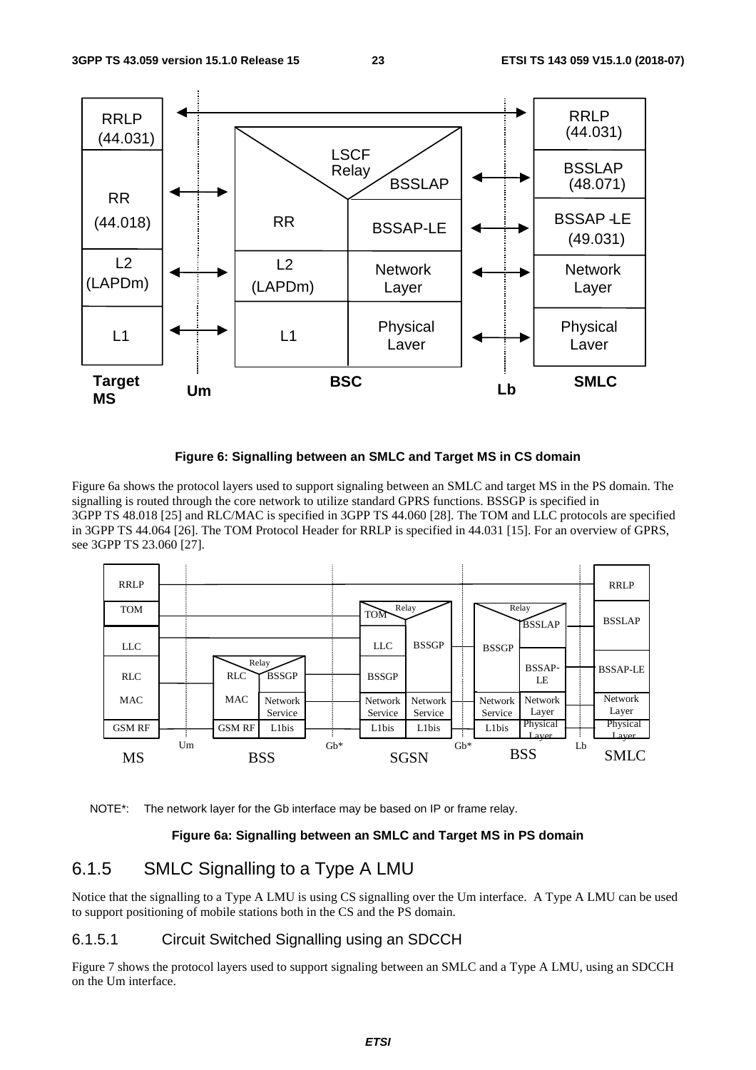Figure 6: Signalling between an SMLC and Target MS in CS domain

Figure 6a shows the protocol layers used to support signaling between an SMLC and target MS in the PS domain. The signalling is routed through the core network to utilize standard GPRS functions. BSSGP is specified in 3GPP TS 48.018 [25] and RLC/MAC is specified in 3GPP TS 44.060 [28]. The TOM and LLC protocols are specified in 3GPP TS 44.064 [26]. The TOM Protocol Header for RRLP is specified in 44.031 [15]. For an overview of GPRS, see 3GPP TS 23.060 [27].

NOTE*: The network layer for the Gb interface may be based on IP or frame relay.

Figure 6a: Signalling between an SMLC and Target MS in PS domain

## 6.1.5 SMLC Signalling to a Type A LMU

Notice that the signalling to a Type A LMU is using CS signalling over the Um interface. A Type A LMU can be used to support positioning of mobile stations both in the CS and the PS domain.

### 6.1.5.1 Circuit Switched Signalling using an SDCCH

Figure 7 shows the protocol layers used to support signaling between an SMLC and a Type A LMU, using an SDCCH on the Um interface.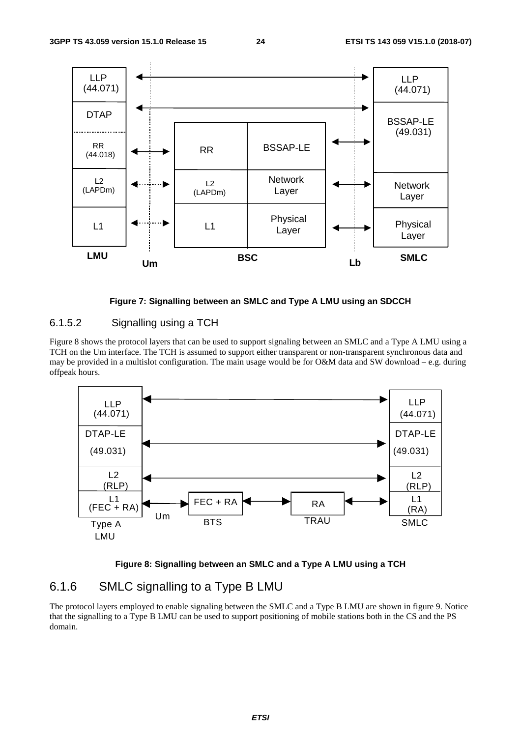LLP (44.071)

DTAP

RR (44.018)

L2 (LAPDm)

L1

LMU

Um

RR

BSSAP-LE

L2 (LAPDm)

Network Layer

L1

Physical Layer

BSC

Lb

LLP (44.071)

BSSAP-LE (49.031)

Network Layer

Physical Layer

SMLC

**Figure 7: Signalling between an SMLC and Type A LMU using an SDCCH**

#### 6.1.5.2 Signalling using a TCH

Figure 8 shows the protocol layers that can be used to support signaling between an SMLC and a Type A LMU using a TCH on the Um interface. The TCH is assumed to support either transparent or non-transparent synchronous data and may be provided in a multislot configuration. The main usage would be for O&M data and SW download – e.g. during offpeak hours.

LLP (44.071)

DTAP-LE (49.031)

L2 (RLP)

L1 (FEC + RA)

Type A LMU

Um

FEC + RA

BTS

RA

TRAU

LLP (44.071)

DTAP-LE (49.031)

L2 (RLP)

L1 (RA)

SMLC

**Figure 8: Signalling between an SMLC and a Type A LMU using a TCH**

### 6.1.6 SMLC signalling to a Type B LMU

The protocol layers employed to enable signaling between the SMLC and a Type B LMU are shown in figure 9. Notice that the signalling to a Type B LMU can be used to support positioning of mobile stations both in the CS and the PS domain.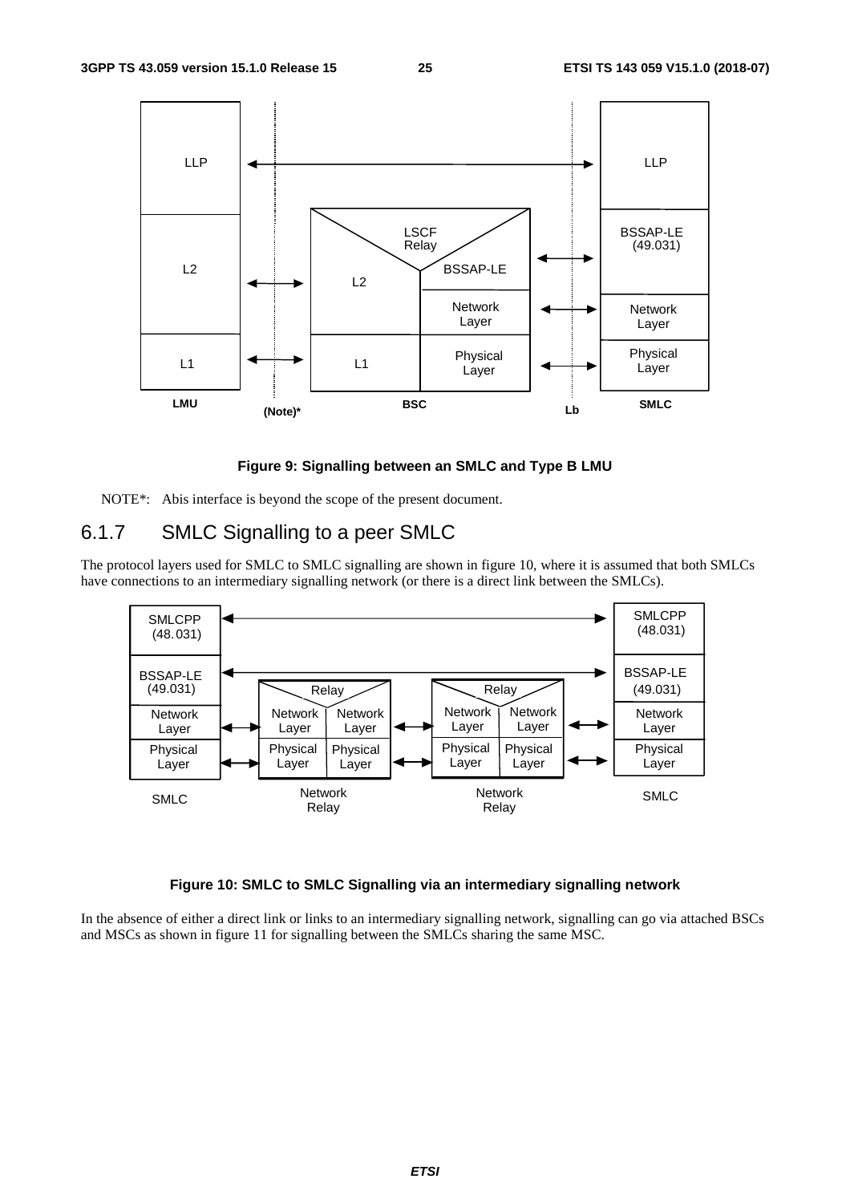LLP

L2

L1

LMU

(Note)*

LSCF
Relay

BSSAP-LE

L2

Network
Layer

L1

Physical
Layer

BSC

Lb

LLP

BSSAP-LE
(49.031)

Network
Layer

Physical
Layer

SMLC

**Figure 9: Signalling between an SMLC and Type B LMU**

NOTE*: Abis interface is beyond the scope of the present document.

### 6.1.7 SMLC Signalling to a peer SMLC

The protocol layers used for SMLC to SMLC signalling are shown in figure 10, where it is assumed that both SMLCs have connections to an intermediary signalling network (or there is a direct link between the SMLCs).

SMLCPP
(48.031)

BSSAP-LE
(49.031)

Network
Layer

Physical
Layer

SMLC

Relay

Network
Layer

Network
Layer

Physical
Layer

Physical
Layer

Network
Relay

Relay

Network
Layer

Network
Layer

Physical
Layer

Physical
Layer

Network
Relay

SMLCPP
(48.031)

BSSAP-LE
(49.031)

Network
Layer

Physical
Layer

SMLC

**Figure 10: SMLC to SMLC Signalling via an intermediary signalling network**

In the absence of either a direct link or links to an intermediary signalling network, signalling can go via attached BSCs and MSCs as shown in figure 11 for signalling between the SMLCs sharing the same MSC.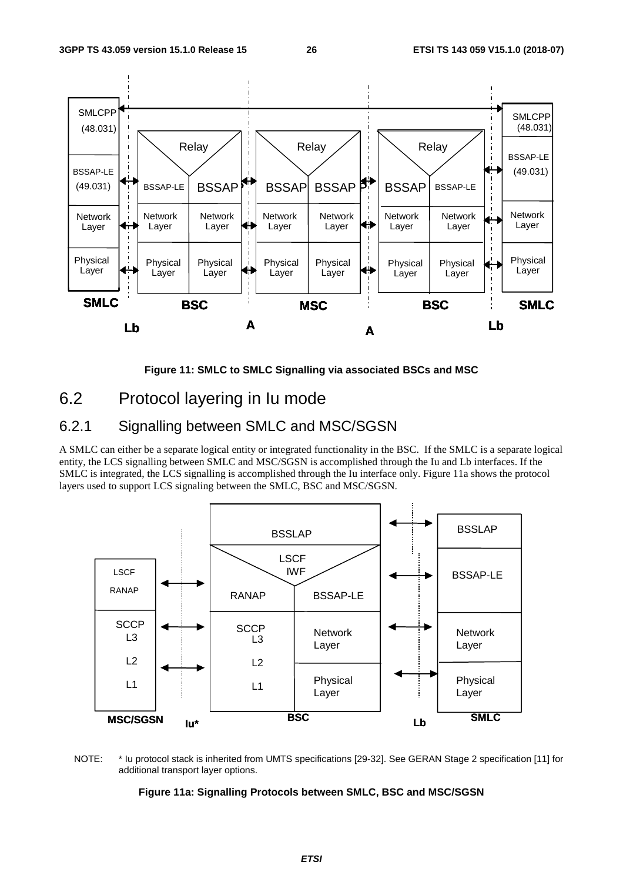SMLCPP (48.031)

BSSAP-LE (49.031)

Network Layer

Physical Layer

SMLC

Relay

BSSAP-LE

BSSAP

Network Layer

Network Layer

Physical Layer

Physical Layer

BSC

Relay

BSSAP

BSSAP

Network Layer

Network Layer

Physical Layer

Physical Layer

MSC

Relay

BSSAP

BSSAP-LE

Network Layer

Network Layer

Physical Layer

Physical Layer

BSC

SMLCPP (48.031)

BSSAP-LE (49.031)

Network Layer

Physical Layer

SMLC

Lb

A

A

Lb

**Figure 11: SMLC to SMLC Signalling via associated BSCs and MSC**

## 6.2 Protocol layering in Iu mode

### 6.2.1 Signalling between SMLC and MSC/SGSN

A SMLC can either be a separate logical entity or integrated functionality in the BSC. If the SMLC is a separate logical entity, the LCS signalling between SMLC and MSC/SGSN is accomplished through the Iu and Lb interfaces. If the SMLC is integrated, the LCS signalling is accomplished through the Iu interface only. Figure 11a shows the protocol layers used to support LCS signaling between the SMLC, BSC and MSC/SGSN.

LSCF

RANAP

SCCP L3

L2

L1

MSC/SGSN

Iu*

BSSLAP

LSCF IWF

RANAP

BSSAP-LE

SCCP L3

L2

L1

Network Layer

Physical Layer

BSC

Lb

BSSLAP

BSSAP-LE

Network Layer

Physical Layer

SMLC

NOTE: * Iu protocol stack is inherited from UMTS specifications [29-32]. See GERAN Stage 2 specification [11] for additional transport layer options.

**Figure 11a: Signalling Protocols between SMLC, BSC and MSC/SGSN**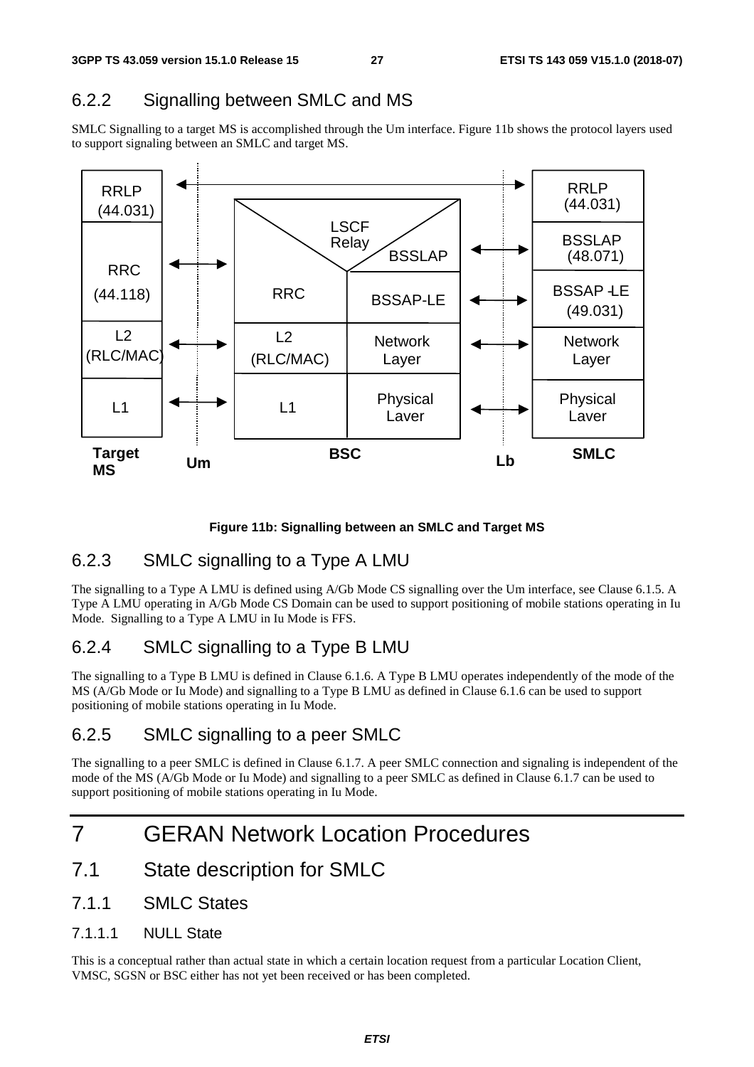### 6.2.2 Signalling between SMLC and MS

SMLC Signalling to a target MS is accomplished through the Um interface. Figure 11b shows the protocol layers used to support signaling between an SMLC and target MS.

RRLP (44.031)
RRC (44.118)
L2 (RLC/MAC)
L1
Target MS
Um
LSCF Relay
BSSLAP
RRC
BSSAP-LE
L2 (RLC/MAC)
Network Layer
L1
Physical Laver
BSC
Lb
RRLP (44.031)
BSSLAP (48.071)
BSSAP -LE (49.031)
Network Layer
Physical Laver
SMLC

**Figure 11b: Signalling between an SMLC and Target MS**

### 6.2.3 SMLC signalling to a Type A LMU

The signalling to a Type A LMU is defined using A/Gb Mode CS signalling over the Um interface, see Clause 6.1.5. A Type A LMU operating in A/Gb Mode CS Domain can be used to support positioning of mobile stations operating in Iu Mode. Signalling to a Type A LMU in Iu Mode is FFS.

### 6.2.4 SMLC signalling to a Type B LMU

The signalling to a Type B LMU is defined in Clause 6.1.6. A Type B LMU operates independently of the mode of the MS (A/Gb Mode or Iu Mode) and signalling to a Type B LMU as defined in Clause 6.1.6 can be used to support positioning of mobile stations operating in Iu Mode.

### 6.2.5 SMLC signalling to a peer SMLC

The signalling to a peer SMLC is defined in Clause 6.1.7. A peer SMLC connection and signaling is independent of the mode of the MS (A/Gb Mode or Iu Mode) and signalling to a peer SMLC as defined in Clause 6.1.7 can be used to support positioning of mobile stations operating in Iu Mode.

# 7 GERAN Network Location Procedures

## 7.1 State description for SMLC

### 7.1.1 SMLC States

#### 7.1.1.1 NULL State

This is a conceptual rather than actual state in which a certain location request from a particular Location Client, VMSC, SGSN or BSC either has not yet been received or has been completed.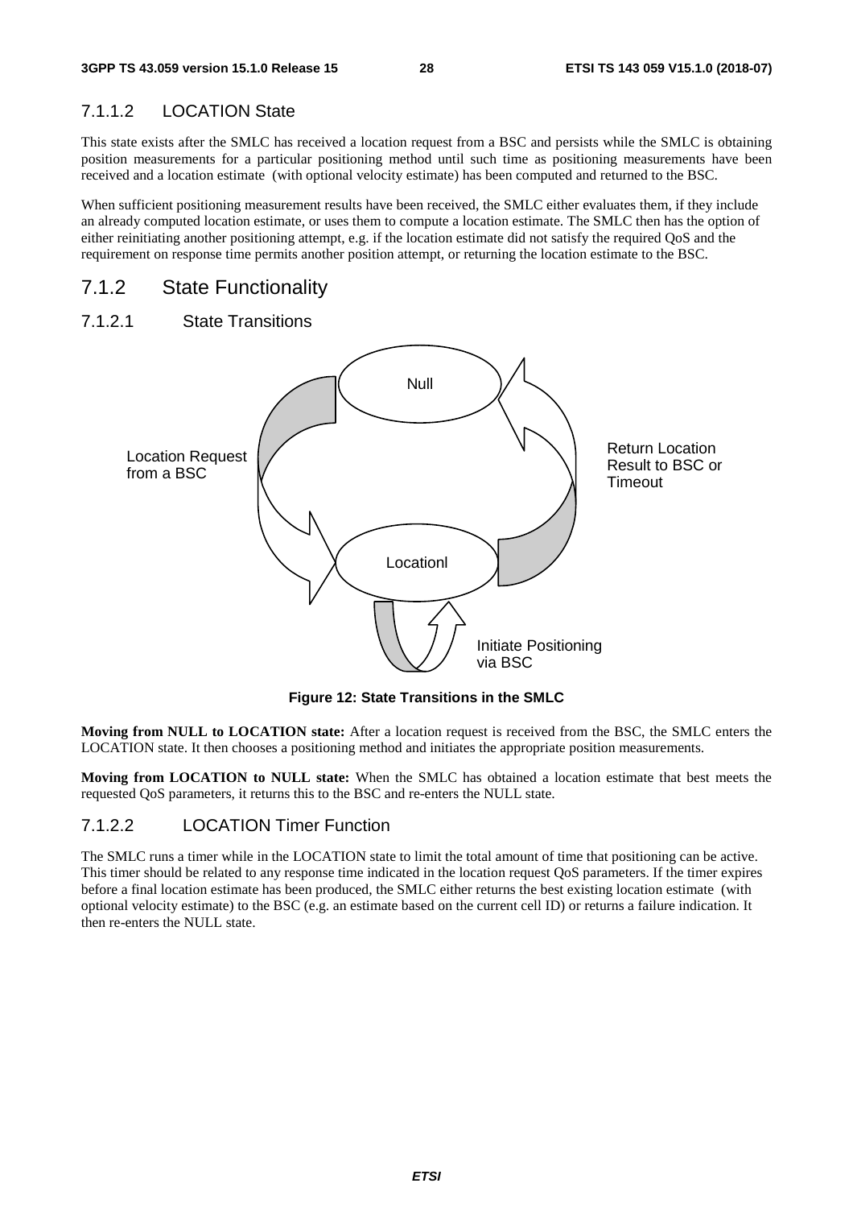#### 7.1.1.2 LOCATION State

This state exists after the SMLC has received a location request from a BSC and persists while the SMLC is obtaining position measurements for a particular positioning method until such time as positioning measurements have been received and a location estimate (with optional velocity estimate) has been computed and returned to the BSC.

When sufficient positioning measurement results have been received, the SMLC either evaluates them, if they include an already computed location estimate, or uses them to compute a location estimate. The SMLC then has the option of either reinitiating another positioning attempt, e.g. if the location estimate did not satisfy the required QoS and the requirement on response time permits another position attempt, or returning the location estimate to the BSC.

### 7.1.2 State Functionality

#### 7.1.2.1 State Transitions

Null

Location Request from a BSC

Return Location Result to BSC or Timeout

Locationl

Initiate Positioning via BSC

**Figure 12: State Transitions in the SMLC**

**Moving from NULL to LOCATION state:** After a location request is received from the BSC, the SMLC enters the LOCATION state. It then chooses a positioning method and initiates the appropriate position measurements.

**Moving from LOCATION to NULL state:** When the SMLC has obtained a location estimate that best meets the requested QoS parameters, it returns this to the BSC and re-enters the NULL state.

#### 7.1.2.2 LOCATION Timer Function

The SMLC runs a timer while in the LOCATION state to limit the total amount of time that positioning can be active. This timer should be related to any response time indicated in the location request QoS parameters. If the timer expires before a final location estimate has been produced, the SMLC either returns the best existing location estimate (with optional velocity estimate) to the BSC (e.g. an estimate based on the current cell ID) or returns a failure indication. It then re-enters the NULL state.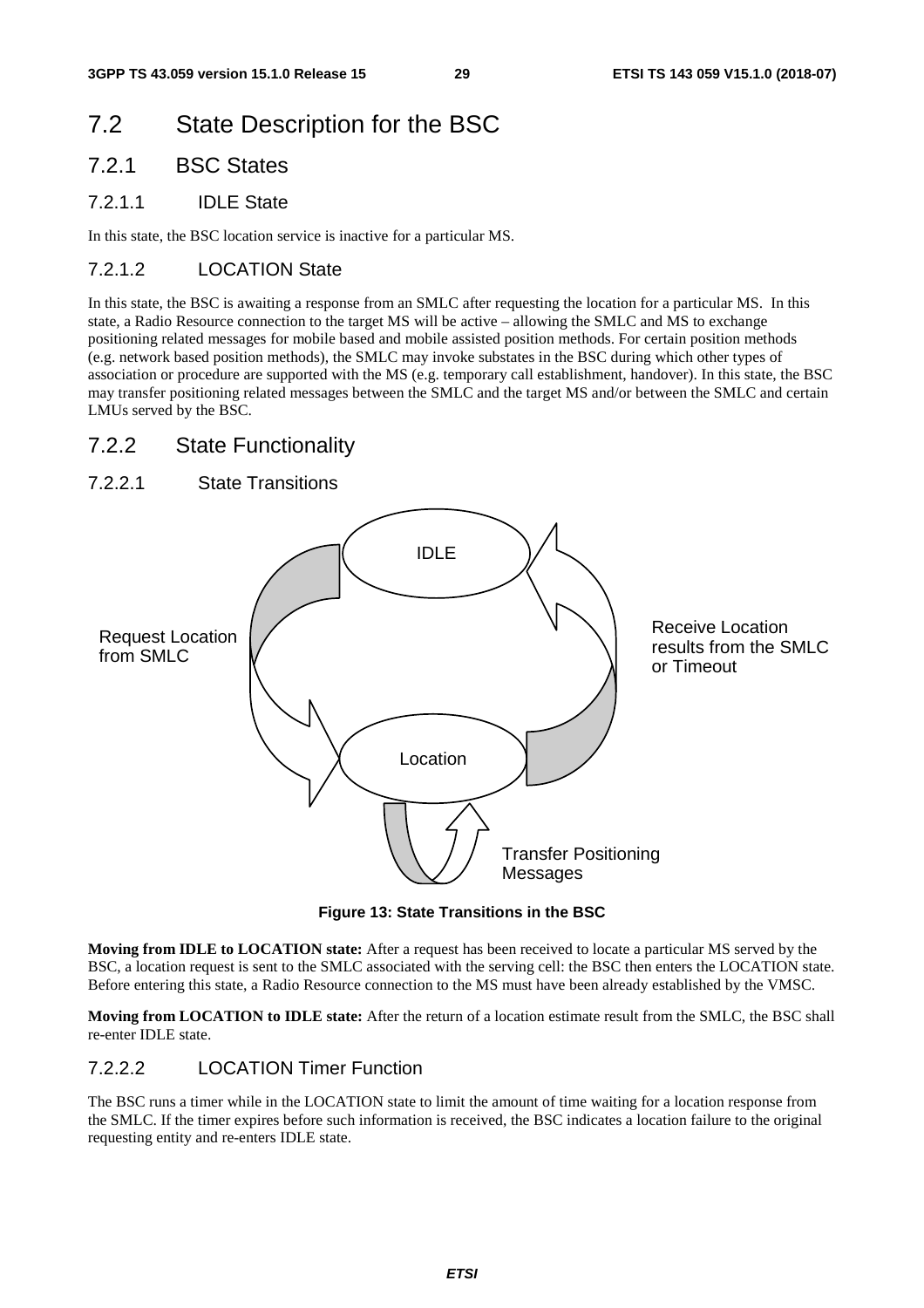# 7.2 State Description for the BSC

## 7.2.1 BSC States

### 7.2.1.1 IDLE State

In this state, the BSC location service is inactive for a particular MS.

### 7.2.1.2 LOCATION State

In this state, the BSC is awaiting a response from an SMLC after requesting the location for a particular MS. In this state, a Radio Resource connection to the target MS will be active – allowing the SMLC and MS to exchange positioning related messages for mobile based and mobile assisted position methods. For certain position methods (e.g. network based position methods), the SMLC may invoke substates in the BSC during which other types of association or procedure are supported with the MS (e.g. temporary call establishment, handover). In this state, the BSC may transfer positioning related messages between the SMLC and the target MS and/or between the SMLC and certain LMUs served by the BSC.

## 7.2.2 State Functionality

### 7.2.2.1 State Transitions

IDLE

Request Location from SMLC

Receive Location results from the SMLC or Timeout

Location

Transfer Positioning Messages

**Figure 13: State Transitions in the BSC**

**Moving from IDLE to LOCATION state:** After a request has been received to locate a particular MS served by the BSC, a location request is sent to the SMLC associated with the serving cell: the BSC then enters the LOCATION state. Before entering this state, a Radio Resource connection to the MS must have been already established by the VMSC.

**Moving from LOCATION to IDLE state:** After the return of a location estimate result from the SMLC, the BSC shall re-enter IDLE state.

### 7.2.2.2 LOCATION Timer Function

The BSC runs a timer while in the LOCATION state to limit the amount of time waiting for a location response from the SMLC. If the timer expires before such information is received, the BSC indicates a location failure to the original requesting entity and re-enters IDLE state.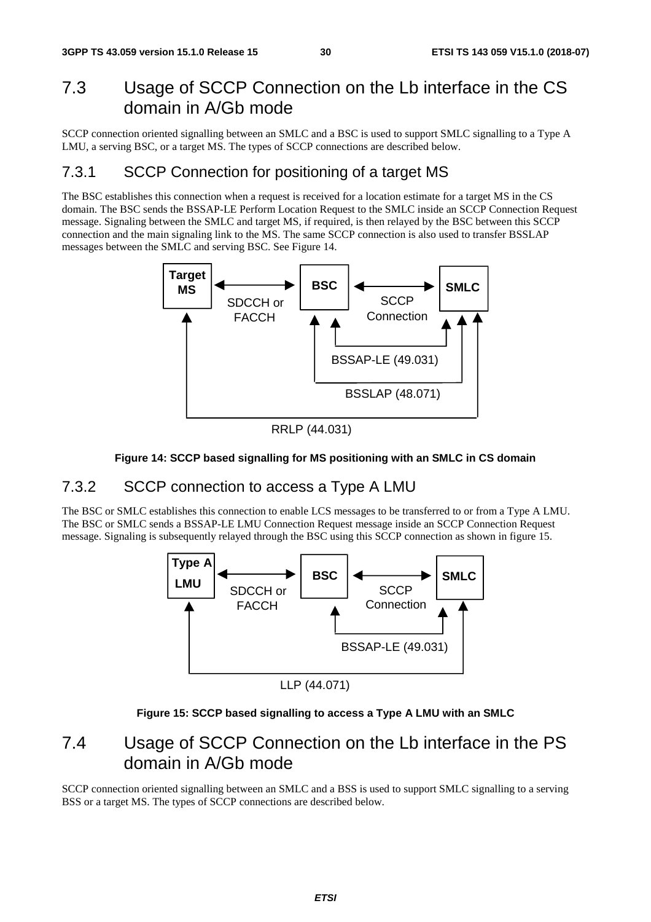## 7.3 Usage of SCCP Connection on the Lb interface in the CS domain in A/Gb mode

SCCP connection oriented signalling between an SMLC and a BSC is used to support SMLC signalling to a Type A LMU, a serving BSC, or a target MS. The types of SCCP connections are described below.

### 7.3.1 SCCP Connection for positioning of a target MS

The BSC establishes this connection when a request is received for a location estimate for a target MS in the CS domain. The BSC sends the BSSAP-LE Perform Location Request to the SMLC inside an SCCP Connection Request message. Signaling between the SMLC and target MS, if required, is then relayed by the BSC between this SCCP connection and the main signaling link to the MS. The same SCCP connection is also used to transfer BSSLAP messages between the SMLC and serving BSC. See Figure 14.

Target MS | SDCCH or FACCH | BSC | SCCP Connection | SMLC | BSSAP-LE (49.031) | BSSLAP (48.071) | RRLP (44.031)

**Figure 14: SCCP based signalling for MS positioning with an SMLC in CS domain**

### 7.3.2 SCCP connection to access a Type A LMU

The BSC or SMLC establishes this connection to enable LCS messages to be transferred to or from a Type A LMU. The BSC or SMLC sends a BSSAP-LE LMU Connection Request message inside an SCCP Connection Request message. Signaling is subsequently relayed through the BSC using this SCCP connection as shown in figure 15.

Type A LMU | SDCCH or FACCH | BSC | SCCP Connection | SMLC | BSSAP-LE (49.031) | LLP (44.071)

**Figure 15: SCCP based signalling to access a Type A LMU with an SMLC**

## 7.4 Usage of SCCP Connection on the Lb interface in the PS domain in A/Gb mode

SCCP connection oriented signalling between an SMLC and a BSS is used to support SMLC signalling to a serving BSS or a target MS. The types of SCCP connections are described below.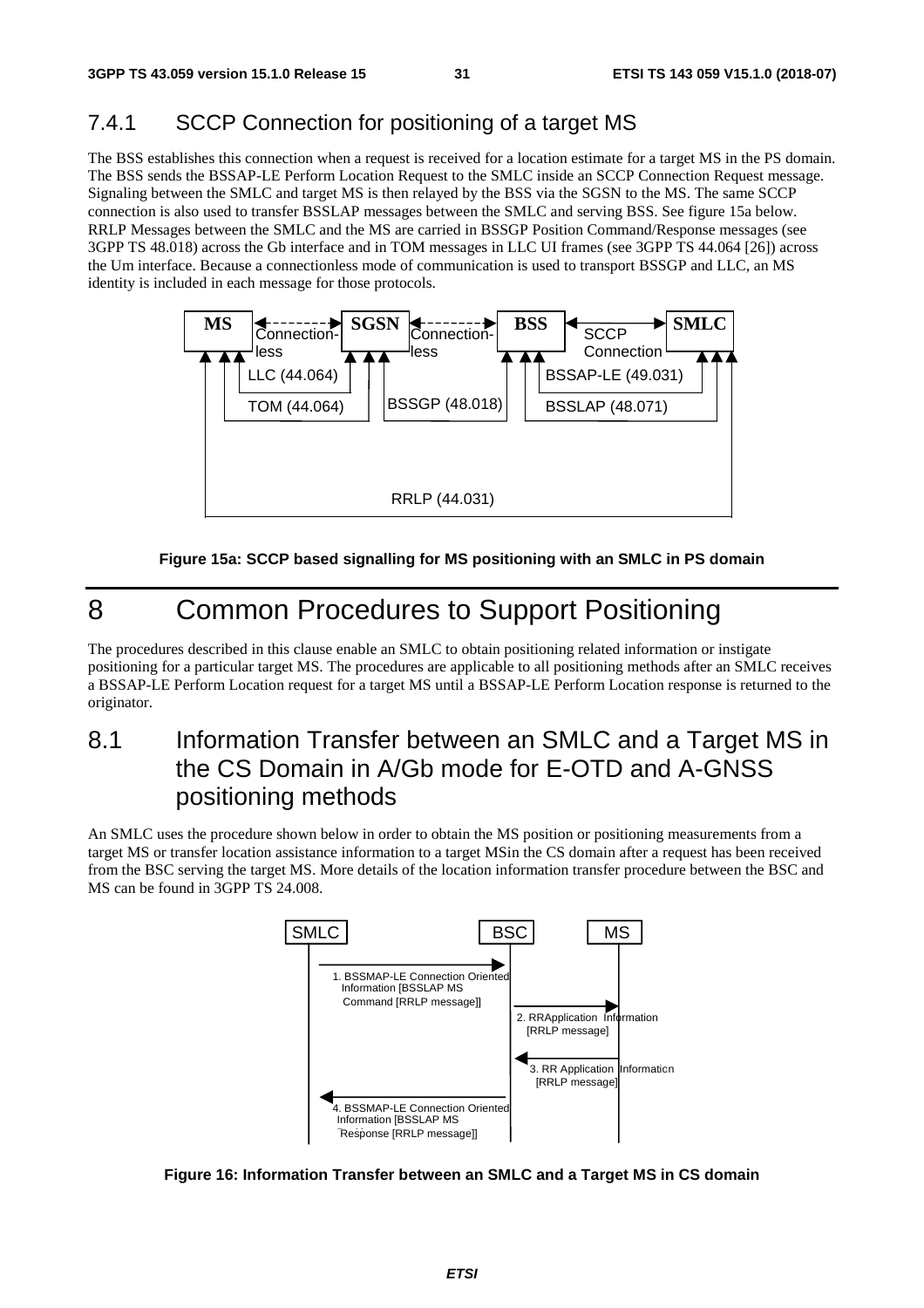### 7.4.1 SCCP Connection for positioning of a target MS

The BSS establishes this connection when a request is received for a location estimate for a target MS in the PS domain. The BSS sends the BSSAP-LE Perform Location Request to the SMLC inside an SCCP Connection Request message. Signaling between the SMLC and target MS is then relayed by the BSS via the SGSN to the MS. The same SCCP connection is also used to transfer BSSLAP messages between the SMLC and serving BSS. See figure 15a below. RRLP Messages between the SMLC and the MS are carried in BSSGP Position Command/Response messages (see 3GPP TS 48.018) across the Gb interface and in TOM messages in LLC UI frames (see 3GPP TS 44.064 [26]) across the Um interface. Because a connectionless mode of communication is used to transport BSSGP and LLC, an MS identity is included in each message for those protocols.

MS
SGSN
BSS
SMLC
Connection-less
Connection-less
SCCP Connection
LLC (44.064)
TOM (44.064)
BSSGP (48.018)
BSSAP-LE (49.031)
BSSLAP (48.071)
RRLP (44.031)

**Figure 15a: SCCP based signalling for MS positioning with an SMLC in PS domain**

# 8 Common Procedures to Support Positioning

The procedures described in this clause enable an SMLC to obtain positioning related information or instigate positioning for a particular target MS. The procedures are applicable to all positioning methods after an SMLC receives a BSSAP-LE Perform Location request for a target MS until a BSSAP-LE Perform Location response is returned to the originator.

## 8.1 Information Transfer between an SMLC and a Target MS in the CS Domain in A/Gb mode for E-OTD and A-GNSS positioning methods

An SMLC uses the procedure shown below in order to obtain the MS position or positioning measurements from a target MS or transfer location assistance information to a target MSin the CS domain after a request has been received from the BSC serving the target MS. More details of the location information transfer procedure between the BSC and MS can be found in 3GPP TS 24.008.

SMLC
BSC
MS
1. BSSMAP-LE Connection Oriented Information [BSSLAP MS Command [RRLP message]]
2. RRApplication Information [RRLP message]
3. RR Application Information [RRLP message]
4. BSSMAP-LE Connection Oriented Information [BSSLAP MS Response [RRLP message]]

**Figure 16: Information Transfer between an SMLC and a Target MS in CS domain**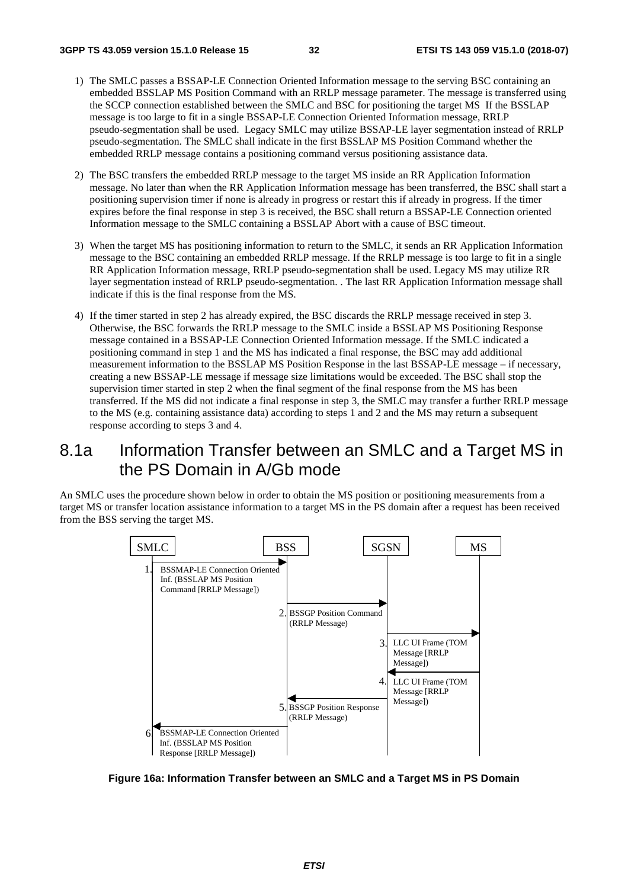1) The SMLC passes a BSSAP-LE Connection Oriented Information message to the serving BSC containing an embedded BSSLAP MS Position Command with an RRLP message parameter. The message is transferred using the SCCP connection established between the SMLC and BSC for positioning the target MS If the BSSLAP message is too large to fit in a single BSSAP-LE Connection Oriented Information message, RRLP pseudo-segmentation shall be used. Legacy SMLC may utilize BSSAP-LE layer segmentation instead of RRLP pseudo-segmentation. The SMLC shall indicate in the first BSSLAP MS Position Command whether the embedded RRLP message contains a positioning command versus positioning assistance data.

2) The BSC transfers the embedded RRLP message to the target MS inside an RR Application Information message. No later than when the RR Application Information message has been transferred, the BSC shall start a positioning supervision timer if none is already in progress or restart this if already in progress. If the timer expires before the final response in step 3 is received, the BSC shall return a BSSAP-LE Connection oriented Information message to the SMLC containing a BSSLAP Abort with a cause of BSC timeout.

3) When the target MS has positioning information to return to the SMLC, it sends an RR Application Information message to the BSC containing an embedded RRLP message. If the RRLP message is too large to fit in a single RR Application Information message, RRLP pseudo-segmentation shall be used. Legacy MS may utilize RR layer segmentation instead of RRLP pseudo-segmentation. . The last RR Application Information message shall indicate if this is the final response from the MS.

4) If the timer started in step 2 has already expired, the BSC discards the RRLP message received in step 3. Otherwise, the BSC forwards the RRLP message to the SMLC inside a BSSLAP MS Positioning Response message contained in a BSSAP-LE Connection Oriented Information message. If the SMLC indicated a positioning command in step 1 and the MS has indicated a final response, the BSC may add additional measurement information to the BSSLAP MS Position Response in the last BSSAP-LE message – if necessary, creating a new BSSAP-LE message if message size limitations would be exceeded. The BSC shall stop the supervision timer started in step 2 when the final segment of the final response from the MS has been transferred. If the MS did not indicate a final response in step 3, the SMLC may transfer a further RRLP message to the MS (e.g. containing assistance data) according to steps 1 and 2 and the MS may return a subsequent response according to steps 3 and 4.

# 8.1a Information Transfer between an SMLC and a Target MS in the PS Domain in A/Gb mode

An SMLC uses the procedure shown below in order to obtain the MS position or positioning measurements from a target MS or transfer location assistance information to a target MS in the PS domain after a request has been received from the BSS serving the target MS.

SMLC
BSS
SGSN
MS

1. BSSMAP-LE Connection Oriented Inf. (BSSLAP MS Position Command [RRLP Message])

2. BSSGP Position Command (RRLP Message)

3. LLC UI Frame (TOM Message [RRLP Message])

4. LLC UI Frame (TOM Message [RRLP Message])

5. BSSGP Position Response (RRLP Message)

6. BSSMAP-LE Connection Oriented Inf. (BSSLAP MS Position Response [RRLP Message])

**Figure 16a: Information Transfer between an SMLC and a Target MS in PS Domain**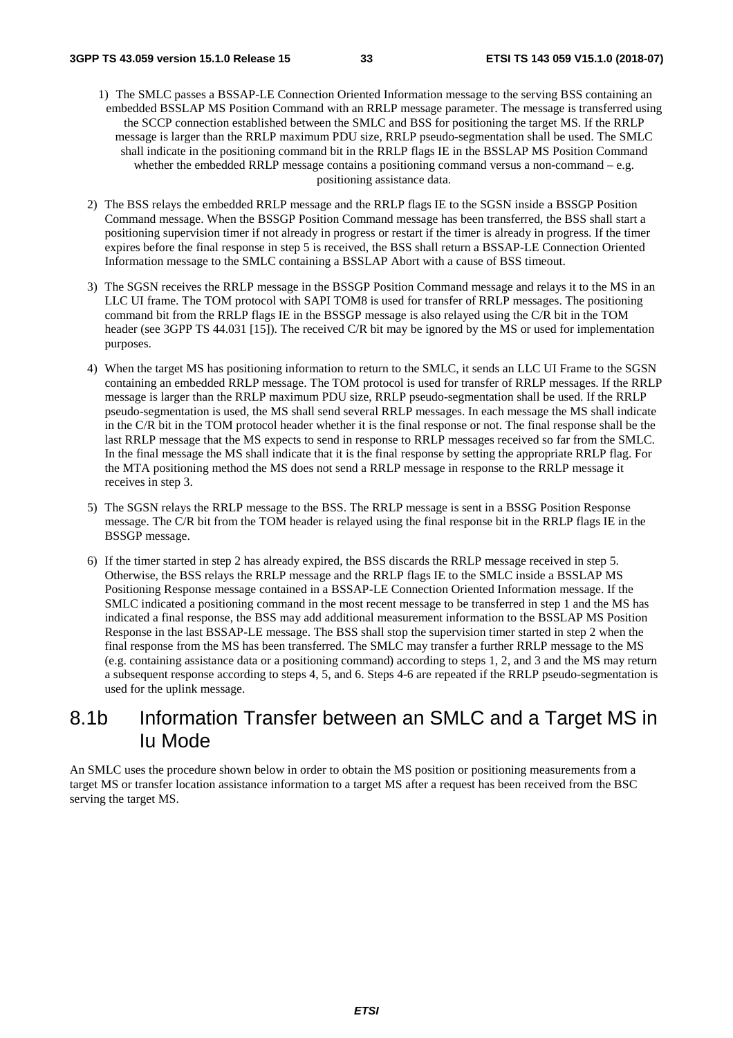1) The SMLC passes a BSSAP-LE Connection Oriented Information message to the serving BSS containing an embedded BSSLAP MS Position Command with an RRLP message parameter. The message is transferred using the SCCP connection established between the SMLC and BSS for positioning the target MS. If the RRLP message is larger than the RRLP maximum PDU size, RRLP pseudo-segmentation shall be used. The SMLC shall indicate in the positioning command bit in the RRLP flags IE in the BSSLAP MS Position Command whether the embedded RRLP message contains a positioning command versus a non-command – e.g. positioning assistance data.

2) The BSS relays the embedded RRLP message and the RRLP flags IE to the SGSN inside a BSSGP Position Command message. When the BSSGP Position Command message has been transferred, the BSS shall start a positioning supervision timer if not already in progress or restart if the timer is already in progress. If the timer expires before the final response in step 5 is received, the BSS shall return a BSSAP-LE Connection Oriented Information message to the SMLC containing a BSSLAP Abort with a cause of BSS timeout.

3) The SGSN receives the RRLP message in the BSSGP Position Command message and relays it to the MS in an LLC UI frame. The TOM protocol with SAPI TOM8 is used for transfer of RRLP messages. The positioning command bit from the RRLP flags IE in the BSSGP message is also relayed using the C/R bit in the TOM header (see 3GPP TS 44.031 [15]). The received C/R bit may be ignored by the MS or used for implementation purposes.

4) When the target MS has positioning information to return to the SMLC, it sends an LLC UI Frame to the SGSN containing an embedded RRLP message. The TOM protocol is used for transfer of RRLP messages. If the RRLP message is larger than the RRLP maximum PDU size, RRLP pseudo-segmentation shall be used. If the RRLP pseudo-segmentation is used, the MS shall send several RRLP messages. In each message the MS shall indicate in the C/R bit in the TOM protocol header whether it is the final response or not. The final response shall be the last RRLP message that the MS expects to send in response to RRLP messages received so far from the SMLC. In the final message the MS shall indicate that it is the final response by setting the appropriate RRLP flag. For the MTA positioning method the MS does not send a RRLP message in response to the RRLP message it receives in step 3.

5) The SGSN relays the RRLP message to the BSS. The RRLP message is sent in a BSSG Position Response message. The C/R bit from the TOM header is relayed using the final response bit in the RRLP flags IE in the BSSGP message.

6) If the timer started in step 2 has already expired, the BSS discards the RRLP message received in step 5. Otherwise, the BSS relays the RRLP message and the RRLP flags IE to the SMLC inside a BSSLAP MS Positioning Response message contained in a BSSAP-LE Connection Oriented Information message. If the SMLC indicated a positioning command in the most recent message to be transferred in step 1 and the MS has indicated a final response, the BSS may add additional measurement information to the BSSLAP MS Position Response in the last BSSAP-LE message. The BSS shall stop the supervision timer started in step 2 when the final response from the MS has been transferred. The SMLC may transfer a further RRLP message to the MS (e.g. containing assistance data or a positioning command) according to steps 1, 2, and 3 and the MS may return a subsequent response according to steps 4, 5, and 6. Steps 4-6 are repeated if the RRLP pseudo-segmentation is used for the uplink message.

## 8.1b Information Transfer between an SMLC and a Target MS in Iu Mode

An SMLC uses the procedure shown below in order to obtain the MS position or positioning measurements from a target MS or transfer location assistance information to a target MS after a request has been received from the BSC serving the target MS.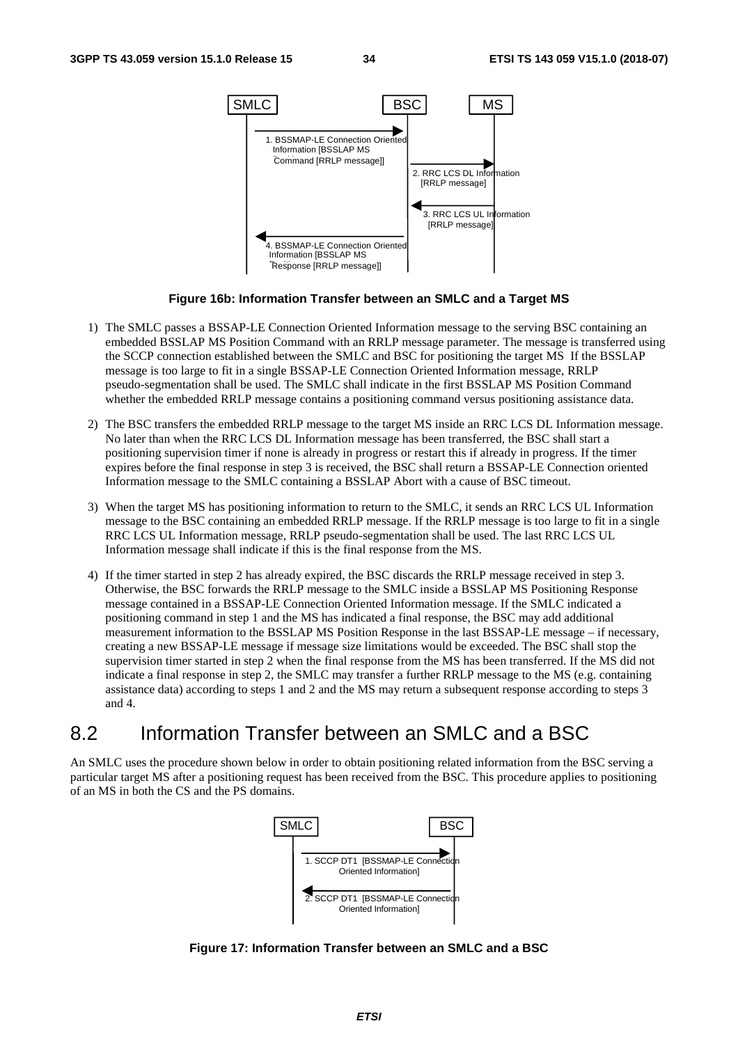SMLC

BSC

MS

1. BSSMAP-LE Connection Oriented Information [BSSLAP MS Command [RRLP message]]

2. RRC LCS DL Information [RRLP message]

3. RRC LCS UL Information [RRLP message]

4. BSSMAP-LE Connection Oriented Information [BSSLAP MS Response [RRLP message]]

**Figure 16b: Information Transfer between an SMLC and a Target MS**

1) The SMLC passes a BSSAP-LE Connection Oriented Information message to the serving BSC containing an embedded BSSLAP MS Position Command with an RRLP message parameter. The message is transferred using the SCCP connection established between the SMLC and BSC for positioning the target MS If the BSSLAP message is too large to fit in a single BSSAP-LE Connection Oriented Information message, RRLP pseudo-segmentation shall be used. The SMLC shall indicate in the first BSSLAP MS Position Command whether the embedded RRLP message contains a positioning command versus positioning assistance data.

2) The BSC transfers the embedded RRLP message to the target MS inside an RRC LCS DL Information message. No later than when the RRC LCS DL Information message has been transferred, the BSC shall start a positioning supervision timer if none is already in progress or restart this if already in progress. If the timer expires before the final response in step 3 is received, the BSC shall return a BSSAP-LE Connection oriented Information message to the SMLC containing a BSSLAP Abort with a cause of BSC timeout.

3) When the target MS has positioning information to return to the SMLC, it sends an RRC LCS UL Information message to the BSC containing an embedded RRLP message. If the RRLP message is too large to fit in a single RRC LCS UL Information message, RRLP pseudo-segmentation shall be used. The last RRC LCS UL Information message shall indicate if this is the final response from the MS.

4) If the timer started in step 2 has already expired, the BSC discards the RRLP message received in step 3. Otherwise, the BSC forwards the RRLP message to the SMLC inside a BSSLAP MS Positioning Response message contained in a BSSAP-LE Connection Oriented Information message. If the SMLC indicated a positioning command in step 1 and the MS has indicated a final response, the BSC may add additional measurement information to the BSSLAP MS Position Response in the last BSSAP-LE message – if necessary, creating a new BSSAP-LE message if message size limitations would be exceeded. The BSC shall stop the supervision timer started in step 2 when the final response from the MS has been transferred. If the MS did not indicate a final response in step 2, the SMLC may transfer a further RRLP message to the MS (e.g. containing assistance data) according to steps 1 and 2 and the MS may return a subsequent response according to steps 3 and 4.

# 8.2 Information Transfer between an SMLC and a BSC

An SMLC uses the procedure shown below in order to obtain positioning related information from the BSC serving a particular target MS after a positioning request has been received from the BSC. This procedure applies to positioning of an MS in both the CS and the PS domains.

SMLC

BSC

1. SCCP DT1 [BSSMAP-LE Connection Oriented Information]

2. SCCP DT1 [BSSMAP-LE Connection Oriented Information]

**Figure 17: Information Transfer between an SMLC and a BSC**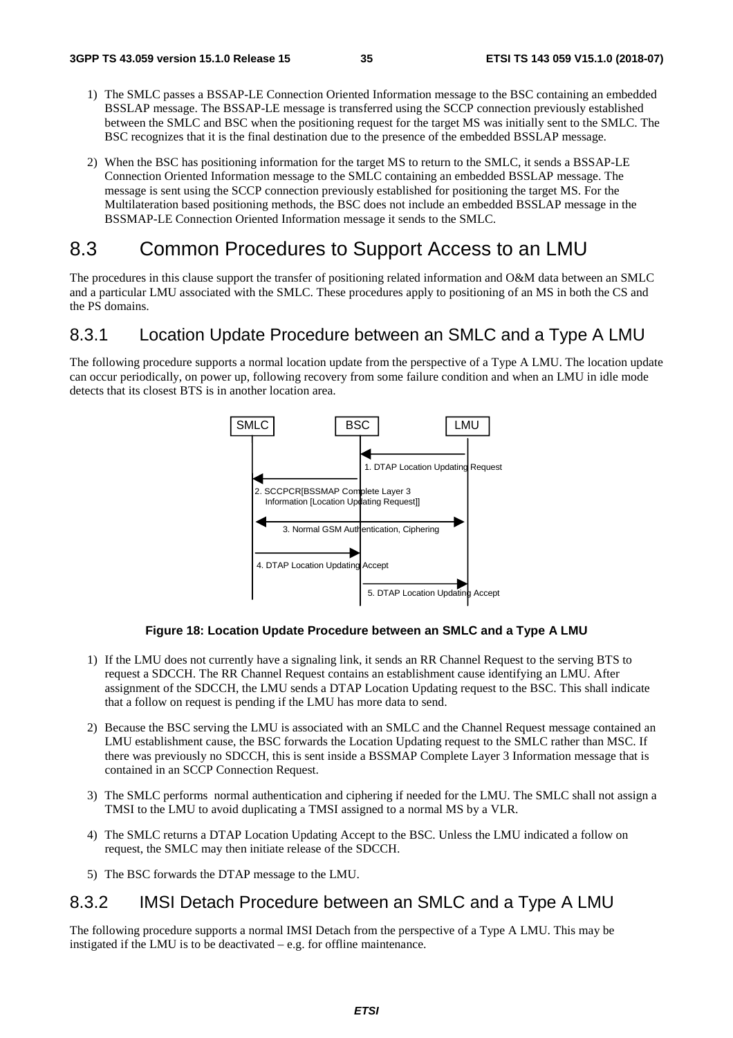1) The SMLC passes a BSSAP-LE Connection Oriented Information message to the BSC containing an embedded BSSLAP message. The BSSAP-LE message is transferred using the SCCP connection previously established between the SMLC and BSC when the positioning request for the target MS was initially sent to the SMLC. The BSC recognizes that it is the final destination due to the presence of the embedded BSSLAP message.

2) When the BSC has positioning information for the target MS to return to the SMLC, it sends a BSSAP-LE Connection Oriented Information message to the SMLC containing an embedded BSSLAP message. The message is sent using the SCCP connection previously established for positioning the target MS. For the Multilateration based positioning methods, the BSC does not include an embedded BSSLAP message in the BSSMAP-LE Connection Oriented Information message it sends to the SMLC.

# 8.3 Common Procedures to Support Access to an LMU

The procedures in this clause support the transfer of positioning related information and O&M data between an SMLC and a particular LMU associated with the SMLC. These procedures apply to positioning of an MS in both the CS and the PS domains.

## 8.3.1 Location Update Procedure between an SMLC and a Type A LMU

The following procedure supports a normal location update from the perspective of a Type A LMU. The location update can occur periodically, on power up, following recovery from some failure condition and when an LMU in idle mode detects that its closest BTS is in another location area.

SMLC
BSC
LMU
1. DTAP Location Updating Request
2. SCCPCR[BSSMAP Complete Layer 3 Information [Location Updating Request]]
3. Normal GSM Authentication, Ciphering
4. DTAP Location Updating Accept
5. DTAP Location Updating Accept

**Figure 18: Location Update Procedure between an SMLC and a Type A LMU**

1) If the LMU does not currently have a signaling link, it sends an RR Channel Request to the serving BTS to request a SDCCH. The RR Channel Request contains an establishment cause identifying an LMU. After assignment of the SDCCH, the LMU sends a DTAP Location Updating request to the BSC. This shall indicate that a follow on request is pending if the LMU has more data to send.

2) Because the BSC serving the LMU is associated with an SMLC and the Channel Request message contained an LMU establishment cause, the BSC forwards the Location Updating request to the SMLC rather than MSC. If there was previously no SDCCH, this is sent inside a BSSMAP Complete Layer 3 Information message that is contained in an SCCP Connection Request.

3) The SMLC performs normal authentication and ciphering if needed for the LMU. The SMLC shall not assign a TMSI to the LMU to avoid duplicating a TMSI assigned to a normal MS by a VLR.

4) The SMLC returns a DTAP Location Updating Accept to the BSC. Unless the LMU indicated a follow on request, the SMLC may then initiate release of the SDCCH.

5) The BSC forwards the DTAP message to the LMU.

## 8.3.2 IMSI Detach Procedure between an SMLC and a Type A LMU

The following procedure supports a normal IMSI Detach from the perspective of a Type A LMU. This may be instigated if the LMU is to be deactivated – e.g. for offline maintenance.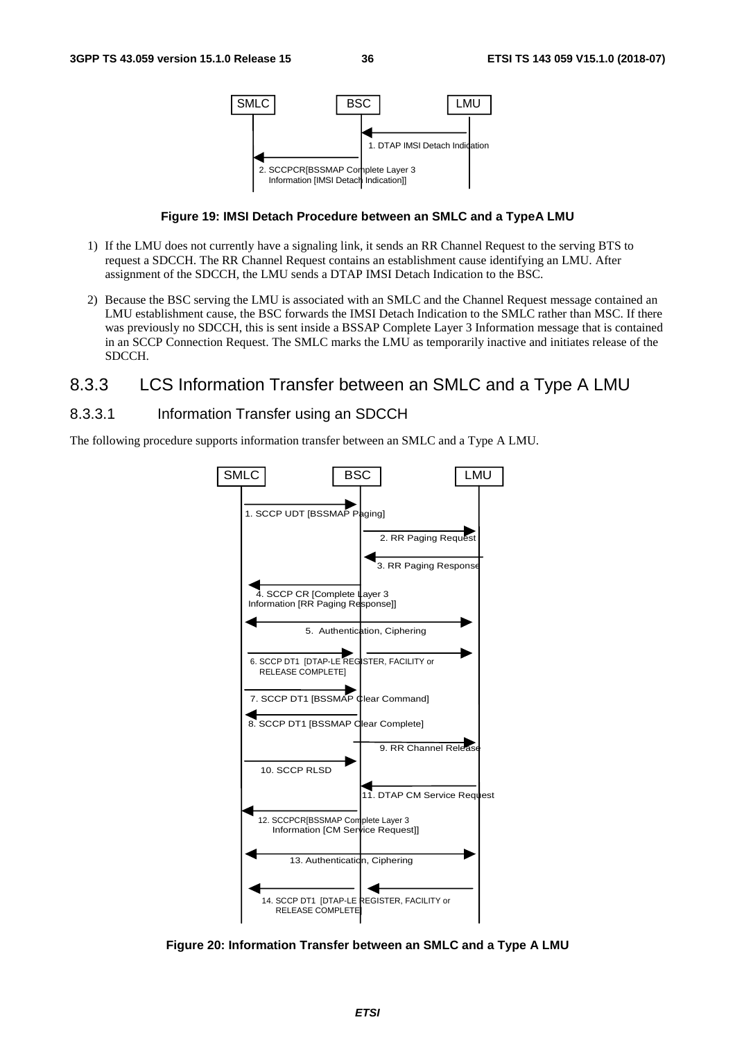SMLC BSC LMU

1. DTAP IMSI Detach Indication

2. SCCPCR[BSSMAP Complete Layer 3 Information [IMSI Detach Indication]]

**Figure 19: IMSI Detach Procedure between an SMLC and a TypeA LMU**

1) If the LMU does not currently have a signaling link, it sends an RR Channel Request to the serving BTS to request a SDCCH. The RR Channel Request contains an establishment cause identifying an LMU. After assignment of the SDCCH, the LMU sends a DTAP IMSI Detach Indication to the BSC.

2) Because the BSC serving the LMU is associated with an SMLC and the Channel Request message contained an LMU establishment cause, the BSC forwards the IMSI Detach Indication to the SMLC rather than MSC. If there was previously no SDCCH, this is sent inside a BSSAP Complete Layer 3 Information message that is contained in an SCCP Connection Request. The SMLC marks the LMU as temporarily inactive and initiates release of the SDCCH.

## 8.3.3 LCS Information Transfer between an SMLC and a Type A LMU

### 8.3.3.1 Information Transfer using an SDCCH

The following procedure supports information transfer between an SMLC and a Type A LMU.

SMLC BSC LMU

1. SCCP UDT [BSSMAP Paging]

2. RR Paging Request

3. RR Paging Response

4. SCCP CR [Complete Layer 3 Information [RR Paging Response]]

5. Authentication, Ciphering

6. SCCP DT1 [DTAP-LE REGISTER, FACILITY or RELEASE COMPLETE]

7. SCCP DT1 [BSSMAP Clear Command]

8. SCCP DT1 [BSSMAP Clear Complete]

9. RR Channel Release

10. SCCP RLSD

11. DTAP CM Service Request

12. SCCPCR[BSSMAP Complete Layer 3 Information [CM Service Request]]

13. Authentication, Ciphering

14. SCCP DT1 [DTAP-LE REGISTER, FACILITY or RELEASE COMPLETE]

**Figure 20: Information Transfer between an SMLC and a Type A LMU**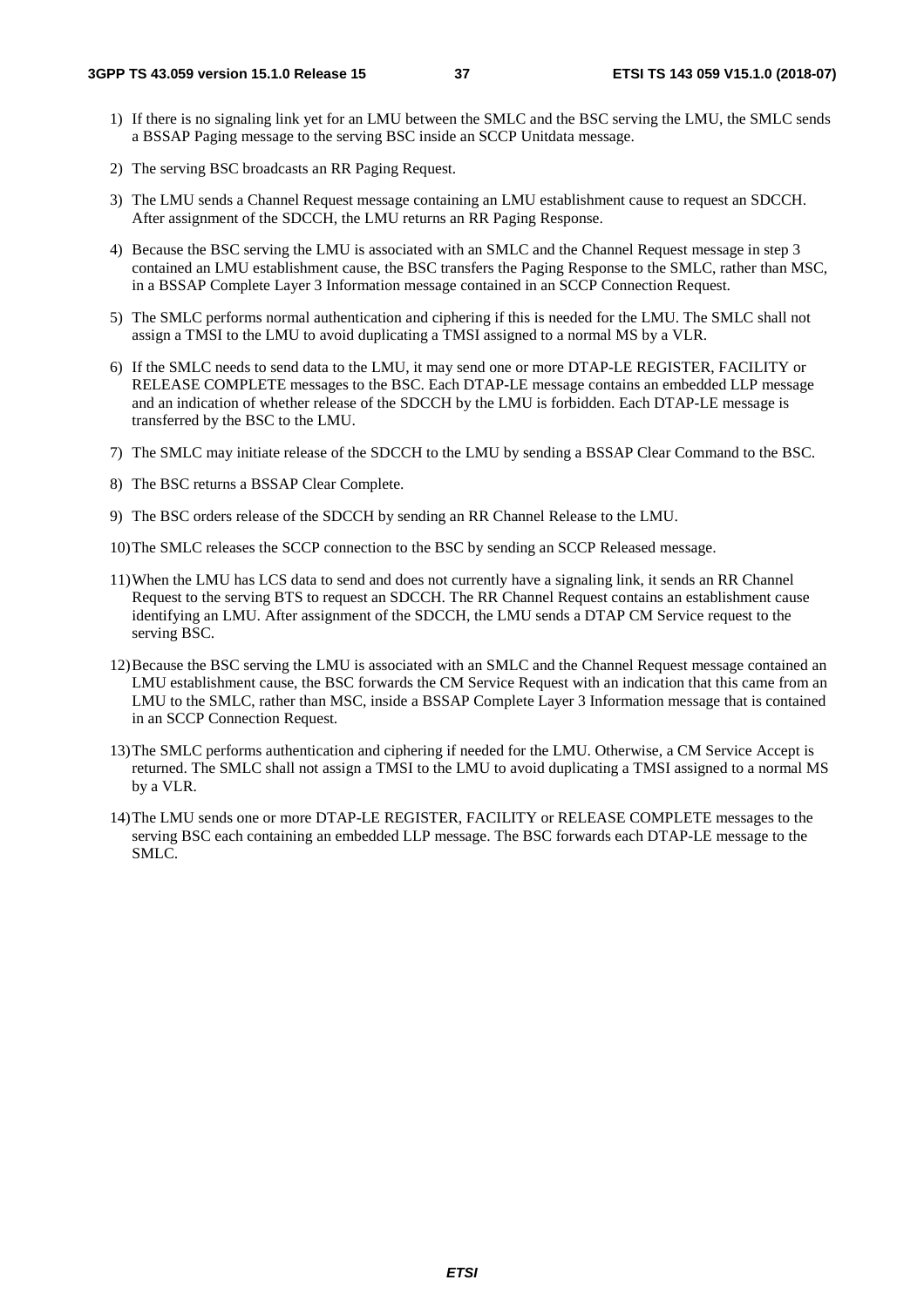1) If there is no signaling link yet for an LMU between the SMLC and the BSC serving the LMU, the SMLC sends a BSSAP Paging message to the serving BSC inside an SCCP Unitdata message.

2) The serving BSC broadcasts an RR Paging Request.

3) The LMU sends a Channel Request message containing an LMU establishment cause to request an SDCCH. After assignment of the SDCCH, the LMU returns an RR Paging Response.

4) Because the BSC serving the LMU is associated with an SMLC and the Channel Request message in step 3 contained an LMU establishment cause, the BSC transfers the Paging Response to the SMLC, rather than MSC, in a BSSAP Complete Layer 3 Information message contained in an SCCP Connection Request.

5) The SMLC performs normal authentication and ciphering if this is needed for the LMU. The SMLC shall not assign a TMSI to the LMU to avoid duplicating a TMSI assigned to a normal MS by a VLR.

6) If the SMLC needs to send data to the LMU, it may send one or more DTAP-LE REGISTER, FACILITY or RELEASE COMPLETE messages to the BSC. Each DTAP-LE message contains an embedded LLP message and an indication of whether release of the SDCCH by the LMU is forbidden. Each DTAP-LE message is transferred by the BSC to the LMU.

7) The SMLC may initiate release of the SDCCH to the LMU by sending a BSSAP Clear Command to the BSC.

8) The BSC returns a BSSAP Clear Complete.

9) The BSC orders release of the SDCCH by sending an RR Channel Release to the LMU.

10) The SMLC releases the SCCP connection to the BSC by sending an SCCP Released message.

11) When the LMU has LCS data to send and does not currently have a signaling link, it sends an RR Channel Request to the serving BTS to request an SDCCH. The RR Channel Request contains an establishment cause identifying an LMU. After assignment of the SDCCH, the LMU sends a DTAP CM Service request to the serving BSC.

12) Because the BSC serving the LMU is associated with an SMLC and the Channel Request message contained an LMU establishment cause, the BSC forwards the CM Service Request with an indication that this came from an LMU to the SMLC, rather than MSC, inside a BSSAP Complete Layer 3 Information message that is contained in an SCCP Connection Request.

13) The SMLC performs authentication and ciphering if needed for the LMU. Otherwise, a CM Service Accept is returned. The SMLC shall not assign a TMSI to the LMU to avoid duplicating a TMSI assigned to a normal MS by a VLR.

14) The LMU sends one or more DTAP-LE REGISTER, FACILITY or RELEASE COMPLETE messages to the serving BSC each containing an embedded LLP message. The BSC forwards each DTAP-LE message to the SMLC.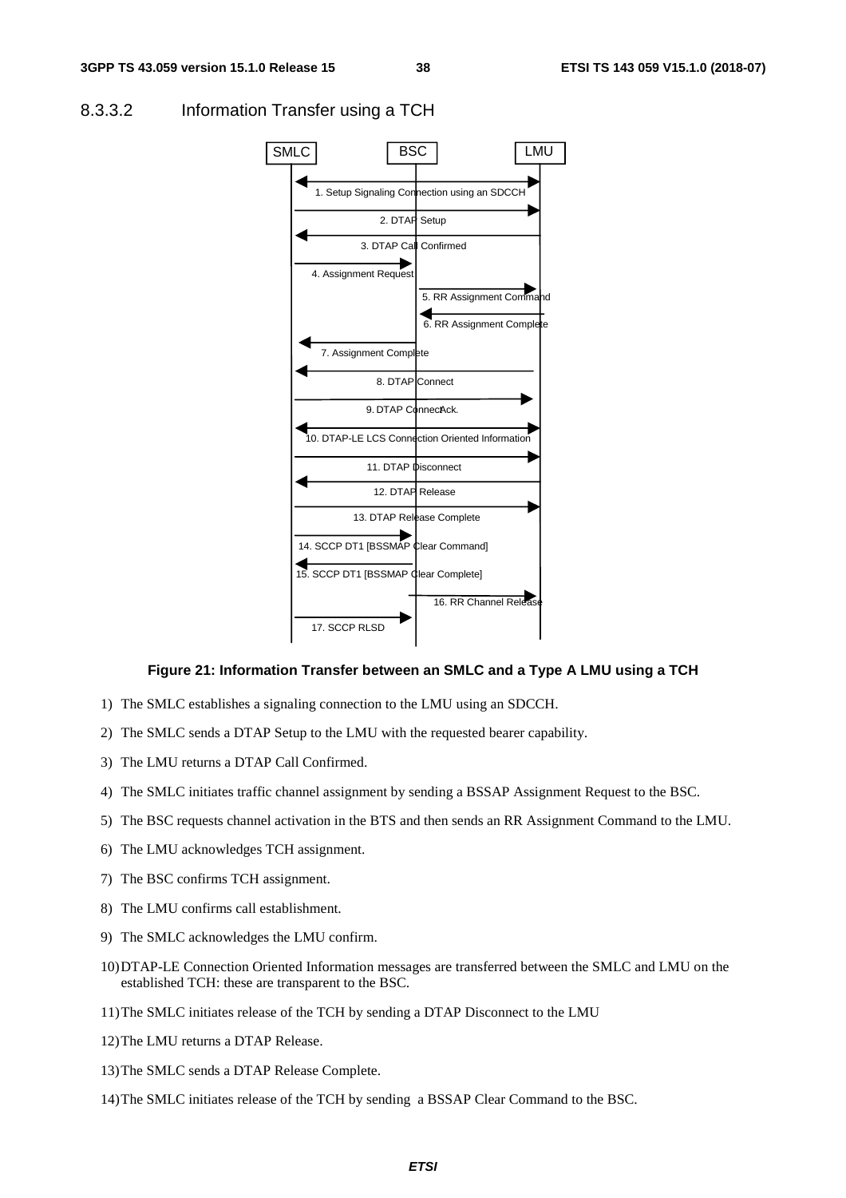### 8.3.3.2 Information Transfer using a TCH

SMLC

BSC

LMU

1. Setup Signaling Connection using an SDCCH

2. DTAP Setup

3. DTAP Call Confirmed

4. Assignment Request

5. RR Assignment Command

6. RR Assignment Complete

7. Assignment Complete

8. DTAP Connect

9. DTAP ConnectAck.

10. DTAP-LE LCS Connection Oriented Information

11. DTAP Disconnect

12. DTAP Release

13. DTAP Release Complete

14. SCCP DT1 [BSSMAP Clear Command]

15. SCCP DT1 [BSSMAP Clear Complete]

16. RR Channel Release

17. SCCP RLSD

**Figure 21: Information Transfer between an SMLC and a Type A LMU using a TCH**

1) The SMLC establishes a signaling connection to the LMU using an SDCCH.
2) The SMLC sends a DTAP Setup to the LMU with the requested bearer capability.
3) The LMU returns a DTAP Call Confirmed.
4) The SMLC initiates traffic channel assignment by sending a BSSAP Assignment Request to the BSC.
5) The BSC requests channel activation in the BTS and then sends an RR Assignment Command to the LMU.
6) The LMU acknowledges TCH assignment.
7) The BSC confirms TCH assignment.
8) The LMU confirms call establishment.
9) The SMLC acknowledges the LMU confirm.
10) DTAP-LE Connection Oriented Information messages are transferred between the SMLC and LMU on the established TCH: these are transparent to the BSC.
11) The SMLC initiates release of the TCH by sending a DTAP Disconnect to the LMU
12) The LMU returns a DTAP Release.
13) The SMLC sends a DTAP Release Complete.
14) The SMLC initiates release of the TCH by sending a BSSAP Clear Command to the BSC.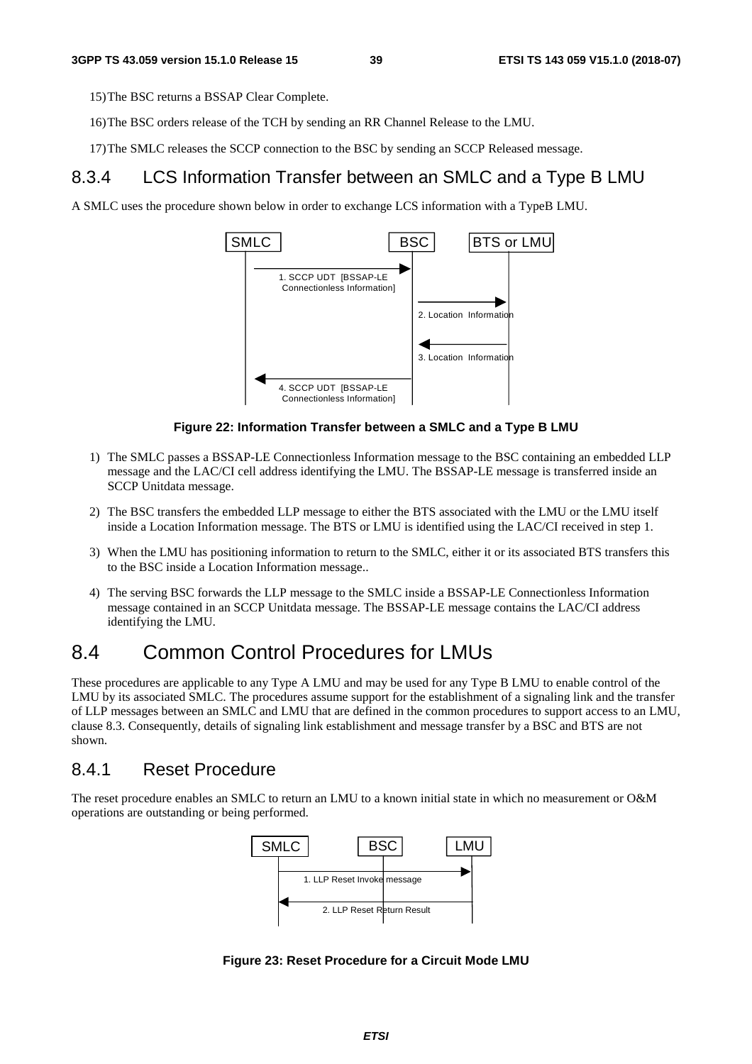15) The BSC returns a BSSAP Clear Complete.

16) The BSC orders release of the TCH by sending an RR Channel Release to the LMU.

17) The SMLC releases the SCCP connection to the BSC by sending an SCCP Released message.

### 8.3.4 LCS Information Transfer between an SMLC and a Type B LMU

A SMLC uses the procedure shown below in order to exchange LCS information with a TypeB LMU.

SMLC
BSC
BTS or LMU
1. SCCP UDT [BSSAP-LE Connectionless Information]
2. Location Information
3. Location Information
4. SCCP UDT [BSSAP-LE Connectionless Information]

**Figure 22: Information Transfer between a SMLC and a Type B LMU**

1) The SMLC passes a BSSAP-LE Connectionless Information message to the BSC containing an embedded LLP message and the LAC/CI cell address identifying the LMU. The BSSAP-LE message is transferred inside an SCCP Unitdata message.

2) The BSC transfers the embedded LLP message to either the BTS associated with the LMU or the LMU itself inside a Location Information message. The BTS or LMU is identified using the LAC/CI received in step 1.

3) When the LMU has positioning information to return to the SMLC, either it or its associated BTS transfers this to the BSC inside a Location Information message..

4) The serving BSC forwards the LLP message to the SMLC inside a BSSAP-LE Connectionless Information message contained in an SCCP Unitdata message. The BSSAP-LE message contains the LAC/CI address identifying the LMU.

## 8.4 Common Control Procedures for LMUs

These procedures are applicable to any Type A LMU and may be used for any Type B LMU to enable control of the LMU by its associated SMLC. The procedures assume support for the establishment of a signaling link and the transfer of LLP messages between an SMLC and LMU that are defined in the common procedures to support access to an LMU, clause 8.3. Consequently, details of signaling link establishment and message transfer by a BSC and BTS are not shown.

### 8.4.1 Reset Procedure

The reset procedure enables an SMLC to return an LMU to a known initial state in which no measurement or O&M operations are outstanding or being performed.

SMLC
BSC
LMU
1. LLP Reset Invoke message
2. LLP Reset Return Result

**Figure 23: Reset Procedure for a Circuit Mode LMU**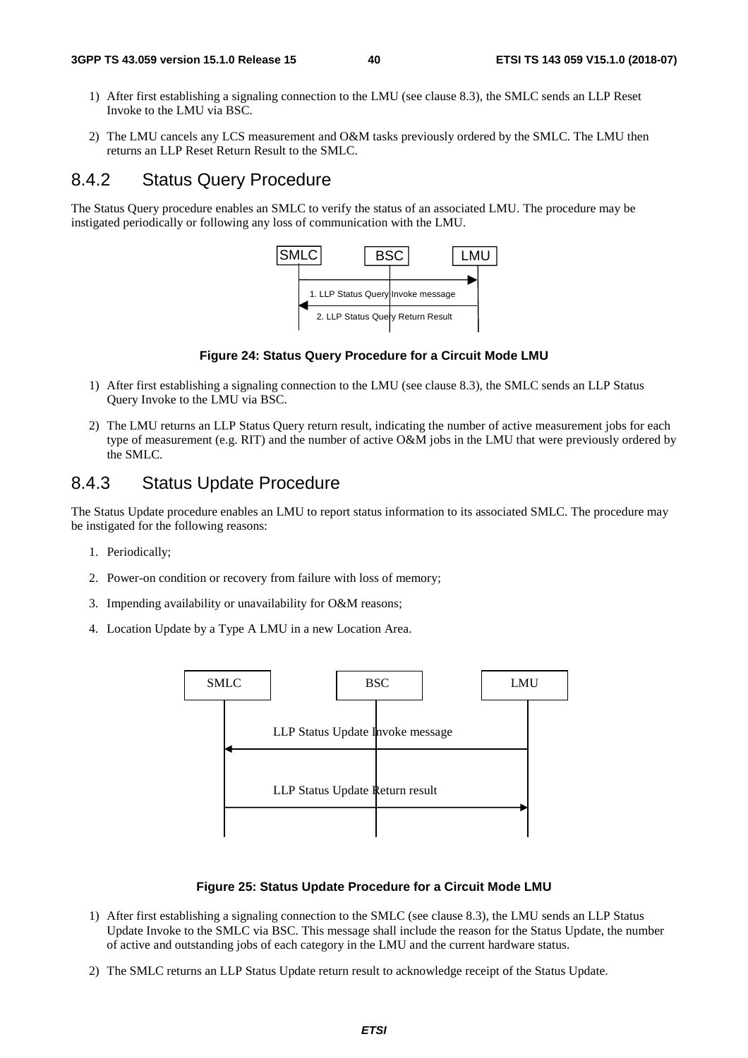1) After first establishing a signaling connection to the LMU (see clause 8.3), the SMLC sends an LLP Reset Invoke to the LMU via BSC.

2) The LMU cancels any LCS measurement and O&M tasks previously ordered by the SMLC. The LMU then returns an LLP Reset Return Result to the SMLC.

### 8.4.2 Status Query Procedure

The Status Query procedure enables an SMLC to verify the status of an associated LMU. The procedure may be instigated periodically or following any loss of communication with the LMU.

SMLC
BSC
LMU
1. LLP Status Query Invoke message
2. LLP Status Query Return Result

**Figure 24: Status Query Procedure for a Circuit Mode LMU**

1) After first establishing a signaling connection to the LMU (see clause 8.3), the SMLC sends an LLP Status Query Invoke to the LMU via BSC.

2) The LMU returns an LLP Status Query return result, indicating the number of active measurement jobs for each type of measurement (e.g. RIT) and the number of active O&M jobs in the LMU that were previously ordered by the SMLC.

### 8.4.3 Status Update Procedure

The Status Update procedure enables an LMU to report status information to its associated SMLC. The procedure may be instigated for the following reasons:

1. Periodically;

2. Power-on condition or recovery from failure with loss of memory;

3. Impending availability or unavailability for O&M reasons;

4. Location Update by a Type A LMU in a new Location Area.

SMLC
BSC
LMU
LLP Status Update Invoke message
LLP Status Update Return result

**Figure 25: Status Update Procedure for a Circuit Mode LMU**

1) After first establishing a signaling connection to the SMLC (see clause 8.3), the LMU sends an LLP Status Update Invoke to the SMLC via BSC. This message shall include the reason for the Status Update, the number of active and outstanding jobs of each category in the LMU and the current hardware status.

2) The SMLC returns an LLP Status Update return result to acknowledge receipt of the Status Update.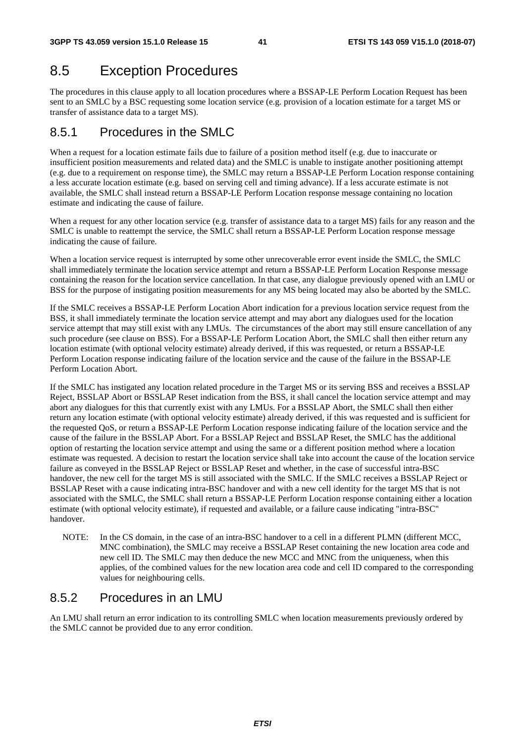## 8.5 Exception Procedures

The procedures in this clause apply to all location procedures where a BSSAP-LE Perform Location Request has been sent to an SMLC by a BSC requesting some location service (e.g. provision of a location estimate for a target MS or transfer of assistance data to a target MS).

### 8.5.1 Procedures in the SMLC

When a request for a location estimate fails due to failure of a position method itself (e.g. due to inaccurate or insufficient position measurements and related data) and the SMLC is unable to instigate another positioning attempt (e.g. due to a requirement on response time), the SMLC may return a BSSAP-LE Perform Location response containing a less accurate location estimate (e.g. based on serving cell and timing advance). If a less accurate estimate is not available, the SMLC shall instead return a BSSAP-LE Perform Location response message containing no location estimate and indicating the cause of failure.

When a request for any other location service (e.g. transfer of assistance data to a target MS) fails for any reason and the SMLC is unable to reattempt the service, the SMLC shall return a BSSAP-LE Perform Location response message indicating the cause of failure.

When a location service request is interrupted by some other unrecoverable error event inside the SMLC, the SMLC shall immediately terminate the location service attempt and return a BSSAP-LE Perform Location Response message containing the reason for the location service cancellation. In that case, any dialogue previously opened with an LMU or BSS for the purpose of instigating position measurements for any MS being located may also be aborted by the SMLC.

If the SMLC receives a BSSAP-LE Perform Location Abort indication for a previous location service request from the BSS, it shall immediately terminate the location service attempt and may abort any dialogues used for the location service attempt that may still exist with any LMUs. The circumstances of the abort may still ensure cancellation of any such procedure (see clause on BSS). For a BSSAP-LE Perform Location Abort, the SMLC shall then either return any location estimate (with optional velocity estimate) already derived, if this was requested, or return a BSSAP-LE Perform Location response indicating failure of the location service and the cause of the failure in the BSSAP-LE Perform Location Abort.

If the SMLC has instigated any location related procedure in the Target MS or its serving BSS and receives a BSSLAP Reject, BSSLAP Abort or BSSLAP Reset indication from the BSS, it shall cancel the location service attempt and may abort any dialogues for this that currently exist with any LMUs. For a BSSLAP Abort, the SMLC shall then either return any location estimate (with optional velocity estimate) already derived, if this was requested and is sufficient for the requested QoS, or return a BSSAP-LE Perform Location response indicating failure of the location service and the cause of the failure in the BSSLAP Abort. For a BSSLAP Reject and BSSLAP Reset, the SMLC has the additional option of restarting the location service attempt and using the same or a different position method where a location estimate was requested. A decision to restart the location service shall take into account the cause of the location service failure as conveyed in the BSSLAP Reject or BSSLAP Reset and whether, in the case of successful intra-BSC handover, the new cell for the target MS is still associated with the SMLC. If the SMLC receives a BSSLAP Reject or BSSLAP Reset with a cause indicating intra-BSC handover and with a new cell identity for the target MS that is not associated with the SMLC, the SMLC shall return a BSSAP-LE Perform Location response containing either a location estimate (with optional velocity estimate), if requested and available, or a failure cause indicating "intra-BSC" handover.

NOTE: In the CS domain, in the case of an intra-BSC handover to a cell in a different PLMN (different MCC, MNC combination), the SMLC may receive a BSSLAP Reset containing the new location area code and new cell ID. The SMLC may then deduce the new MCC and MNC from the uniqueness, when this applies, of the combined values for the new location area code and cell ID compared to the corresponding values for neighbouring cells.

### 8.5.2 Procedures in an LMU

An LMU shall return an error indication to its controlling SMLC when location measurements previously ordered by the SMLC cannot be provided due to any error condition.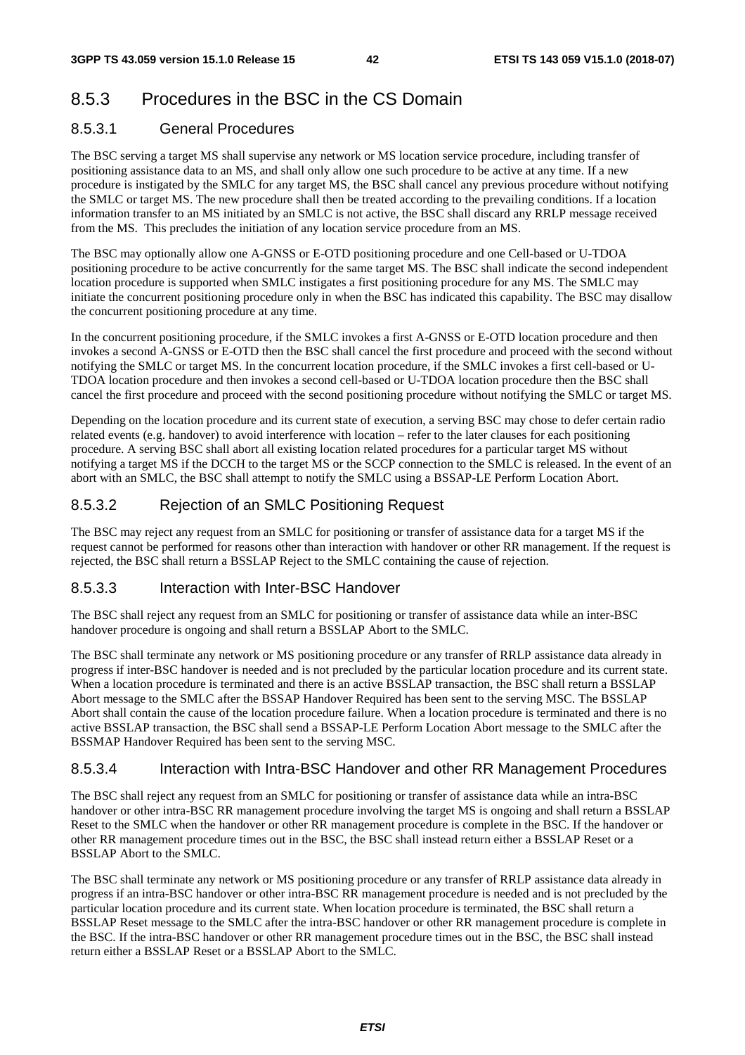## 8.5.3 Procedures in the BSC in the CS Domain

### 8.5.3.1 General Procedures

The BSC serving a target MS shall supervise any network or MS location service procedure, including transfer of positioning assistance data to an MS, and shall only allow one such procedure to be active at any time. If a new procedure is instigated by the SMLC for any target MS, the BSC shall cancel any previous procedure without notifying the SMLC or target MS. The new procedure shall then be treated according to the prevailing conditions. If a location information transfer to an MS initiated by an SMLC is not active, the BSC shall discard any RRLP message received from the MS. This precludes the initiation of any location service procedure from an MS.

The BSC may optionally allow one A-GNSS or E-OTD positioning procedure and one Cell-based or U-TDOA positioning procedure to be active concurrently for the same target MS. The BSC shall indicate the second independent location procedure is supported when SMLC instigates a first positioning procedure for any MS. The SMLC may initiate the concurrent positioning procedure only in when the BSC has indicated this capability. The BSC may disallow the concurrent positioning procedure at any time.

In the concurrent positioning procedure, if the SMLC invokes a first A-GNSS or E-OTD location procedure and then invokes a second A-GNSS or E-OTD then the BSC shall cancel the first procedure and proceed with the second without notifying the SMLC or target MS. In the concurrent location procedure, if the SMLC invokes a first cell-based or U-TDOA location procedure and then invokes a second cell-based or U-TDOA location procedure then the BSC shall cancel the first procedure and proceed with the second positioning procedure without notifying the SMLC or target MS.

Depending on the location procedure and its current state of execution, a serving BSC may chose to defer certain radio related events (e.g. handover) to avoid interference with location – refer to the later clauses for each positioning procedure. A serving BSC shall abort all existing location related procedures for a particular target MS without notifying a target MS if the DCCH to the target MS or the SCCP connection to the SMLC is released. In the event of an abort with an SMLC, the BSC shall attempt to notify the SMLC using a BSSAP-LE Perform Location Abort.

### 8.5.3.2 Rejection of an SMLC Positioning Request

The BSC may reject any request from an SMLC for positioning or transfer of assistance data for a target MS if the request cannot be performed for reasons other than interaction with handover or other RR management. If the request is rejected, the BSC shall return a BSSLAP Reject to the SMLC containing the cause of rejection.

### 8.5.3.3 Interaction with Inter-BSC Handover

The BSC shall reject any request from an SMLC for positioning or transfer of assistance data while an inter-BSC handover procedure is ongoing and shall return a BSSLAP Abort to the SMLC.

The BSC shall terminate any network or MS positioning procedure or any transfer of RRLP assistance data already in progress if inter-BSC handover is needed and is not precluded by the particular location procedure and its current state. When a location procedure is terminated and there is an active BSSLAP transaction, the BSC shall return a BSSLAP Abort message to the SMLC after the BSSAP Handover Required has been sent to the serving MSC. The BSSLAP Abort shall contain the cause of the location procedure failure. When a location procedure is terminated and there is no active BSSLAP transaction, the BSC shall send a BSSAP-LE Perform Location Abort message to the SMLC after the BSSMAP Handover Required has been sent to the serving MSC.

### 8.5.3.4 Interaction with Intra-BSC Handover and other RR Management Procedures

The BSC shall reject any request from an SMLC for positioning or transfer of assistance data while an intra-BSC handover or other intra-BSC RR management procedure involving the target MS is ongoing and shall return a BSSLAP Reset to the SMLC when the handover or other RR management procedure is complete in the BSC. If the handover or other RR management procedure times out in the BSC, the BSC shall instead return either a BSSLAP Reset or a BSSLAP Abort to the SMLC.

The BSC shall terminate any network or MS positioning procedure or any transfer of RRLP assistance data already in progress if an intra-BSC handover or other intra-BSC RR management procedure is needed and is not precluded by the particular location procedure and its current state. When location procedure is terminated, the BSC shall return a BSSLAP Reset message to the SMLC after the intra-BSC handover or other RR management procedure is complete in the BSC. If the intra-BSC handover or other RR management procedure times out in the BSC, the BSC shall instead return either a BSSLAP Reset or a BSSLAP Abort to the SMLC.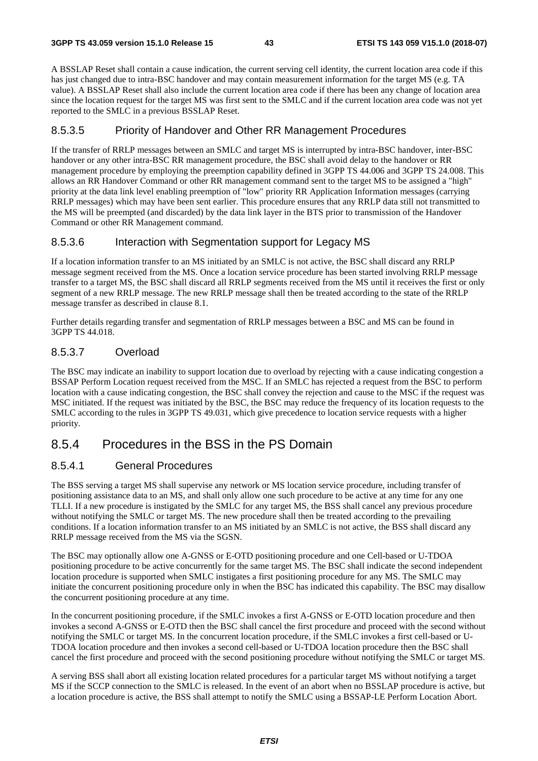A BSSLAP Reset shall contain a cause indication, the current serving cell identity, the current location area code if this has just changed due to intra-BSC handover and may contain measurement information for the target MS (e.g. TA value). A BSSLAP Reset shall also include the current location area code if there has been any change of location area since the location request for the target MS was first sent to the SMLC and if the current location area code was not yet reported to the SMLC in a previous BSSLAP Reset.

#### 8.5.3.5 Priority of Handover and Other RR Management Procedures

If the transfer of RRLP messages between an SMLC and target MS is interrupted by intra-BSC handover, inter-BSC handover or any other intra-BSC RR management procedure, the BSC shall avoid delay to the handover or RR management procedure by employing the preemption capability defined in 3GPP TS 44.006 and 3GPP TS 24.008. This allows an RR Handover Command or other RR management command sent to the target MS to be assigned a "high" priority at the data link level enabling preemption of "low" priority RR Application Information messages (carrying RRLP messages) which may have been sent earlier. This procedure ensures that any RRLP data still not transmitted to the MS will be preempted (and discarded) by the data link layer in the BTS prior to transmission of the Handover Command or other RR Management command.

#### 8.5.3.6 Interaction with Segmentation support for Legacy MS

If a location information transfer to an MS initiated by an SMLC is not active, the BSC shall discard any RRLP message segment received from the MS. Once a location service procedure has been started involving RRLP message transfer to a target MS, the BSC shall discard all RRLP segments received from the MS until it receives the first or only segment of a new RRLP message. The new RRLP message shall then be treated according to the state of the RRLP message transfer as described in clause 8.1.

Further details regarding transfer and segmentation of RRLP messages between a BSC and MS can be found in 3GPP TS 44.018.

#### 8.5.3.7 Overload

The BSC may indicate an inability to support location due to overload by rejecting with a cause indicating congestion a BSSAP Perform Location request received from the MSC. If an SMLC has rejected a request from the BSC to perform location with a cause indicating congestion, the BSC shall convey the rejection and cause to the MSC if the request was MSC initiated. If the request was initiated by the BSC, the BSC may reduce the frequency of its location requests to the SMLC according to the rules in 3GPP TS 49.031, which give precedence to location service requests with a higher priority.

### 8.5.4 Procedures in the BSS in the PS Domain

#### 8.5.4.1 General Procedures

The BSS serving a target MS shall supervise any network or MS location service procedure, including transfer of positioning assistance data to an MS, and shall only allow one such procedure to be active at any time for any one TLLI. If a new procedure is instigated by the SMLC for any target MS, the BSS shall cancel any previous procedure without notifying the SMLC or target MS. The new procedure shall then be treated according to the prevailing conditions. If a location information transfer to an MS initiated by an SMLC is not active, the BSS shall discard any RRLP message received from the MS via the SGSN.

The BSC may optionally allow one A-GNSS or E-OTD positioning procedure and one Cell-based or U-TDOA positioning procedure to be active concurrently for the same target MS. The BSC shall indicate the second independent location procedure is supported when SMLC instigates a first positioning procedure for any MS. The SMLC may initiate the concurrent positioning procedure only in when the BSC has indicated this capability. The BSC may disallow the concurrent positioning procedure at any time.

In the concurrent positioning procedure, if the SMLC invokes a first A-GNSS or E-OTD location procedure and then invokes a second A-GNSS or E-OTD then the BSC shall cancel the first procedure and proceed with the second without notifying the SMLC or target MS. In the concurrent location procedure, if the SMLC invokes a first cell-based or U-TDOA location procedure and then invokes a second cell-based or U-TDOA location procedure then the BSC shall cancel the first procedure and proceed with the second positioning procedure without notifying the SMLC or target MS.

A serving BSS shall abort all existing location related procedures for a particular target MS without notifying a target MS if the SCCP connection to the SMLC is released. In the event of an abort when no BSSLAP procedure is active, but a location procedure is active, the BSS shall attempt to notify the SMLC using a BSSAP-LE Perform Location Abort.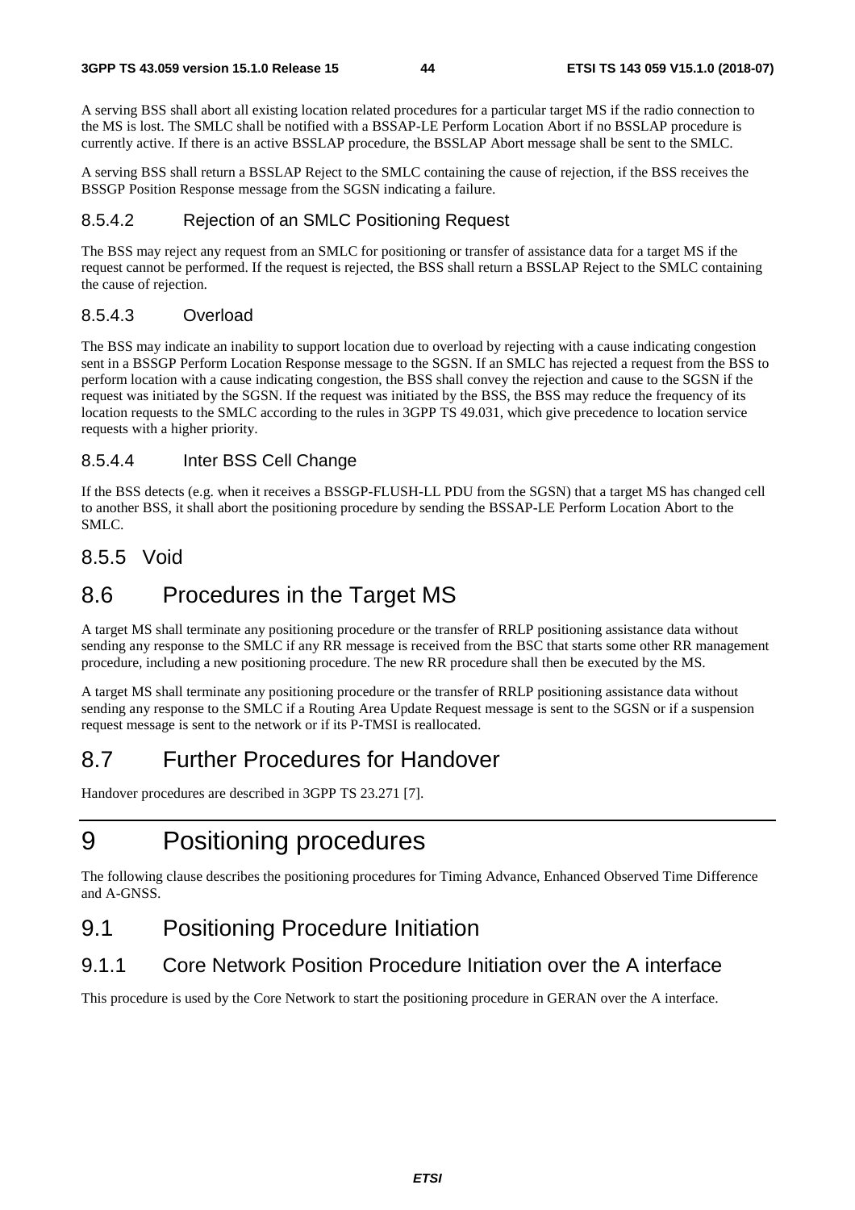A serving BSS shall abort all existing location related procedures for a particular target MS if the radio connection to the MS is lost. The SMLC shall be notified with a BSSAP-LE Perform Location Abort if no BSSLAP procedure is currently active. If there is an active BSSLAP procedure, the BSSLAP Abort message shall be sent to the SMLC.

A serving BSS shall return a BSSLAP Reject to the SMLC containing the cause of rejection, if the BSS receives the BSSGP Position Response message from the SGSN indicating a failure.

#### 8.5.4.2 Rejection of an SMLC Positioning Request

The BSS may reject any request from an SMLC for positioning or transfer of assistance data for a target MS if the request cannot be performed. If the request is rejected, the BSS shall return a BSSLAP Reject to the SMLC containing the cause of rejection.

#### 8.5.4.3 Overload

The BSS may indicate an inability to support location due to overload by rejecting with a cause indicating congestion sent in a BSSGP Perform Location Response message to the SGSN. If an SMLC has rejected a request from the BSS to perform location with a cause indicating congestion, the BSS shall convey the rejection and cause to the SGSN if the request was initiated by the SGSN. If the request was initiated by the BSS, the BSS may reduce the frequency of its location requests to the SMLC according to the rules in 3GPP TS 49.031, which give precedence to location service requests with a higher priority.

#### 8.5.4.4 Inter BSS Cell Change

If the BSS detects (e.g. when it receives a BSSGP-FLUSH-LL PDU from the SGSN) that a target MS has changed cell to another BSS, it shall abort the positioning procedure by sending the BSSAP-LE Perform Location Abort to the SMLC.

### 8.5.5 Void

## 8.6 Procedures in the Target MS

A target MS shall terminate any positioning procedure or the transfer of RRLP positioning assistance data without sending any response to the SMLC if any RR message is received from the BSC that starts some other RR management procedure, including a new positioning procedure. The new RR procedure shall then be executed by the MS.

A target MS shall terminate any positioning procedure or the transfer of RRLP positioning assistance data without sending any response to the SMLC if a Routing Area Update Request message is sent to the SGSN or if a suspension request message is sent to the network or if its P-TMSI is reallocated.

## 8.7 Further Procedures for Handover

Handover procedures are described in 3GPP TS 23.271 [7].

# 9 Positioning procedures

The following clause describes the positioning procedures for Timing Advance, Enhanced Observed Time Difference and A-GNSS.

## 9.1 Positioning Procedure Initiation

### 9.1.1 Core Network Position Procedure Initiation over the A interface

This procedure is used by the Core Network to start the positioning procedure in GERAN over the A interface.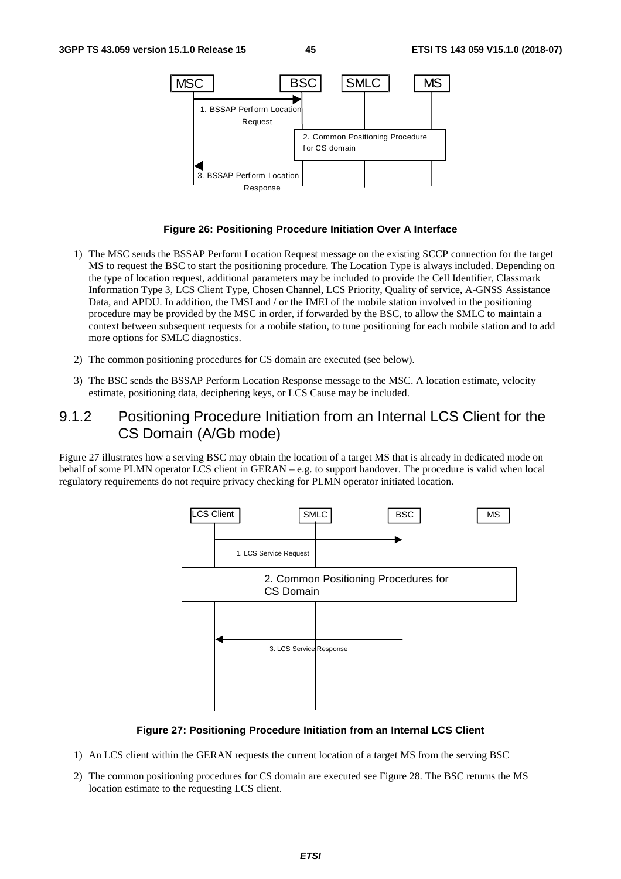MSC

BSC

SMLC

MS

1. BSSAP Perform Location Request

2. Common Positioning Procedure for CS domain

3. BSSAP Perform Location Response

**Figure 26: Positioning Procedure Initiation Over A Interface**

1) The MSC sends the BSSAP Perform Location Request message on the existing SCCP connection for the target MS to request the BSC to start the positioning procedure. The Location Type is always included. Depending on the type of location request, additional parameters may be included to provide the Cell Identifier, Classmark Information Type 3, LCS Client Type, Chosen Channel, LCS Priority, Quality of service, A-GNSS Assistance Data, and APDU. In addition, the IMSI and / or the IMEI of the mobile station involved in the positioning procedure may be provided by the MSC in order, if forwarded by the BSC, to allow the SMLC to maintain a context between subsequent requests for a mobile station, to tune positioning for each mobile station and to add more options for SMLC diagnostics.

2) The common positioning procedures for CS domain are executed (see below).

3) The BSC sends the BSSAP Perform Location Response message to the MSC. A location estimate, velocity estimate, positioning data, deciphering keys, or LCS Cause may be included.

### 9.1.2 Positioning Procedure Initiation from an Internal LCS Client for the CS Domain (A/Gb mode)

Figure 27 illustrates how a serving BSC may obtain the location of a target MS that is already in dedicated mode on behalf of some PLMN operator LCS client in GERAN – e.g. to support handover. The procedure is valid when local regulatory requirements do not require privacy checking for PLMN operator initiated location.

LCS Client

SMLC

BSC

MS

1. LCS Service Request

2. Common Positioning Procedures for CS Domain

3. LCS Service Response

**Figure 27: Positioning Procedure Initiation from an Internal LCS Client**

1) An LCS client within the GERAN requests the current location of a target MS from the serving BSC

2) The common positioning procedures for CS domain are executed see Figure 28. The BSC returns the MS location estimate to the requesting LCS client.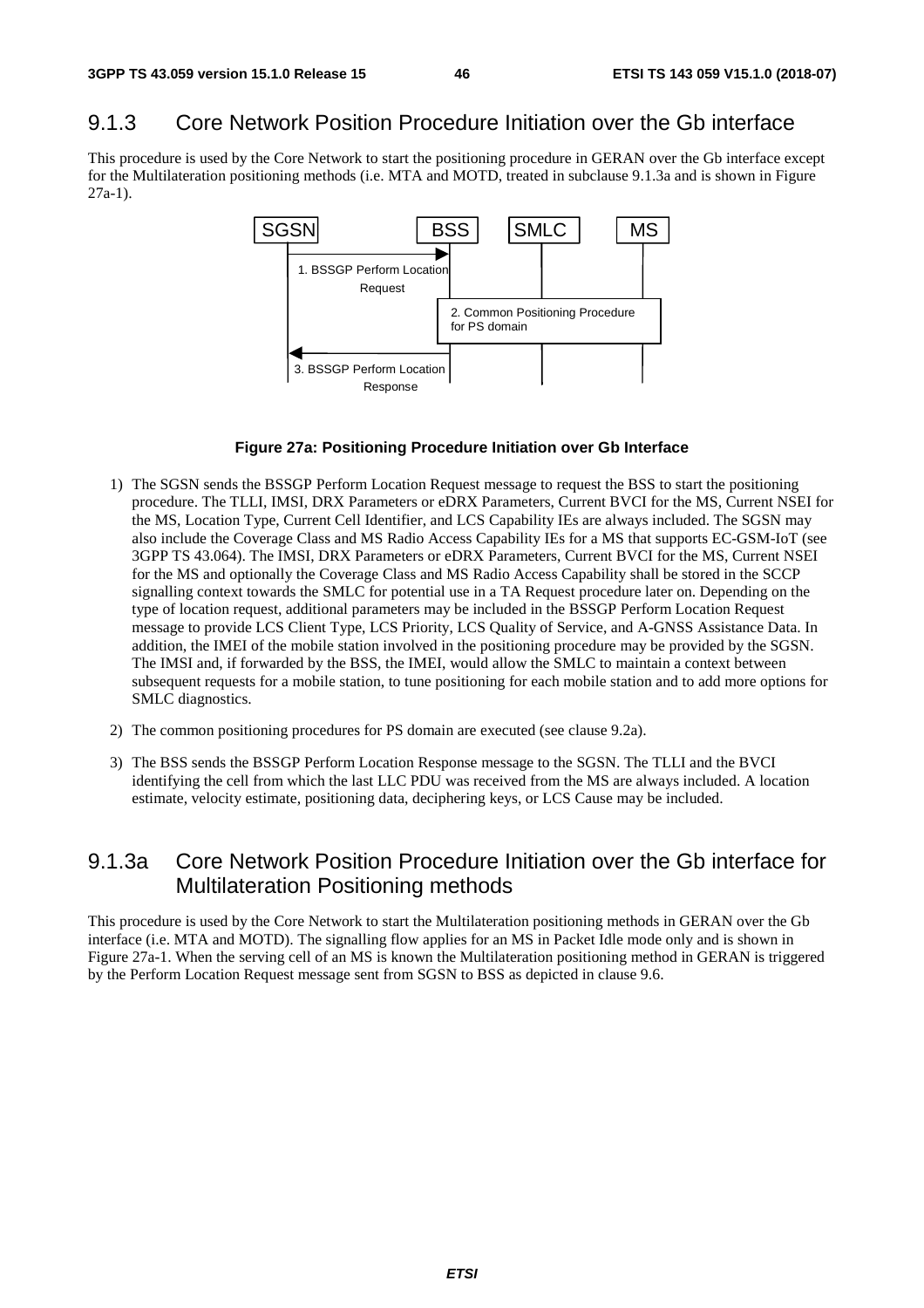## 9.1.3 Core Network Position Procedure Initiation over the Gb interface

This procedure is used by the Core Network to start the positioning procedure in GERAN over the Gb interface except for the Multilateration positioning methods (i.e. MTA and MOTD, treated in subclause 9.1.3a and is shown in Figure 27a-1).

SGSN
BSS
SMLC
MS
1. BSSGP Perform Location Request
2. Common Positioning Procedure for PS domain
3. BSSGP Perform Location Response

**Figure 27a: Positioning Procedure Initiation over Gb Interface**

1) The SGSN sends the BSSGP Perform Location Request message to request the BSS to start the positioning procedure. The TLLI, IMSI, DRX Parameters or eDRX Parameters, Current BVCI for the MS, Current NSEI for the MS, Location Type, Current Cell Identifier, and LCS Capability IEs are always included. The SGSN may also include the Coverage Class and MS Radio Access Capability IEs for a MS that supports EC-GSM-IoT (see 3GPP TS 43.064). The IMSI, DRX Parameters or eDRX Parameters, Current BVCI for the MS, Current NSEI for the MS and optionally the Coverage Class and MS Radio Access Capability shall be stored in the SCCP signalling context towards the SMLC for potential use in a TA Request procedure later on. Depending on the type of location request, additional parameters may be included in the BSSGP Perform Location Request message to provide LCS Client Type, LCS Priority, LCS Quality of Service, and A-GNSS Assistance Data. In addition, the IMEI of the mobile station involved in the positioning procedure may be provided by the SGSN. The IMSI and, if forwarded by the BSS, the IMEI, would allow the SMLC to maintain a context between subsequent requests for a mobile station, to tune positioning for each mobile station and to add more options for SMLC diagnostics.

2) The common positioning procedures for PS domain are executed (see clause 9.2a).

3) The BSS sends the BSSGP Perform Location Response message to the SGSN. The TLLI and the BVCI identifying the cell from which the last LLC PDU was received from the MS are always included. A location estimate, velocity estimate, positioning data, deciphering keys, or LCS Cause may be included.

## 9.1.3a Core Network Position Procedure Initiation over the Gb interface for Multilateration Positioning methods

This procedure is used by the Core Network to start the Multilateration positioning methods in GERAN over the Gb interface (i.e. MTA and MOTD). The signalling flow applies for an MS in Packet Idle mode only and is shown in Figure 27a-1. When the serving cell of an MS is known the Multilateration positioning method in GERAN is triggered by the Perform Location Request message sent from SGSN to BSS as depicted in clause 9.6.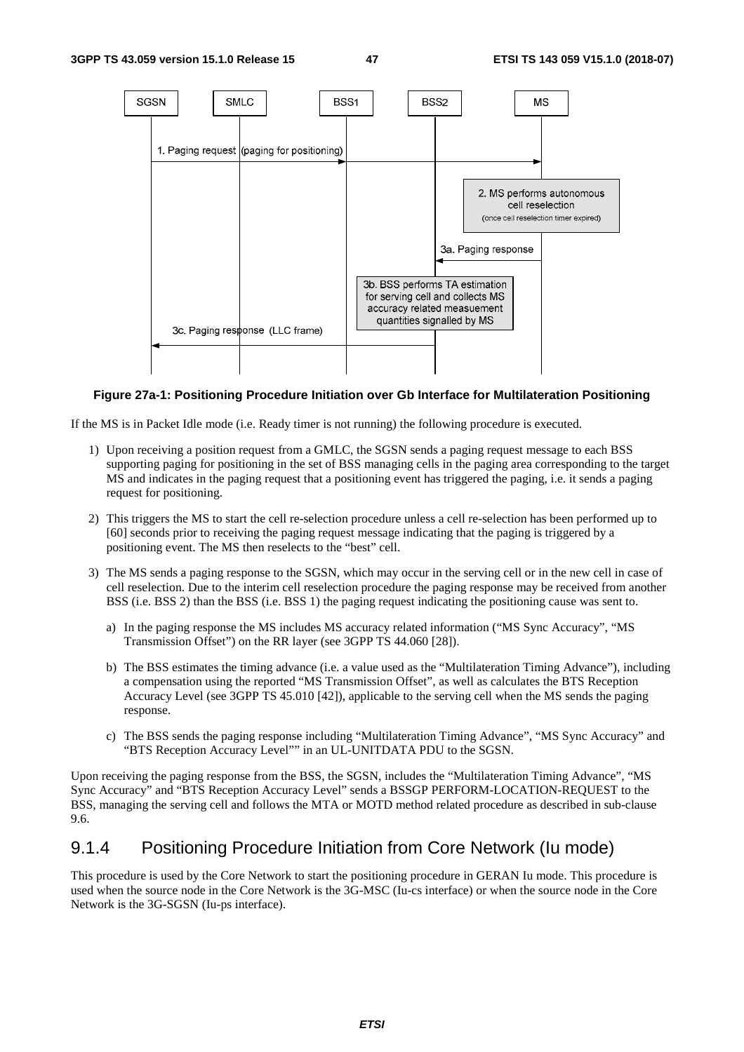SGSN

SMLC

BSS1

BSS2

MS

1. Paging request (paging for positioning)

2. MS performs autonomous cell reselection (once cell reselection timer expired)

3a. Paging response

3b. BSS performs TA estimation for serving cell and collects MS accuracy related measuement quantities signalled by MS

3c. Paging response (LLC frame)

**Figure 27a-1: Positioning Procedure Initiation over Gb Interface for Multilateration Positioning**

If the MS is in Packet Idle mode (i.e. Ready timer is not running) the following procedure is executed.

1) Upon receiving a position request from a GMLC, the SGSN sends a paging request message to each BSS supporting paging for positioning in the set of BSS managing cells in the paging area corresponding to the target MS and indicates in the paging request that a positioning event has triggered the paging, i.e. it sends a paging request for positioning.

2) This triggers the MS to start the cell re-selection procedure unless a cell re-selection has been performed up to [60] seconds prior to receiving the paging request message indicating that the paging is triggered by a positioning event. The MS then reselects to the "best" cell.

3) The MS sends a paging response to the SGSN, which may occur in the serving cell or in the new cell in case of cell reselection. Due to the interim cell reselection procedure the paging response may be received from another BSS (i.e. BSS 2) than the BSS (i.e. BSS 1) the paging request indicating the positioning cause was sent to.

   a) In the paging response the MS includes MS accuracy related information ("MS Sync Accuracy", "MS Transmission Offset") on the RR layer (see 3GPP TS 44.060 [28]).

   b) The BSS estimates the timing advance (i.e. a value used as the "Multilateration Timing Advance"), including a compensation using the reported "MS Transmission Offset", as well as calculates the BTS Reception Accuracy Level (see 3GPP TS 45.010 [42]), applicable to the serving cell when the MS sends the paging response.

   c) The BSS sends the paging response including "Multilateration Timing Advance", "MS Sync Accuracy" and "BTS Reception Accuracy Level"" in an UL-UNITDATA PDU to the SGSN.

Upon receiving the paging response from the BSS, the SGSN, includes the "Multilateration Timing Advance", "MS Sync Accuracy" and "BTS Reception Accuracy Level" sends a BSSGP PERFORM-LOCATION-REQUEST to the BSS, managing the serving cell and follows the MTA or MOTD method related procedure as described in sub-clause 9.6.

## 9.1.4 Positioning Procedure Initiation from Core Network (Iu mode)

This procedure is used by the Core Network to start the positioning procedure in GERAN Iu mode. This procedure is used when the source node in the Core Network is the 3G-MSC (Iu-cs interface) or when the source node in the Core Network is the 3G-SGSN (Iu-ps interface).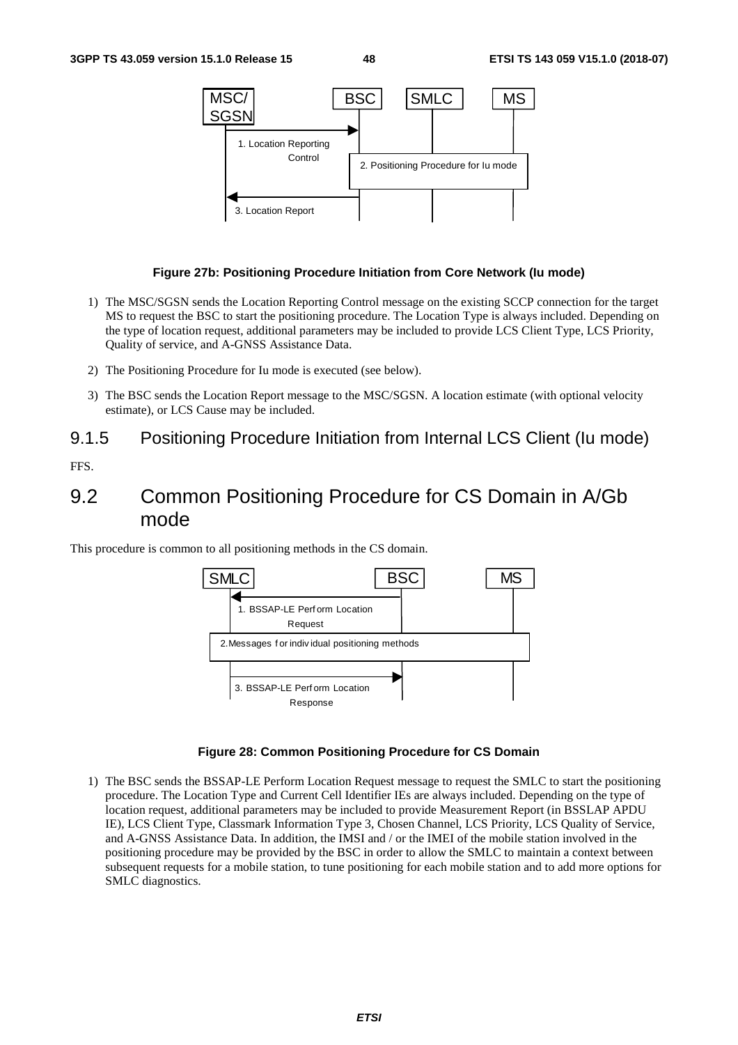MSC/SGSN
BSC
SMLC
MS
1. Location Reporting Control
2. Positioning Procedure for Iu mode
3. Location Report

**Figure 27b: Positioning Procedure Initiation from Core Network (Iu mode)**

1) The MSC/SGSN sends the Location Reporting Control message on the existing SCCP connection for the target MS to request the BSC to start the positioning procedure. The Location Type is always included. Depending on the type of location request, additional parameters may be included to provide LCS Client Type, LCS Priority, Quality of service, and A-GNSS Assistance Data.

2) The Positioning Procedure for Iu mode is executed (see below).

3) The BSC sends the Location Report message to the MSC/SGSN. A location estimate (with optional velocity estimate), or LCS Cause may be included.

### 9.1.5 Positioning Procedure Initiation from Internal LCS Client (Iu mode)

FFS.

## 9.2 Common Positioning Procedure for CS Domain in A/Gb mode

This procedure is common to all positioning methods in the CS domain.

SMLC
BSC
MS
1. BSSAP-LE Perform Location Request
2.Messages for individual positioning methods
3. BSSAP-LE Perform Location Response

**Figure 28: Common Positioning Procedure for CS Domain**

1) The BSC sends the BSSAP-LE Perform Location Request message to request the SMLC to start the positioning procedure. The Location Type and Current Cell Identifier IEs are always included. Depending on the type of location request, additional parameters may be included to provide Measurement Report (in BSSLAP APDU IE), LCS Client Type, Classmark Information Type 3, Chosen Channel, LCS Priority, LCS Quality of Service, and A-GNSS Assistance Data. In addition, the IMSI and / or the IMEI of the mobile station involved in the positioning procedure may be provided by the BSC in order to allow the SMLC to maintain a context between subsequent requests for a mobile station, to tune positioning for each mobile station and to add more options for SMLC diagnostics.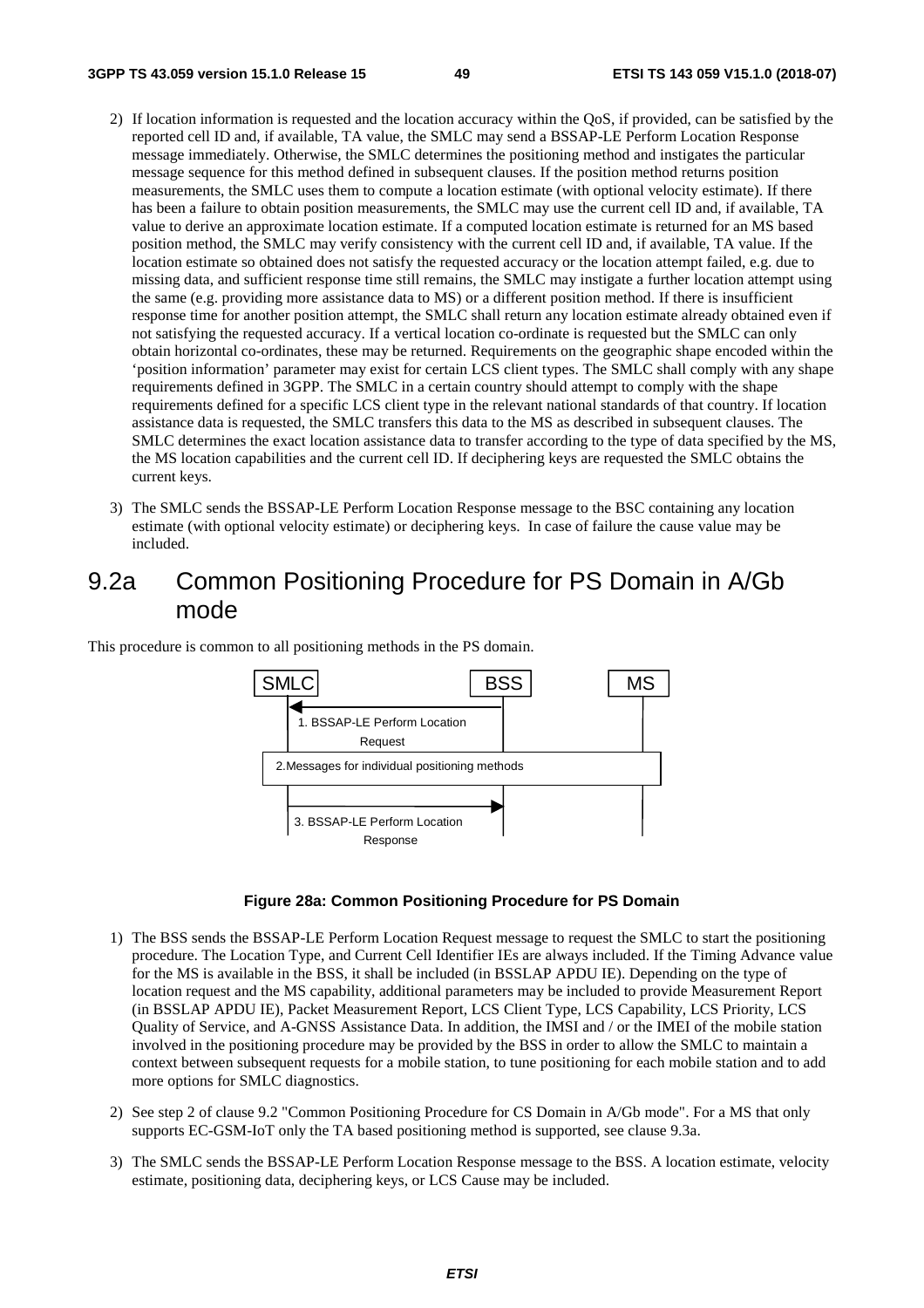2) If location information is requested and the location accuracy within the QoS, if provided, can be satisfied by the reported cell ID and, if available, TA value, the SMLC may send a BSSAP-LE Perform Location Response message immediately. Otherwise, the SMLC determines the positioning method and instigates the particular message sequence for this method defined in subsequent clauses. If the position method returns position measurements, the SMLC uses them to compute a location estimate (with optional velocity estimate). If there has been a failure to obtain position measurements, the SMLC may use the current cell ID and, if available, TA value to derive an approximate location estimate. If a computed location estimate is returned for an MS based position method, the SMLC may verify consistency with the current cell ID and, if available, TA value. If the location estimate so obtained does not satisfy the requested accuracy or the location attempt failed, e.g. due to missing data, and sufficient response time still remains, the SMLC may instigate a further location attempt using the same (e.g. providing more assistance data to MS) or a different position method. If there is insufficient response time for another position attempt, the SMLC shall return any location estimate already obtained even if not satisfying the requested accuracy. If a vertical location co-ordinate is requested but the SMLC can only obtain horizontal co-ordinates, these may be returned. Requirements on the geographic shape encoded within the 'position information' parameter may exist for certain LCS client types. The SMLC shall comply with any shape requirements defined in 3GPP. The SMLC in a certain country should attempt to comply with the shape requirements defined for a specific LCS client type in the relevant national standards of that country. If location assistance data is requested, the SMLC transfers this data to the MS as described in subsequent clauses. The SMLC determines the exact location assistance data to transfer according to the type of data specified by the MS, the MS location capabilities and the current cell ID. If deciphering keys are requested the SMLC obtains the current keys.

3) The SMLC sends the BSSAP-LE Perform Location Response message to the BSC containing any location estimate (with optional velocity estimate) or deciphering keys. In case of failure the cause value may be included.

# 9.2a Common Positioning Procedure for PS Domain in A/Gb mode

This procedure is common to all positioning methods in the PS domain.

SMLC
BSS
MS
1. BSSAP-LE Perform Location Request
2.Messages for individual positioning methods
3. BSSAP-LE Perform Location Response

**Figure 28a: Common Positioning Procedure for PS Domain**

1) The BSS sends the BSSAP-LE Perform Location Request message to request the SMLC to start the positioning procedure. The Location Type, and Current Cell Identifier IEs are always included. If the Timing Advance value for the MS is available in the BSS, it shall be included (in BSSLAP APDU IE). Depending on the type of location request and the MS capability, additional parameters may be included to provide Measurement Report (in BSSLAP APDU IE), Packet Measurement Report, LCS Client Type, LCS Capability, LCS Priority, LCS Quality of Service, and A-GNSS Assistance Data. In addition, the IMSI and / or the IMEI of the mobile station involved in the positioning procedure may be provided by the BSS in order to allow the SMLC to maintain a context between subsequent requests for a mobile station, to tune positioning for each mobile station and to add more options for SMLC diagnostics.

2) See step 2 of clause 9.2 "Common Positioning Procedure for CS Domain in A/Gb mode". For a MS that only supports EC-GSM-IoT only the TA based positioning method is supported, see clause 9.3a.

3) The SMLC sends the BSSAP-LE Perform Location Response message to the BSS. A location estimate, velocity estimate, positioning data, deciphering keys, or LCS Cause may be included.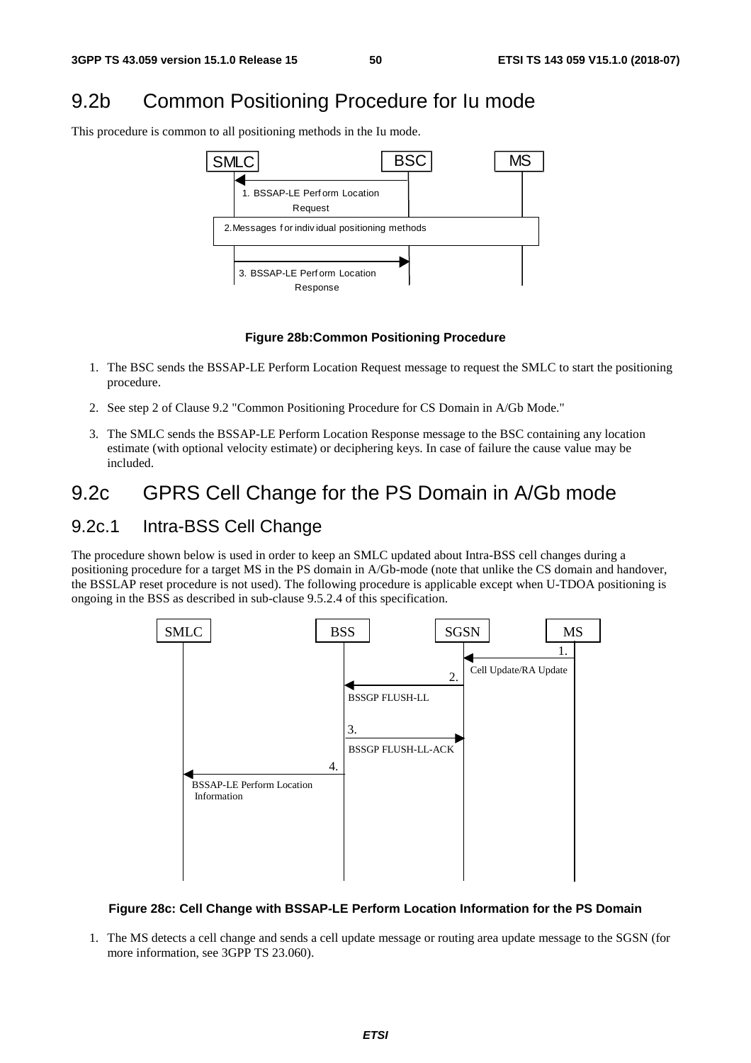## 9.2b Common Positioning Procedure for Iu mode

This procedure is common to all positioning methods in the Iu mode.

SMLC
BSC
MS
1. BSSAP-LE Perform Location Request
2. Messages for individual positioning methods
3. BSSAP-LE Perform Location Response

**Figure 28b:Common Positioning Procedure**

1. The BSC sends the BSSAP-LE Perform Location Request message to request the SMLC to start the positioning procedure.
2. See step 2 of Clause 9.2 "Common Positioning Procedure for CS Domain in A/Gb Mode."
3. The SMLC sends the BSSAP-LE Perform Location Response message to the BSC containing any location estimate (with optional velocity estimate) or deciphering keys. In case of failure the cause value may be included.

## 9.2c GPRS Cell Change for the PS Domain in A/Gb mode

### 9.2c.1 Intra-BSS Cell Change

The procedure shown below is used in order to keep an SMLC updated about Intra-BSS cell changes during a positioning procedure for a target MS in the PS domain in A/Gb-mode (note that unlike the CS domain and handover, the BSSLAP reset procedure is not used). The following procedure is applicable except when U-TDOA positioning is ongoing in the BSS as described in sub-clause 9.5.2.4 of this specification.

SMLC
BSS
SGSN
MS
1. Cell Update/RA Update
2. BSSGP FLUSH-LL
3. BSSGP FLUSH-LL-ACK
4. BSSAP-LE Perform Location Information

**Figure 28c: Cell Change with BSSAP-LE Perform Location Information for the PS Domain**

1. The MS detects a cell change and sends a cell update message or routing area update message to the SGSN (for more information, see 3GPP TS 23.060).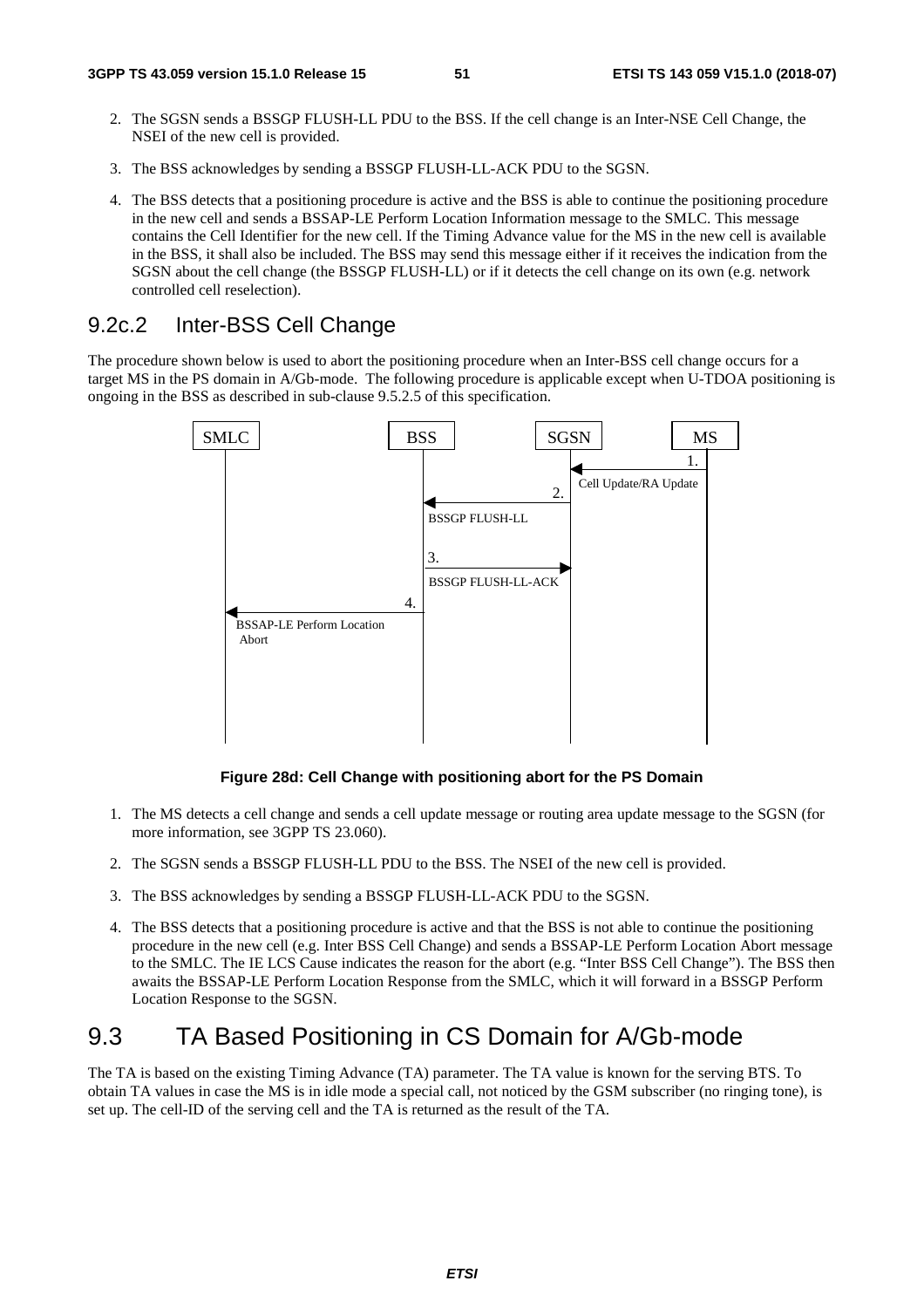2. The SGSN sends a BSSGP FLUSH-LL PDU to the BSS. If the cell change is an Inter-NSE Cell Change, the NSEI of the new cell is provided.

3. The BSS acknowledges by sending a BSSGP FLUSH-LL-ACK PDU to the SGSN.

4. The BSS detects that a positioning procedure is active and the BSS is able to continue the positioning procedure in the new cell and sends a BSSAP-LE Perform Location Information message to the SMLC. This message contains the Cell Identifier for the new cell. If the Timing Advance value for the MS in the new cell is available in the BSS, it shall also be included. The BSS may send this message either if it receives the indication from the SGSN about the cell change (the BSSGP FLUSH-LL) or if it detects the cell change on its own (e.g. network controlled cell reselection).

### 9.2c.2 Inter-BSS Cell Change

The procedure shown below is used to abort the positioning procedure when an Inter-BSS cell change occurs for a target MS in the PS domain in A/Gb-mode. The following procedure is applicable except when U-TDOA positioning is ongoing in the BSS as described in sub-clause 9.5.2.5 of this specification.

SMLC
BSS
SGSN
MS
1.
Cell Update/RA Update
2.
BSSGP FLUSH-LL
3.
BSSGP FLUSH-LL-ACK
4.
BSSAP-LE Perform Location Abort

**Figure 28d: Cell Change with positioning abort for the PS Domain**

1. The MS detects a cell change and sends a cell update message or routing area update message to the SGSN (for more information, see 3GPP TS 23.060).

2. The SGSN sends a BSSGP FLUSH-LL PDU to the BSS. The NSEI of the new cell is provided.

3. The BSS acknowledges by sending a BSSGP FLUSH-LL-ACK PDU to the SGSN.

4. The BSS detects that a positioning procedure is active and that the BSS is not able to continue the positioning procedure in the new cell (e.g. Inter BSS Cell Change) and sends a BSSAP-LE Perform Location Abort message to the SMLC. The IE LCS Cause indicates the reason for the abort (e.g. "Inter BSS Cell Change"). The BSS then awaits the BSSAP-LE Perform Location Response from the SMLC, which it will forward in a BSSGP Perform Location Response to the SGSN.

## 9.3 TA Based Positioning in CS Domain for A/Gb-mode

The TA is based on the existing Timing Advance (TA) parameter. The TA value is known for the serving BTS. To obtain TA values in case the MS is in idle mode a special call, not noticed by the GSM subscriber (no ringing tone), is set up. The cell-ID of the serving cell and the TA is returned as the result of the TA.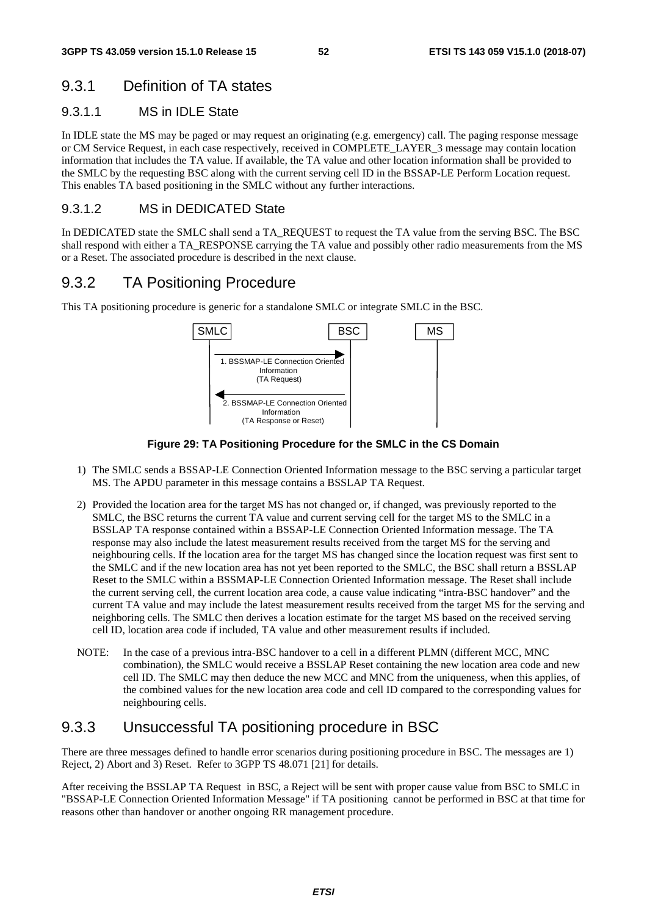## 9.3.1 Definition of TA states

### 9.3.1.1 MS in IDLE State

In IDLE state the MS may be paged or may request an originating (e.g. emergency) call. The paging response message or CM Service Request, in each case respectively, received in COMPLETE_LAYER_3 message may contain location information that includes the TA value. If available, the TA value and other location information shall be provided to the SMLC by the requesting BSC along with the current serving cell ID in the BSSAP-LE Perform Location request. This enables TA based positioning in the SMLC without any further interactions.

### 9.3.1.2 MS in DEDICATED State

In DEDICATED state the SMLC shall send a TA_REQUEST to request the TA value from the serving BSC. The BSC shall respond with either a TA_RESPONSE carrying the TA value and possibly other radio measurements from the MS or a Reset. The associated procedure is described in the next clause.

## 9.3.2 TA Positioning Procedure

This TA positioning procedure is generic for a standalone SMLC or integrate SMLC in the BSC.

SMLC

BSC

MS

1. BSSMAP-LE Connection Oriented Information (TA Request)

2. BSSMAP-LE Connection Oriented Information (TA Response or Reset)

**Figure 29: TA Positioning Procedure for the SMLC in the CS Domain**

1) The SMLC sends a BSSAP-LE Connection Oriented Information message to the BSC serving a particular target MS. The APDU parameter in this message contains a BSSLAP TA Request.

2) Provided the location area for the target MS has not changed or, if changed, was previously reported to the SMLC, the BSC returns the current TA value and current serving cell for the target MS to the SMLC in a BSSLAP TA response contained within a BSSAP-LE Connection Oriented Information message. The TA response may also include the latest measurement results received from the target MS for the serving and neighbouring cells. If the location area for the target MS has changed since the location request was first sent to the SMLC and if the new location area has not yet been reported to the SMLC, the BSC shall return a BSSLAP Reset to the SMLC within a BSSMAP-LE Connection Oriented Information message. The Reset shall include the current serving cell, the current location area code, a cause value indicating "intra-BSC handover" and the current TA value and may include the latest measurement results received from the target MS for the serving and neighboring cells. The SMLC then derives a location estimate for the target MS based on the received serving cell ID, location area code if included, TA value and other measurement results if included.

NOTE: In the case of a previous intra-BSC handover to a cell in a different PLMN (different MCC, MNC combination), the SMLC would receive a BSSLAP Reset containing the new location area code and new cell ID. The SMLC may then deduce the new MCC and MNC from the uniqueness, when this applies, of the combined values for the new location area code and cell ID compared to the corresponding values for neighbouring cells.

## 9.3.3 Unsuccessful TA positioning procedure in BSC

There are three messages defined to handle error scenarios during positioning procedure in BSC. The messages are 1) Reject, 2) Abort and 3) Reset. Refer to 3GPP TS 48.071 [21] for details.

After receiving the BSSLAP TA Request in BSC, a Reject will be sent with proper cause value from BSC to SMLC in "BSSAP-LE Connection Oriented Information Message" if TA positioning cannot be performed in BSC at that time for reasons other than handover or another ongoing RR management procedure.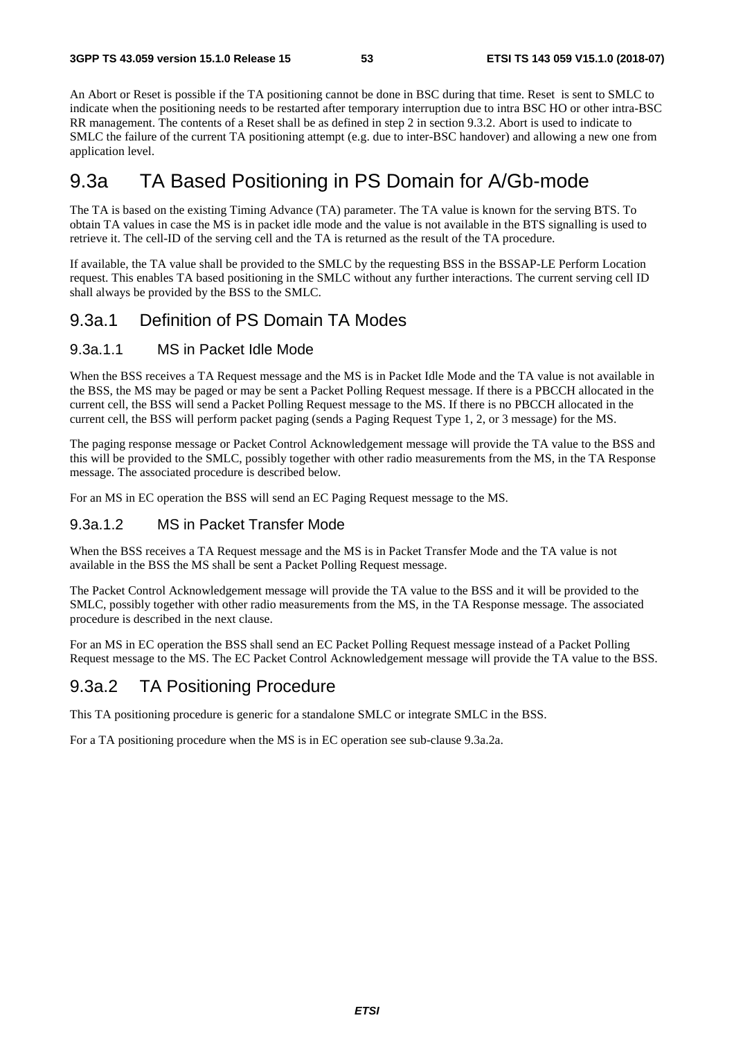An Abort or Reset is possible if the TA positioning cannot be done in BSC during that time. Reset is sent to SMLC to indicate when the positioning needs to be restarted after temporary interruption due to intra BSC HO or other intra-BSC RR management. The contents of a Reset shall be as defined in step 2 in section 9.3.2. Abort is used to indicate to SMLC the failure of the current TA positioning attempt (e.g. due to inter-BSC handover) and allowing a new one from application level.

# 9.3a TA Based Positioning in PS Domain for A/Gb-mode

The TA is based on the existing Timing Advance (TA) parameter. The TA value is known for the serving BTS. To obtain TA values in case the MS is in packet idle mode and the value is not available in the BTS signalling is used to retrieve it. The cell-ID of the serving cell and the TA is returned as the result of the TA procedure.

If available, the TA value shall be provided to the SMLC by the requesting BSS in the BSSAP-LE Perform Location request. This enables TA based positioning in the SMLC without any further interactions. The current serving cell ID shall always be provided by the BSS to the SMLC.

## 9.3a.1 Definition of PS Domain TA Modes

### 9.3a.1.1 MS in Packet Idle Mode

When the BSS receives a TA Request message and the MS is in Packet Idle Mode and the TA value is not available in the BSS, the MS may be paged or may be sent a Packet Polling Request message. If there is a PBCCH allocated in the current cell, the BSS will send a Packet Polling Request message to the MS. If there is no PBCCH allocated in the current cell, the BSS will perform packet paging (sends a Paging Request Type 1, 2, or 3 message) for the MS.

The paging response message or Packet Control Acknowledgement message will provide the TA value to the BSS and this will be provided to the SMLC, possibly together with other radio measurements from the MS, in the TA Response message. The associated procedure is described below.

For an MS in EC operation the BSS will send an EC Paging Request message to the MS.

### 9.3a.1.2 MS in Packet Transfer Mode

When the BSS receives a TA Request message and the MS is in Packet Transfer Mode and the TA value is not available in the BSS the MS shall be sent a Packet Polling Request message.

The Packet Control Acknowledgement message will provide the TA value to the BSS and it will be provided to the SMLC, possibly together with other radio measurements from the MS, in the TA Response message. The associated procedure is described in the next clause.

For an MS in EC operation the BSS shall send an EC Packet Polling Request message instead of a Packet Polling Request message to the MS. The EC Packet Control Acknowledgement message will provide the TA value to the BSS.

## 9.3a.2 TA Positioning Procedure

This TA positioning procedure is generic for a standalone SMLC or integrate SMLC in the BSS.

For a TA positioning procedure when the MS is in EC operation see sub-clause 9.3a.2a.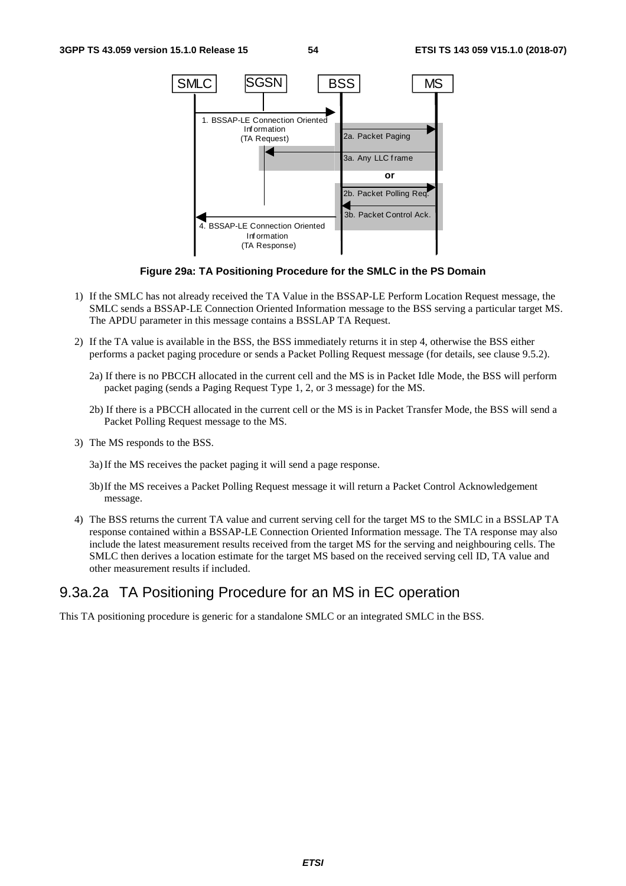SMLC
SGSN
BSS
MS
1. BSSAP-LE Connection Oriented Information (TA Request)
2a. Packet Paging
3a. Any LLC frame
or
2b. Packet Polling Req.
3b. Packet Control Ack.
4. BSSAP-LE Connection Oriented Information (TA Response)

**Figure 29a: TA Positioning Procedure for the SMLC in the PS Domain**

1) If the SMLC has not already received the TA Value in the BSSAP-LE Perform Location Request message, the SMLC sends a BSSAP-LE Connection Oriented Information message to the BSS serving a particular target MS. The APDU parameter in this message contains a BSSLAP TA Request.

2) If the TA value is available in the BSS, the BSS immediately returns it in step 4, otherwise the BSS either performs a packet paging procedure or sends a Packet Polling Request message (for details, see clause 9.5.2).

   2a) If there is no PBCCH allocated in the current cell and the MS is in Packet Idle Mode, the BSS will perform packet paging (sends a Paging Request Type 1, 2, or 3 message) for the MS.

   2b) If there is a PBCCH allocated in the current cell or the MS is in Packet Transfer Mode, the BSS will send a Packet Polling Request message to the MS.

3) The MS responds to the BSS.

   3a) If the MS receives the packet paging it will send a page response.

   3b) If the MS receives a Packet Polling Request message it will return a Packet Control Acknowledgement message.

4) The BSS returns the current TA value and current serving cell for the target MS to the SMLC in a BSSLAP TA response contained within a BSSAP-LE Connection Oriented Information message. The TA response may also include the latest measurement results received from the target MS for the serving and neighbouring cells. The SMLC then derives a location estimate for the target MS based on the received serving cell ID, TA value and other measurement results if included.

## 9.3a.2a TA Positioning Procedure for an MS in EC operation

This TA positioning procedure is generic for a standalone SMLC or an integrated SMLC in the BSS.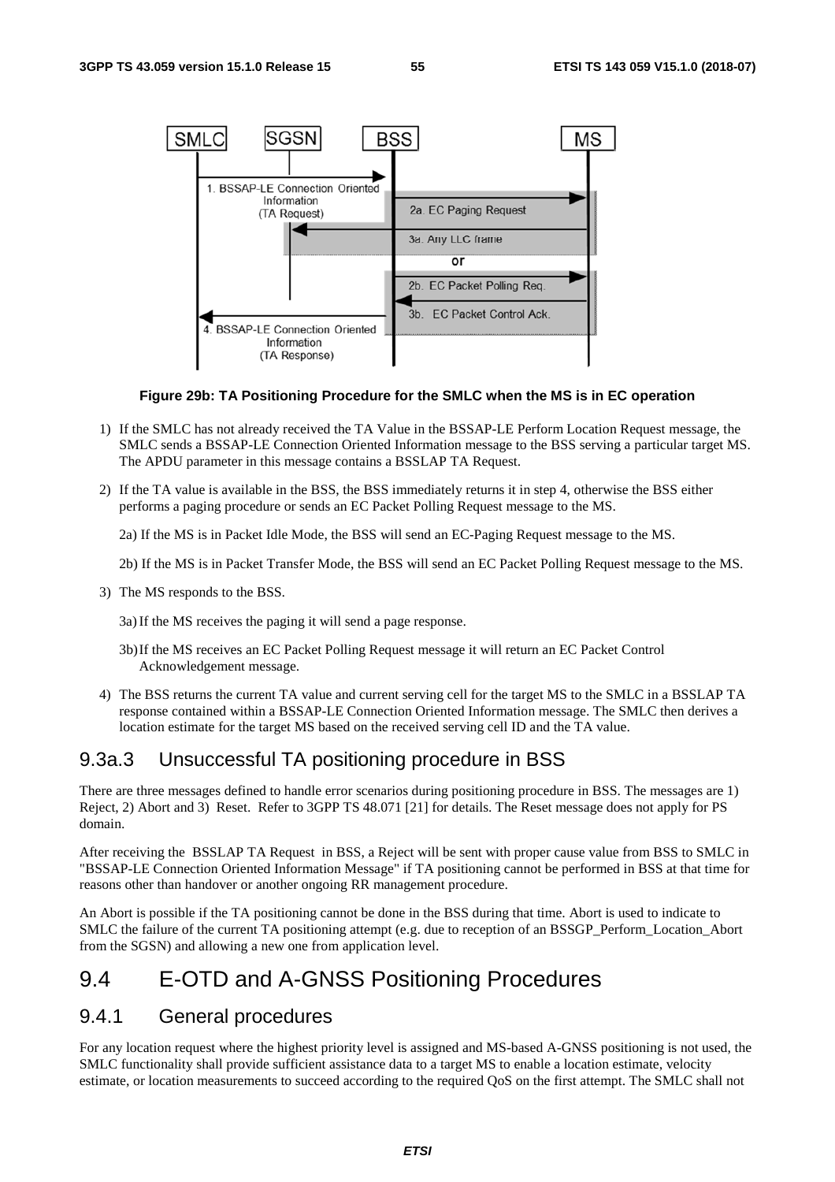**Figure 29b: TA Positioning Procedure for the SMLC when the MS is in EC operation**

1) If the SMLC has not already received the TA Value in the BSSAP-LE Perform Location Request message, the SMLC sends a BSSAP-LE Connection Oriented Information message to the BSS serving a particular target MS. The APDU parameter in this message contains a BSSLAP TA Request.

2) If the TA value is available in the BSS, the BSS immediately returns it in step 4, otherwise the BSS either performs a paging procedure or sends an EC Packet Polling Request message to the MS.

   2a) If the MS is in Packet Idle Mode, the BSS will send an EC-Paging Request message to the MS.

   2b) If the MS is in Packet Transfer Mode, the BSS will send an EC Packet Polling Request message to the MS.

3) The MS responds to the BSS.

   3a) If the MS receives the paging it will send a page response.

   3b) If the MS receives an EC Packet Polling Request message it will return an EC Packet Control Acknowledgement message.

4) The BSS returns the current TA value and current serving cell for the target MS to the SMLC in a BSSLAP TA response contained within a BSSAP-LE Connection Oriented Information message. The SMLC then derives a location estimate for the target MS based on the received serving cell ID and the TA value.

### 9.3a.3 Unsuccessful TA positioning procedure in BSS

There are three messages defined to handle error scenarios during positioning procedure in BSS. The messages are 1) Reject, 2) Abort and 3) Reset. Refer to 3GPP TS 48.071 [21] for details. The Reset message does not apply for PS domain.

After receiving the BSSLAP TA Request in BSS, a Reject will be sent with proper cause value from BSS to SMLC in "BSSAP-LE Connection Oriented Information Message" if TA positioning cannot be performed in BSS at that time for reasons other than handover or another ongoing RR management procedure.

An Abort is possible if the TA positioning cannot be done in the BSS during that time. Abort is used to indicate to SMLC the failure of the current TA positioning attempt (e.g. due to reception of an BSSGP_Perform_Location_Abort from the SGSN) and allowing a new one from application level.

## 9.4 E-OTD and A-GNSS Positioning Procedures

### 9.4.1 General procedures

For any location request where the highest priority level is assigned and MS-based A-GNSS positioning is not used, the SMLC functionality shall provide sufficient assistance data to a target MS to enable a location estimate, velocity estimate, or location measurements to succeed according to the required QoS on the first attempt. The SMLC shall not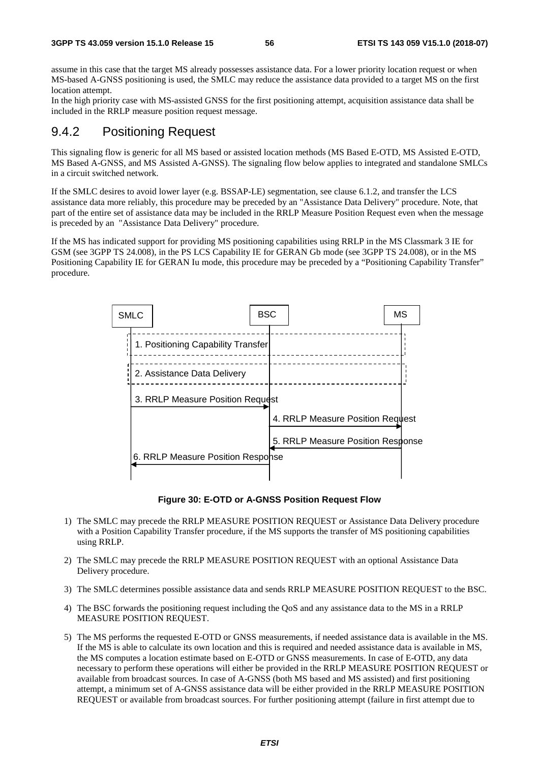assume in this case that the target MS already possesses assistance data. For a lower priority location request or when MS-based A-GNSS positioning is used, the SMLC may reduce the assistance data provided to a target MS on the first location attempt.
In the high priority case with MS-assisted GNSS for the first positioning attempt, acquisition assistance data shall be included in the RRLP measure position request message.

## 9.4.2 Positioning Request

This signaling flow is generic for all MS based or assisted location methods (MS Based E-OTD, MS Assisted E-OTD, MS Based A-GNSS, and MS Assisted A-GNSS). The signaling flow below applies to integrated and standalone SMLCs in a circuit switched network.

If the SMLC desires to avoid lower layer (e.g. BSSAP-LE) segmentation, see clause 6.1.2, and transfer the LCS assistance data more reliably, this procedure may be preceded by an "Assistance Data Delivery" procedure. Note, that part of the entire set of assistance data may be included in the RRLP Measure Position Request even when the message is preceded by an "Assistance Data Delivery" procedure.

If the MS has indicated support for providing MS positioning capabilities using RRLP in the MS Classmark 3 IE for GSM (see 3GPP TS 24.008), in the PS LCS Capability IE for GERAN Gb mode (see 3GPP TS 24.008), or in the MS Positioning Capability IE for GERAN Iu mode, this procedure may be preceded by a "Positioning Capability Transfer" procedure.

SMLC
BSC
MS
1. Positioning Capability Transfer
2. Assistance Data Delivery
3. RRLP Measure Position Request
4. RRLP Measure Position Request
5. RRLP Measure Position Response
6. RRLP Measure Position Response

**Figure 30: E-OTD or A-GNSS Position Request Flow**

1) The SMLC may precede the RRLP MEASURE POSITION REQUEST or Assistance Data Delivery procedure with a Position Capability Transfer procedure, if the MS supports the transfer of MS positioning capabilities using RRLP.

2) The SMLC may precede the RRLP MEASURE POSITION REQUEST with an optional Assistance Data Delivery procedure.

3) The SMLC determines possible assistance data and sends RRLP MEASURE POSITION REQUEST to the BSC.

4) The BSC forwards the positioning request including the QoS and any assistance data to the MS in a RRLP MEASURE POSITION REQUEST.

5) The MS performs the requested E-OTD or GNSS measurements, if needed assistance data is available in the MS. If the MS is able to calculate its own location and this is required and needed assistance data is available in MS, the MS computes a location estimate based on E-OTD or GNSS measurements. In case of E-OTD, any data necessary to perform these operations will either be provided in the RRLP MEASURE POSITION REQUEST or available from broadcast sources. In case of A-GNSS (both MS based and MS assisted) and first positioning attempt, a minimum set of A-GNSS assistance data will be either provided in the RRLP MEASURE POSITION REQUEST or available from broadcast sources. For further positioning attempt (failure in first attempt due to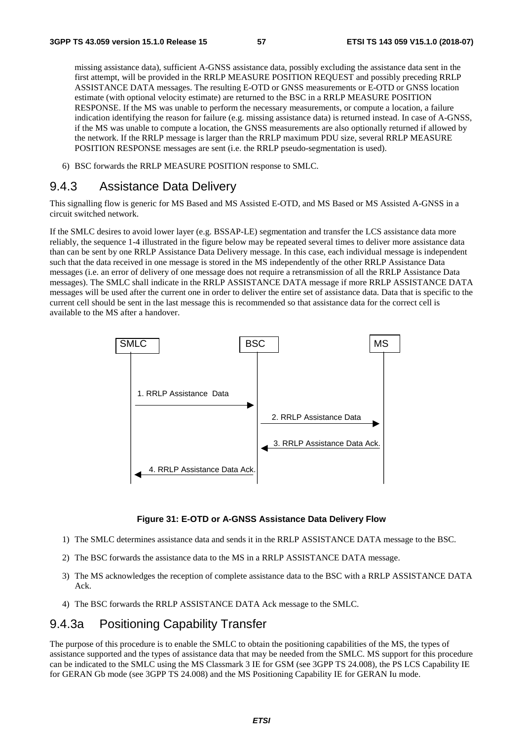missing assistance data), sufficient A-GNSS assistance data, possibly excluding the assistance data sent in the first attempt, will be provided in the RRLP MEASURE POSITION REQUEST and possibly preceding RRLP ASSISTANCE DATA messages. The resulting E-OTD or GNSS measurements or E-OTD or GNSS location estimate (with optional velocity estimate) are returned to the BSC in a RRLP MEASURE POSITION RESPONSE. If the MS was unable to perform the necessary measurements, or compute a location, a failure indication identifying the reason for failure (e.g. missing assistance data) is returned instead. In case of A-GNSS, if the MS was unable to compute a location, the GNSS measurements are also optionally returned if allowed by the network. If the RRLP message is larger than the RRLP maximum PDU size, several RRLP MEASURE POSITION RESPONSE messages are sent (i.e. the RRLP pseudo-segmentation is used).

6) BSC forwards the RRLP MEASURE POSITION response to SMLC.

## 9.4.3 Assistance Data Delivery

This signalling flow is generic for MS Based and MS Assisted E-OTD, and MS Based or MS Assisted A-GNSS in a circuit switched network.

If the SMLC desires to avoid lower layer (e.g. BSSAP-LE) segmentation and transfer the LCS assistance data more reliably, the sequence 1-4 illustrated in the figure below may be repeated several times to deliver more assistance data than can be sent by one RRLP Assistance Data Delivery message. In this case, each individual message is independent such that the data received in one message is stored in the MS independently of the other RRLP Assistance Data messages (i.e. an error of delivery of one message does not require a retransmission of all the RRLP Assistance Data messages). The SMLC shall indicate in the RRLP ASSISTANCE DATA message if more RRLP ASSISTANCE DATA messages will be used after the current one in order to deliver the entire set of assistance data. Data that is specific to the current cell should be sent in the last message this is recommended so that assistance data for the correct cell is available to the MS after a handover.

SMLC
BSC
MS
1. RRLP Assistance Data
2. RRLP Assistance Data
3. RRLP Assistance Data Ack.
4. RRLP Assistance Data Ack.

**Figure 31: E-OTD or A-GNSS Assistance Data Delivery Flow**

1) The SMLC determines assistance data and sends it in the RRLP ASSISTANCE DATA message to the BSC.

2) The BSC forwards the assistance data to the MS in a RRLP ASSISTANCE DATA message.

3) The MS acknowledges the reception of complete assistance data to the BSC with a RRLP ASSISTANCE DATA Ack.

4) The BSC forwards the RRLP ASSISTANCE DATA Ack message to the SMLC.

## 9.4.3a Positioning Capability Transfer

The purpose of this procedure is to enable the SMLC to obtain the positioning capabilities of the MS, the types of assistance supported and the types of assistance data that may be needed from the SMLC. MS support for this procedure can be indicated to the SMLC using the MS Classmark 3 IE for GSM (see 3GPP TS 24.008), the PS LCS Capability IE for GERAN Gb mode (see 3GPP TS 24.008) and the MS Positioning Capability IE for GERAN Iu mode.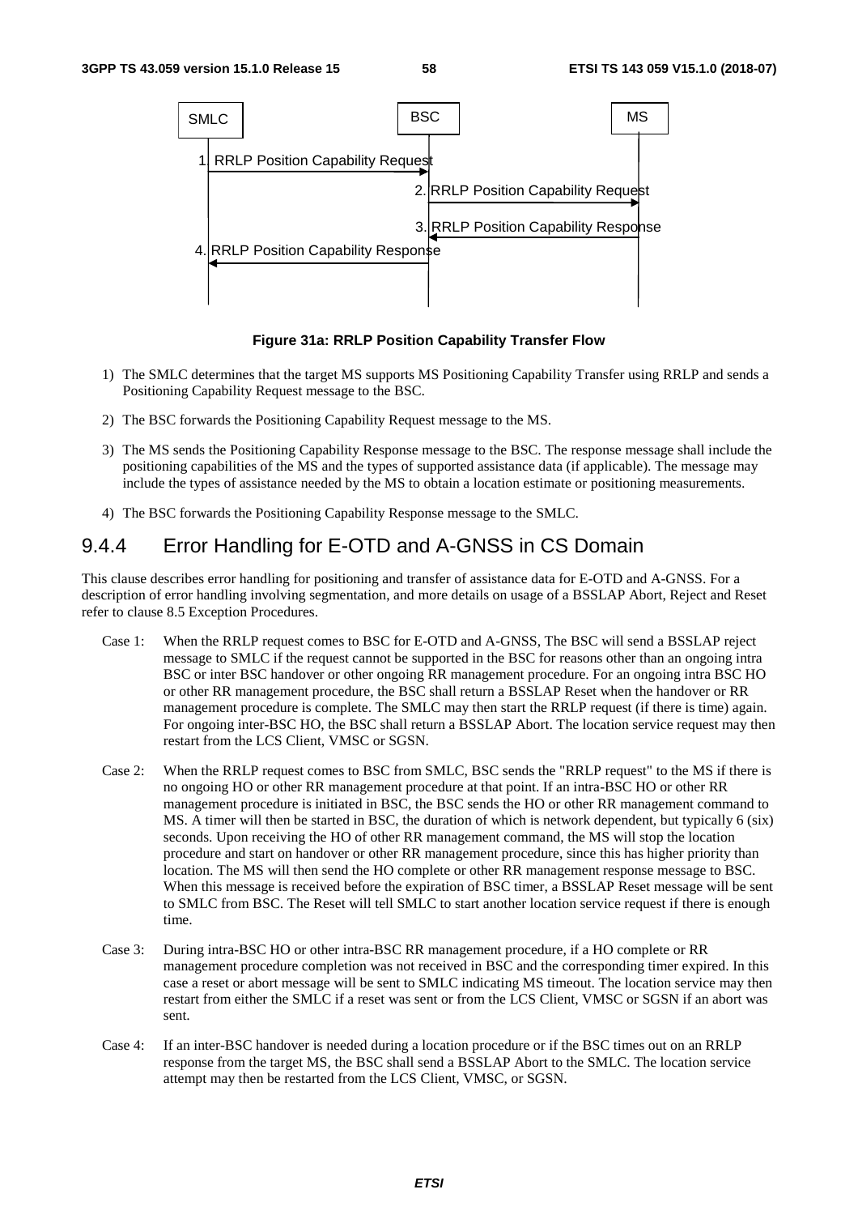SMLC

BSC

MS

1. RRLP Position Capability Request

2. RRLP Position Capability Request

3. RRLP Position Capability Response

4. RRLP Position Capability Response

**Figure 31a: RRLP Position Capability Transfer Flow**

1) The SMLC determines that the target MS supports MS Positioning Capability Transfer using RRLP and sends a Positioning Capability Request message to the BSC.

2) The BSC forwards the Positioning Capability Request message to the MS.

3) The MS sends the Positioning Capability Response message to the BSC. The response message shall include the positioning capabilities of the MS and the types of supported assistance data (if applicable). The message may include the types of assistance needed by the MS to obtain a location estimate or positioning measurements.

4) The BSC forwards the Positioning Capability Response message to the SMLC.

## 9.4.4 Error Handling for E-OTD and A-GNSS in CS Domain

This clause describes error handling for positioning and transfer of assistance data for E-OTD and A-GNSS. For a description of error handling involving segmentation, and more details on usage of a BSSLAP Abort, Reject and Reset refer to clause 8.5 Exception Procedures.

Case 1: When the RRLP request comes to BSC for E-OTD and A-GNSS, The BSC will send a BSSLAP reject message to SMLC if the request cannot be supported in the BSC for reasons other than an ongoing intra BSC or inter BSC handover or other ongoing RR management procedure. For an ongoing intra BSC HO or other RR management procedure, the BSC shall return a BSSLAP Reset when the handover or RR management procedure is complete. The SMLC may then start the RRLP request (if there is time) again. For ongoing inter-BSC HO, the BSC shall return a BSSLAP Abort. The location service request may then restart from the LCS Client, VMSC or SGSN.

Case 2: When the RRLP request comes to BSC from SMLC, BSC sends the "RRLP request" to the MS if there is no ongoing HO or other RR management procedure at that point. If an intra-BSC HO or other RR management procedure is initiated in BSC, the BSC sends the HO or other RR management command to MS. A timer will then be started in BSC, the duration of which is network dependent, but typically 6 (six) seconds. Upon receiving the HO of other RR management command, the MS will stop the location procedure and start on handover or other RR management procedure, since this has higher priority than location. The MS will then send the HO complete or other RR management response message to BSC. When this message is received before the expiration of BSC timer, a BSSLAP Reset message will be sent to SMLC from BSC. The Reset will tell SMLC to start another location service request if there is enough time.

Case 3: During intra-BSC HO or other intra-BSC RR management procedure, if a HO complete or RR management procedure completion was not received in BSC and the corresponding timer expired. In this case a reset or abort message will be sent to SMLC indicating MS timeout. The location service may then restart from either the SMLC if a reset was sent or from the LCS Client, VMSC or SGSN if an abort was sent.

Case 4: If an inter-BSC handover is needed during a location procedure or if the BSC times out on an RRLP response from the target MS, the BSC shall send a BSSLAP Abort to the SMLC. The location service attempt may then be restarted from the LCS Client, VMSC, or SGSN.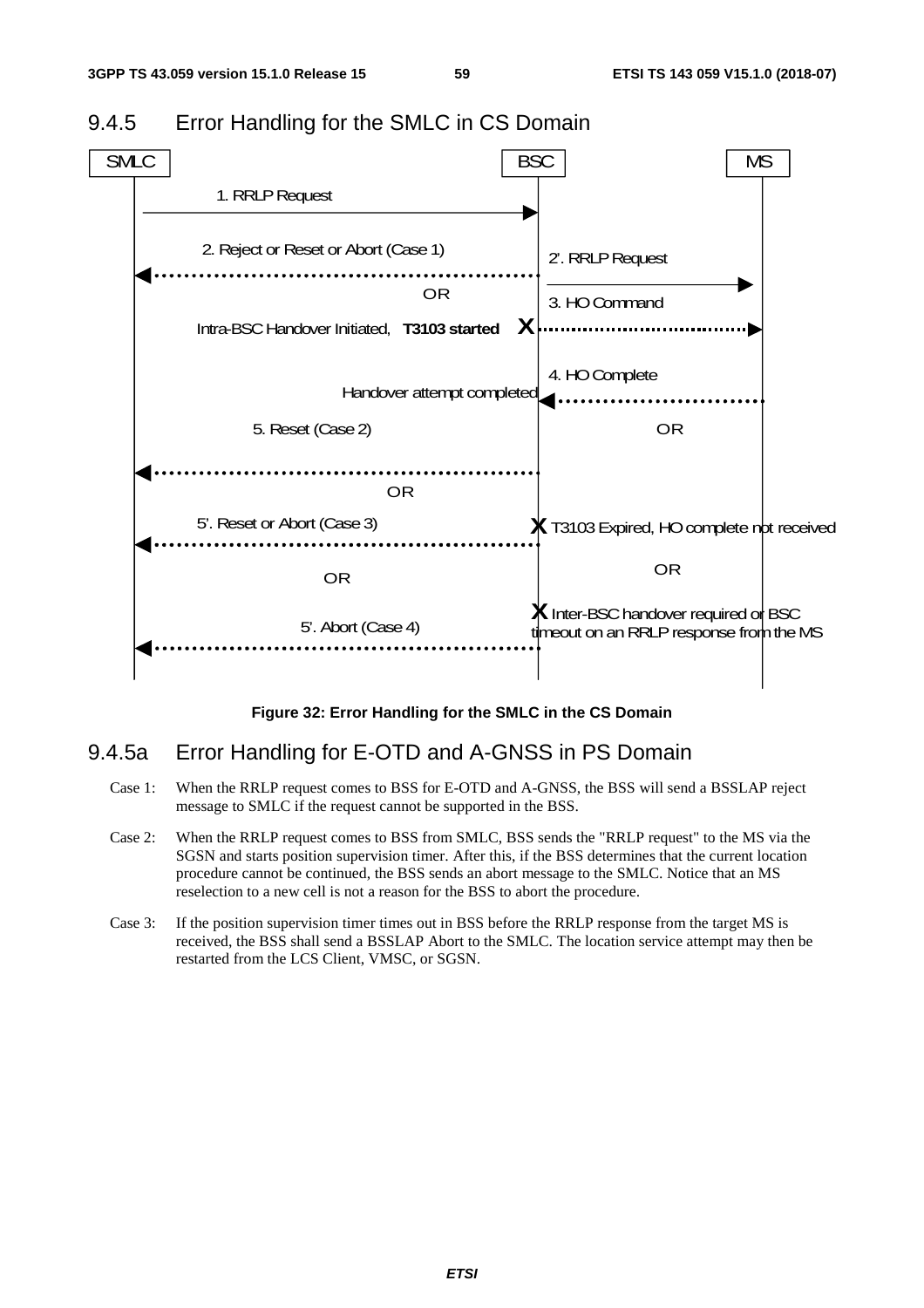## 9.4.5 Error Handling for the SMLC in CS Domain

SMLC

BSC

MS

1. RRLP Request

2. Reject or Reset or Abort (Case 1)

2'. RRLP Request

OR

3. HO Command

Intra-BSC Handover Initiated, **T3103 started** X

4. HO Complete

Handover attempt completed

5. Reset (Case 2)

OR

OR

5'. Reset or Abort (Case 3)

X T3103 Expired, HO complete not received

OR

OR

X Inter-BSC handover required or BSC timeout on an RRLP response from the MS

5'. Abort (Case 4)

**Figure 32: Error Handling for the SMLC in the CS Domain**

## 9.4.5a Error Handling for E-OTD and A-GNSS in PS Domain

Case 1: When the RRLP request comes to BSS for E-OTD and A-GNSS, the BSS will send a BSSLAP reject message to SMLC if the request cannot be supported in the BSS.

Case 2: When the RRLP request comes to BSS from SMLC, BSS sends the "RRLP request" to the MS via the SGSN and starts position supervision timer. After this, if the BSS determines that the current location procedure cannot be continued, the BSS sends an abort message to the SMLC. Notice that an MS reselection to a new cell is not a reason for the BSS to abort the procedure.

Case 3: If the position supervision timer times out in BSS before the RRLP response from the target MS is received, the BSS shall send a BSSLAP Abort to the SMLC. The location service attempt may then be restarted from the LCS Client, VMSC, or SGSN.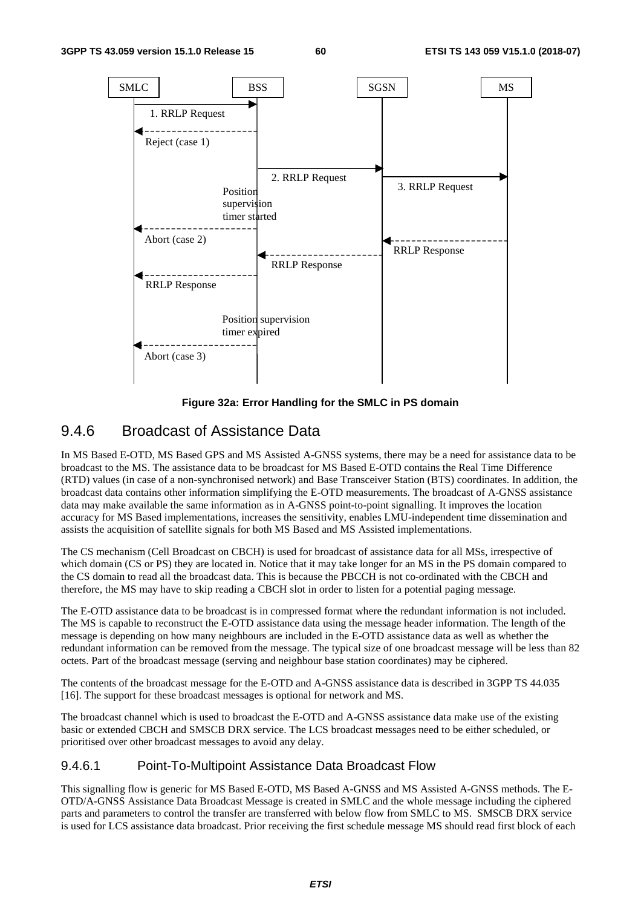SMLC BSS SGSN MS

1. RRLP Request

Reject (case 1)

2. RRLP Request

3. RRLP Request

Position supervision timer started

Abort (case 2)

RRLP Response

RRLP Response

RRLP Response

Position supervision timer expired

Abort (case 3)

**Figure 32a: Error Handling for the SMLC in PS domain**

## 9.4.6 Broadcast of Assistance Data

In MS Based E-OTD, MS Based GPS and MS Assisted A-GNSS systems, there may be a need for assistance data to be broadcast to the MS. The assistance data to be broadcast for MS Based E-OTD contains the Real Time Difference (RTD) values (in case of a non-synchronised network) and Base Transceiver Station (BTS) coordinates. In addition, the broadcast data contains other information simplifying the E-OTD measurements. The broadcast of A-GNSS assistance data may make available the same information as in A-GNSS point-to-point signalling. It improves the location accuracy for MS Based implementations, increases the sensitivity, enables LMU-independent time dissemination and assists the acquisition of satellite signals for both MS Based and MS Assisted implementations.

The CS mechanism (Cell Broadcast on CBCH) is used for broadcast of assistance data for all MSs, irrespective of which domain (CS or PS) they are located in. Notice that it may take longer for an MS in the PS domain compared to the CS domain to read all the broadcast data. This is because the PBCCH is not co-ordinated with the CBCH and therefore, the MS may have to skip reading a CBCH slot in order to listen for a potential paging message.

The E-OTD assistance data to be broadcast is in compressed format where the redundant information is not included. The MS is capable to reconstruct the E-OTD assistance data using the message header information. The length of the message is depending on how many neighbours are included in the E-OTD assistance data as well as whether the redundant information can be removed from the message. The typical size of one broadcast message will be less than 82 octets. Part of the broadcast message (serving and neighbour base station coordinates) may be ciphered.

The contents of the broadcast message for the E-OTD and A-GNSS assistance data is described in 3GPP TS 44.035 [16]. The support for these broadcast messages is optional for network and MS.

The broadcast channel which is used to broadcast the E-OTD and A-GNSS assistance data make use of the existing basic or extended CBCH and SMSCB DRX service. The LCS broadcast messages need to be either scheduled, or prioritised over other broadcast messages to avoid any delay.

### 9.4.6.1 Point-To-Multipoint Assistance Data Broadcast Flow

This signalling flow is generic for MS Based E-OTD, MS Based A-GNSS and MS Assisted A-GNSS methods. The E-OTD/A-GNSS Assistance Data Broadcast Message is created in SMLC and the whole message including the ciphered parts and parameters to control the transfer are transferred with below flow from SMLC to MS. SMSCB DRX service is used for LCS assistance data broadcast. Prior receiving the first schedule message MS should read first block of each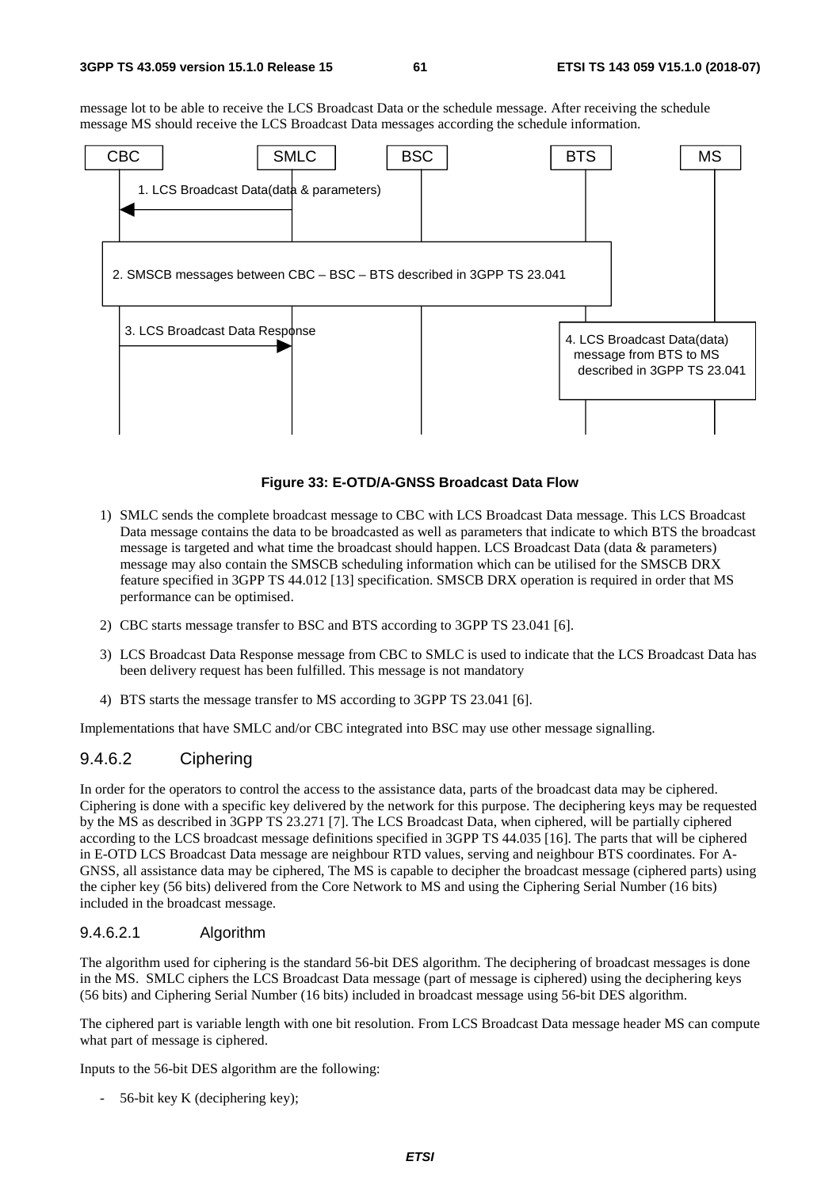message lot to be able to receive the LCS Broadcast Data or the schedule message. After receiving the schedule message MS should receive the LCS Broadcast Data messages according the schedule information.

CBC
SMLC
BSC
BTS
MS
1. LCS Broadcast Data(data & parameters)
2. SMSCB messages between CBC – BSC – BTS described in 3GPP TS 23.041
3. LCS Broadcast Data Response
4. LCS Broadcast Data(data) message from BTS to MS described in 3GPP TS 23.041

**Figure 33: E-OTD/A-GNSS Broadcast Data Flow**

1) SMLC sends the complete broadcast message to CBC with LCS Broadcast Data message. This LCS Broadcast Data message contains the data to be broadcasted as well as parameters that indicate to which BTS the broadcast message is targeted and what time the broadcast should happen. LCS Broadcast Data (data & parameters) message may also contain the SMSCB scheduling information which can be utilised for the SMSCB DRX feature specified in 3GPP TS 44.012 [13] specification. SMSCB DRX operation is required in order that MS performance can be optimised.

2) CBC starts message transfer to BSC and BTS according to 3GPP TS 23.041 [6].

3) LCS Broadcast Data Response message from CBC to SMLC is used to indicate that the LCS Broadcast Data has been delivery request has been fulfilled. This message is not mandatory

4) BTS starts the message transfer to MS according to 3GPP TS 23.041 [6].

Implementations that have SMLC and/or CBC integrated into BSC may use other message signalling.

### 9.4.6.2 Ciphering

In order for the operators to control the access to the assistance data, parts of the broadcast data may be ciphered. Ciphering is done with a specific key delivered by the network for this purpose. The deciphering keys may be requested by the MS as described in 3GPP TS 23.271 [7]. The LCS Broadcast Data, when ciphered, will be partially ciphered according to the LCS broadcast message definitions specified in 3GPP TS 44.035 [16]. The parts that will be ciphered in E-OTD LCS Broadcast Data message are neighbour RTD values, serving and neighbour BTS coordinates. For A-GNSS, all assistance data may be ciphered, The MS is capable to decipher the broadcast message (ciphered parts) using the cipher key (56 bits) delivered from the Core Network to MS and using the Ciphering Serial Number (16 bits) included in the broadcast message.

#### 9.4.6.2.1 Algorithm

The algorithm used for ciphering is the standard 56-bit DES algorithm. The deciphering of broadcast messages is done in the MS. SMLC ciphers the LCS Broadcast Data message (part of message is ciphered) using the deciphering keys (56 bits) and Ciphering Serial Number (16 bits) included in broadcast message using 56-bit DES algorithm.

The ciphered part is variable length with one bit resolution. From LCS Broadcast Data message header MS can compute what part of message is ciphered.

Inputs to the 56-bit DES algorithm are the following:

- 56-bit key K (deciphering key);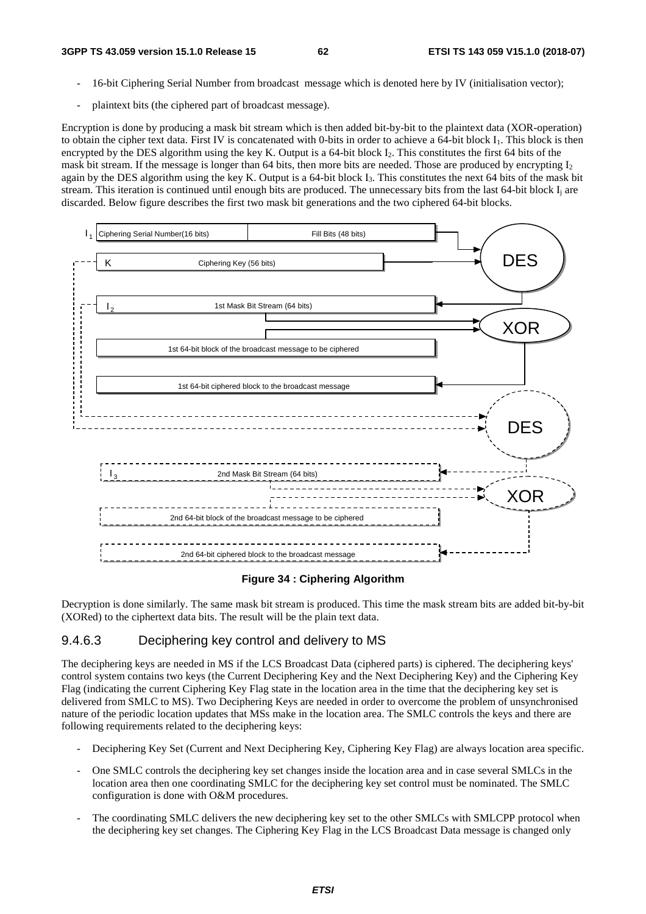- 16-bit Ciphering Serial Number from broadcast message which is denoted here by IV (initialisation vector);

- plaintext bits (the ciphered part of broadcast message).

Encryption is done by producing a mask bit stream which is then added bit-by-bit to the plaintext data (XOR-operation) to obtain the cipher text data. First IV is concatenated with 0-bits in order to achieve a 64-bit block $I_1$. This block is then encrypted by the DES algorithm using the key K. Output is a 64-bit block $I_2$. This constitutes the first 64 bits of the mask bit stream. If the message is longer than 64 bits, then more bits are needed. Those are produced by encrypting $I_2$ again by the DES algorithm using the key K. Output is a 64-bit block $I_3$. This constitutes the next 64 bits of the mask bit stream. This iteration is continued until enough bits are produced. The unnecessary bits from the last 64-bit block $I_j$ are discarded. Below figure describes the first two mask bit generations and the two ciphered 64-bit blocks.

I1
Ciphering Serial Number(16 bits)
Fill Bits (48 bits)
K
Ciphering Key (56 bits)
DES
I2
1st Mask Bit Stream (64 bits)
XOR
1st 64-bit block of the broadcast message to be ciphered
1st 64-bit ciphered block to the broadcast message
DES
I3
2nd Mask Bit Stream (64 bits)
XOR
2nd 64-bit block of the broadcast message to be ciphered
2nd 64-bit ciphered block to the broadcast message

**Figure 34 : Ciphering Algorithm**

Decryption is done similarly. The same mask bit stream is produced. This time the mask stream bits are added bit-by-bit (XORed) to the ciphertext data bits. The result will be the plain text data.

### 9.4.6.3 Deciphering key control and delivery to MS

The deciphering keys are needed in MS if the LCS Broadcast Data (ciphered parts) is ciphered. The deciphering keys' control system contains two keys (the Current Deciphering Key and the Next Deciphering Key) and the Ciphering Key Flag (indicating the current Ciphering Key Flag state in the location area in the time that the deciphering key set is delivered from SMLC to MS). Two Deciphering Keys are needed in order to overcome the problem of unsynchronised nature of the periodic location updates that MSs make in the location area. The SMLC controls the keys and there are following requirements related to the deciphering keys:

- Deciphering Key Set (Current and Next Deciphering Key, Ciphering Key Flag) are always location area specific.

- One SMLC controls the deciphering key set changes inside the location area and in case several SMLCs in the location area then one coordinating SMLC for the deciphering key set control must be nominated. The SMLC configuration is done with O&M procedures.

- The coordinating SMLC delivers the new deciphering key set to the other SMLCs with SMLCPP protocol when the deciphering key set changes. The Ciphering Key Flag in the LCS Broadcast Data message is changed only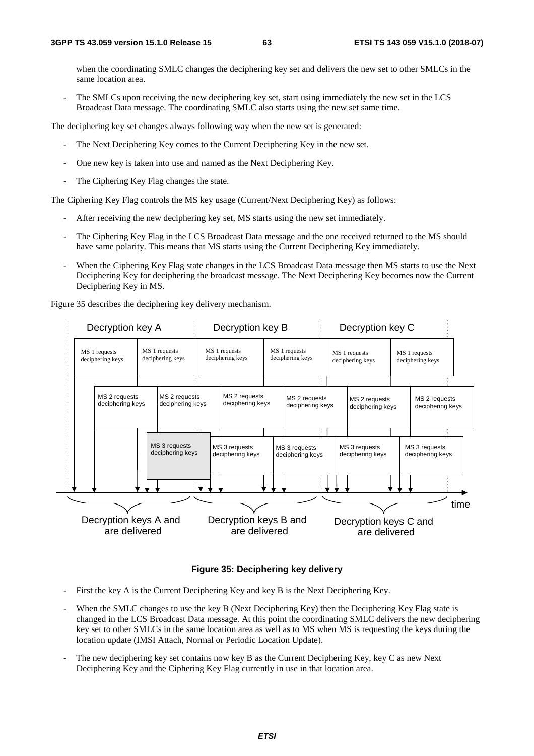when the coordinating SMLC changes the deciphering key set and delivers the new set to other SMLCs in the same location area.

- The SMLCs upon receiving the new deciphering key set, start using immediately the new set in the LCS Broadcast Data message. The coordinating SMLC also starts using the new set same time.

The deciphering key set changes always following way when the new set is generated:

- The Next Deciphering Key comes to the Current Deciphering Key in the new set.
- One new key is taken into use and named as the Next Deciphering Key.
- The Ciphering Key Flag changes the state.

The Ciphering Key Flag controls the MS key usage (Current/Next Deciphering Key) as follows:

- After receiving the new deciphering key set, MS starts using the new set immediately.
- The Ciphering Key Flag in the LCS Broadcast Data message and the one received returned to the MS should have same polarity. This means that MS starts using the Current Deciphering Key immediately.
- When the Ciphering Key Flag state changes in the LCS Broadcast Data message then MS starts to use the Next Deciphering Key for deciphering the broadcast message. The Next Deciphering Key becomes now the Current Deciphering Key in MS.

Figure 35 describes the deciphering key delivery mechanism.

Decryption key A
Decryption key B
Decryption key C
MS 1 requests deciphering keys
MS 2 requests deciphering keys
MS 3 requests deciphering keys
time
Decryption keys A and are delivered
Decryption keys B and are delivered
Decryption keys C and are delivered

**Figure 35: Deciphering key delivery**

- First the key A is the Current Deciphering Key and key B is the Next Deciphering Key.
- When the SMLC changes to use the key B (Next Deciphering Key) then the Deciphering Key Flag state is changed in the LCS Broadcast Data message. At this point the coordinating SMLC delivers the new deciphering key set to other SMLCs in the same location area as well as to MS when MS is requesting the keys during the location update (IMSI Attach, Normal or Periodic Location Update).
- The new deciphering key set contains now key B as the Current Deciphering Key, key C as new Next Deciphering Key and the Ciphering Key Flag currently in use in that location area.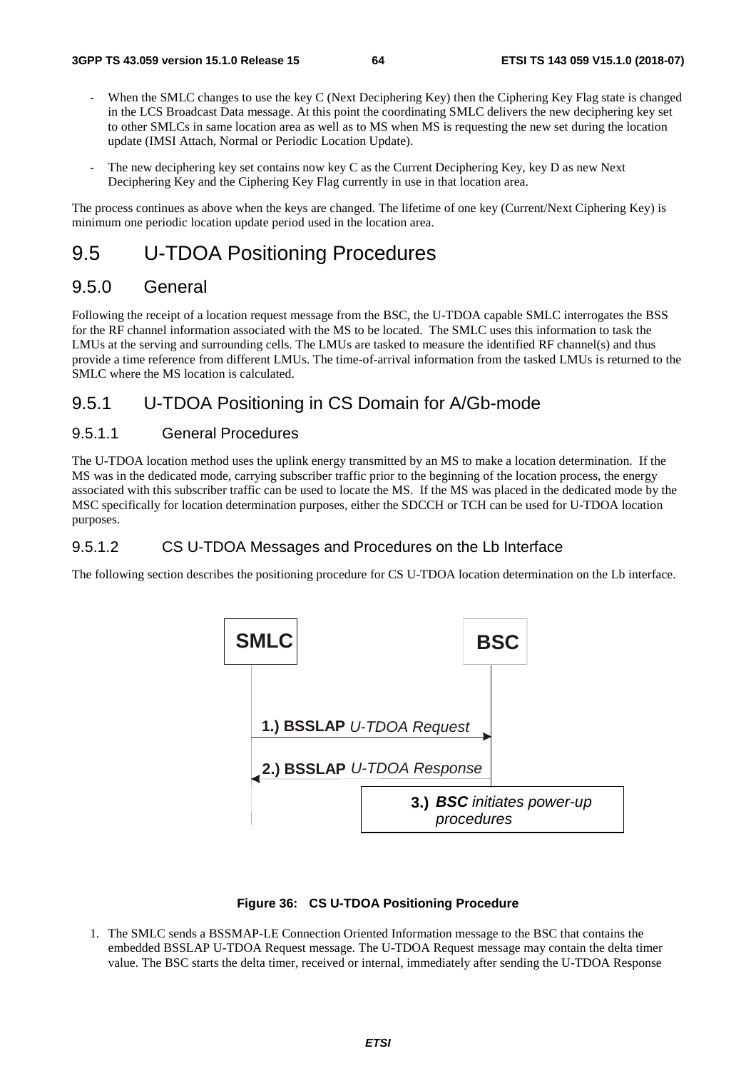- When the SMLC changes to use the key C (Next Deciphering Key) then the Ciphering Key Flag state is changed in the LCS Broadcast Data message. At this point the coordinating SMLC delivers the new deciphering key set to other SMLCs in same location area as well as to MS when MS is requesting the new set during the location update (IMSI Attach, Normal or Periodic Location Update).

- The new deciphering key set contains now key C as the Current Deciphering Key, key D as new Next Deciphering Key and the Ciphering Key Flag currently in use in that location area.

The process continues as above when the keys are changed. The lifetime of one key (Current/Next Ciphering Key) is minimum one periodic location update period used in the location area.

# 9.5 U-TDOA Positioning Procedures

## 9.5.0 General

Following the receipt of a location request message from the BSC, the U-TDOA capable SMLC interrogates the BSS for the RF channel information associated with the MS to be located. The SMLC uses this information to task the LMUs at the serving and surrounding cells. The LMUs are tasked to measure the identified RF channel(s) and thus provide a time reference from different LMUs. The time-of-arrival information from the tasked LMUs is returned to the SMLC where the MS location is calculated.

## 9.5.1 U-TDOA Positioning in CS Domain for A/Gb-mode

### 9.5.1.1 General Procedures

The U-TDOA location method uses the uplink energy transmitted by an MS to make a location determination. If the MS was in the dedicated mode, carrying subscriber traffic prior to the beginning of the location process, the energy associated with this subscriber traffic can be used to locate the MS. If the MS was placed in the dedicated mode by the MSC specifically for location determination purposes, either the SDCCH or TCH can be used for U-TDOA location purposes.

### 9.5.1.2 CS U-TDOA Messages and Procedures on the Lb Interface

The following section describes the positioning procedure for CS U-TDOA location determination on the Lb interface.

SMLC

BSC

1.) BSSLAP *U-TDOA Request*

2.) BSSLAP *U-TDOA Response*

3.) ***BSC*** *initiates power-up procedures*

**Figure 36: CS U-TDOA Positioning Procedure**

1. The SMLC sends a BSSMAP-LE Connection Oriented Information message to the BSC that contains the embedded BSSLAP U-TDOA Request message. The U-TDOA Request message may contain the delta timer value. The BSC starts the delta timer, received or internal, immediately after sending the U-TDOA Response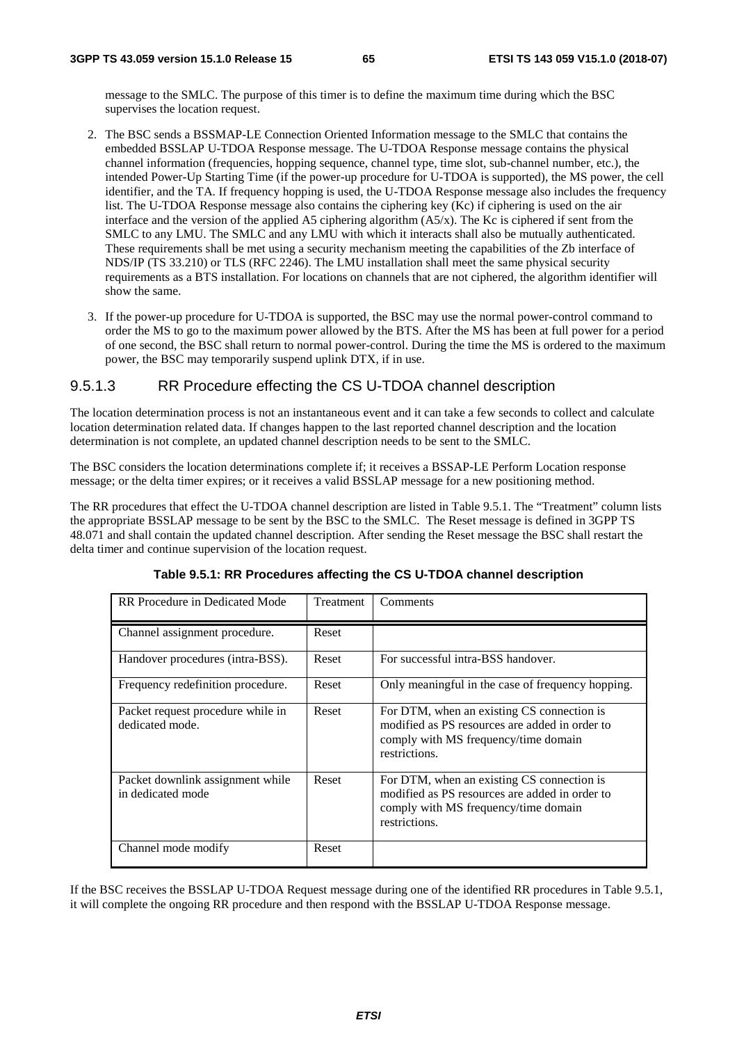message to the SMLC. The purpose of this timer is to define the maximum time during which the BSC supervises the location request.

2. The BSC sends a BSSMAP-LE Connection Oriented Information message to the SMLC that contains the embedded BSSLAP U-TDOA Response message. The U-TDOA Response message contains the physical channel information (frequencies, hopping sequence, channel type, time slot, sub-channel number, etc.), the intended Power-Up Starting Time (if the power-up procedure for U-TDOA is supported), the MS power, the cell identifier, and the TA. If frequency hopping is used, the U-TDOA Response message also includes the frequency list. The U-TDOA Response message also contains the ciphering key (Kc) if ciphering is used on the air interface and the version of the applied A5 ciphering algorithm (A5/x). The Kc is ciphered if sent from the SMLC to any LMU. The SMLC and any LMU with which it interacts shall also be mutually authenticated. These requirements shall be met using a security mechanism meeting the capabilities of the Zb interface of NDS/IP (TS 33.210) or TLS (RFC 2246). The LMU installation shall meet the same physical security requirements as a BTS installation. For locations on channels that are not ciphered, the algorithm identifier will show the same.

3. If the power-up procedure for U-TDOA is supported, the BSC may use the normal power-control command to order the MS to go to the maximum power allowed by the BTS. After the MS has been at full power for a period of one second, the BSC shall return to normal power-control. During the time the MS is ordered to the maximum power, the BSC may temporarily suspend uplink DTX, if in use.

### 9.5.1.3 RR Procedure effecting the CS U-TDOA channel description

The location determination process is not an instantaneous event and it can take a few seconds to collect and calculate location determination related data. If changes happen to the last reported channel description and the location determination is not complete, an updated channel description needs to be sent to the SMLC.

The BSC considers the location determinations complete if; it receives a BSSAP-LE Perform Location response message; or the delta timer expires; or it receives a valid BSSLAP message for a new positioning method.

The RR procedures that effect the U-TDOA channel description are listed in Table 9.5.1. The "Treatment" column lists the appropriate BSSLAP message to be sent by the BSC to the SMLC. The Reset message is defined in 3GPP TS 48.071 and shall contain the updated channel description. After sending the Reset message the BSC shall restart the delta timer and continue supervision of the location request.

**Table 9.5.1: RR Procedures affecting the CS U-TDOA channel description**

| RR Procedure in Dedicated Mode | Treatment | Comments |
|---|---|---|
| Channel assignment procedure. | Reset | |
| Handover procedures (intra-BSS). | Reset | For successful intra-BSS handover. |
| Frequency redefinition procedure. | Reset | Only meaningful in the case of frequency hopping. |
| Packet request procedure while in dedicated mode. | Reset | For DTM, when an existing CS connection is modified as PS resources are added in order to comply with MS frequency/time domain restrictions. |
| Packet downlink assignment while in dedicated mode | Reset | For DTM, when an existing CS connection is modified as PS resources are added in order to comply with MS frequency/time domain restrictions. |
| Channel mode modify | Reset | |

If the BSC receives the BSSLAP U-TDOA Request message during one of the identified RR procedures in Table 9.5.1, it will complete the ongoing RR procedure and then respond with the BSSLAP U-TDOA Response message.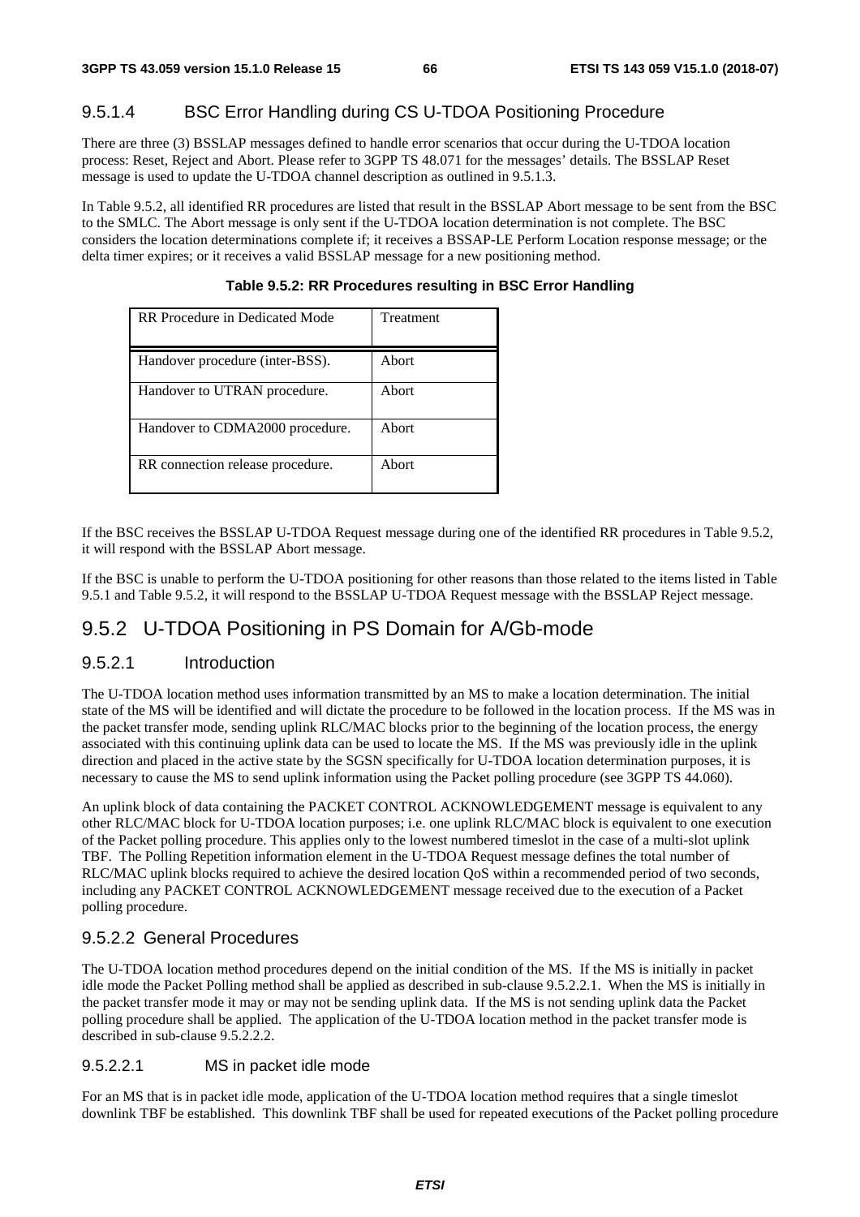#### 9.5.1.4 BSC Error Handling during CS U-TDOA Positioning Procedure

There are three (3) BSSLAP messages defined to handle error scenarios that occur during the U-TDOA location process: Reset, Reject and Abort. Please refer to 3GPP TS 48.071 for the messages' details. The BSSLAP Reset message is used to update the U-TDOA channel description as outlined in 9.5.1.3.

In Table 9.5.2, all identified RR procedures are listed that result in the BSSLAP Abort message to be sent from the BSC to the SMLC. The Abort message is only sent if the U-TDOA location determination is not complete. The BSC considers the location determinations complete if; it receives a BSSAP-LE Perform Location response message; or the delta timer expires; or it receives a valid BSSLAP message for a new positioning method.

**Table 9.5.2: RR Procedures resulting in BSC Error Handling**

| RR Procedure in Dedicated Mode | Treatment |
|---|---|
| Handover procedure (inter-BSS). | Abort |
| Handover to UTRAN procedure. | Abort |
| Handover to CDMA2000 procedure. | Abort |
| RR connection release procedure. | Abort |

If the BSC receives the BSSLAP U-TDOA Request message during one of the identified RR procedures in Table 9.5.2, it will respond with the BSSLAP Abort message.

If the BSC is unable to perform the U-TDOA positioning for other reasons than those related to the items listed in Table 9.5.1 and Table 9.5.2, it will respond to the BSSLAP U-TDOA Request message with the BSSLAP Reject message.

## 9.5.2 U-TDOA Positioning in PS Domain for A/Gb-mode

### 9.5.2.1 Introduction

The U-TDOA location method uses information transmitted by an MS to make a location determination. The initial state of the MS will be identified and will dictate the procedure to be followed in the location process. If the MS was in the packet transfer mode, sending uplink RLC/MAC blocks prior to the beginning of the location process, the energy associated with this continuing uplink data can be used to locate the MS. If the MS was previously idle in the uplink direction and placed in the active state by the SGSN specifically for U-TDOA location determination purposes, it is necessary to cause the MS to send uplink information using the Packet polling procedure (see 3GPP TS 44.060).

An uplink block of data containing the PACKET CONTROL ACKNOWLEDGEMENT message is equivalent to any other RLC/MAC block for U-TDOA location purposes; i.e. one uplink RLC/MAC block is equivalent to one execution of the Packet polling procedure. This applies only to the lowest numbered timeslot in the case of a multi-slot uplink TBF. The Polling Repetition information element in the U-TDOA Request message defines the total number of RLC/MAC uplink blocks required to achieve the desired location QoS within a recommended period of two seconds, including any PACKET CONTROL ACKNOWLEDGEMENT message received due to the execution of a Packet polling procedure.

### 9.5.2.2 General Procedures

The U-TDOA location method procedures depend on the initial condition of the MS. If the MS is initially in packet idle mode the Packet Polling method shall be applied as described in sub-clause 9.5.2.2.1. When the MS is initially in the packet transfer mode it may or may not be sending uplink data. If the MS is not sending uplink data the Packet polling procedure shall be applied. The application of the U-TDOA location method in the packet transfer mode is described in sub-clause 9.5.2.2.2.

#### 9.5.2.2.1 MS in packet idle mode

For an MS that is in packet idle mode, application of the U-TDOA location method requires that a single timeslot downlink TBF be established. This downlink TBF shall be used for repeated executions of the Packet polling procedure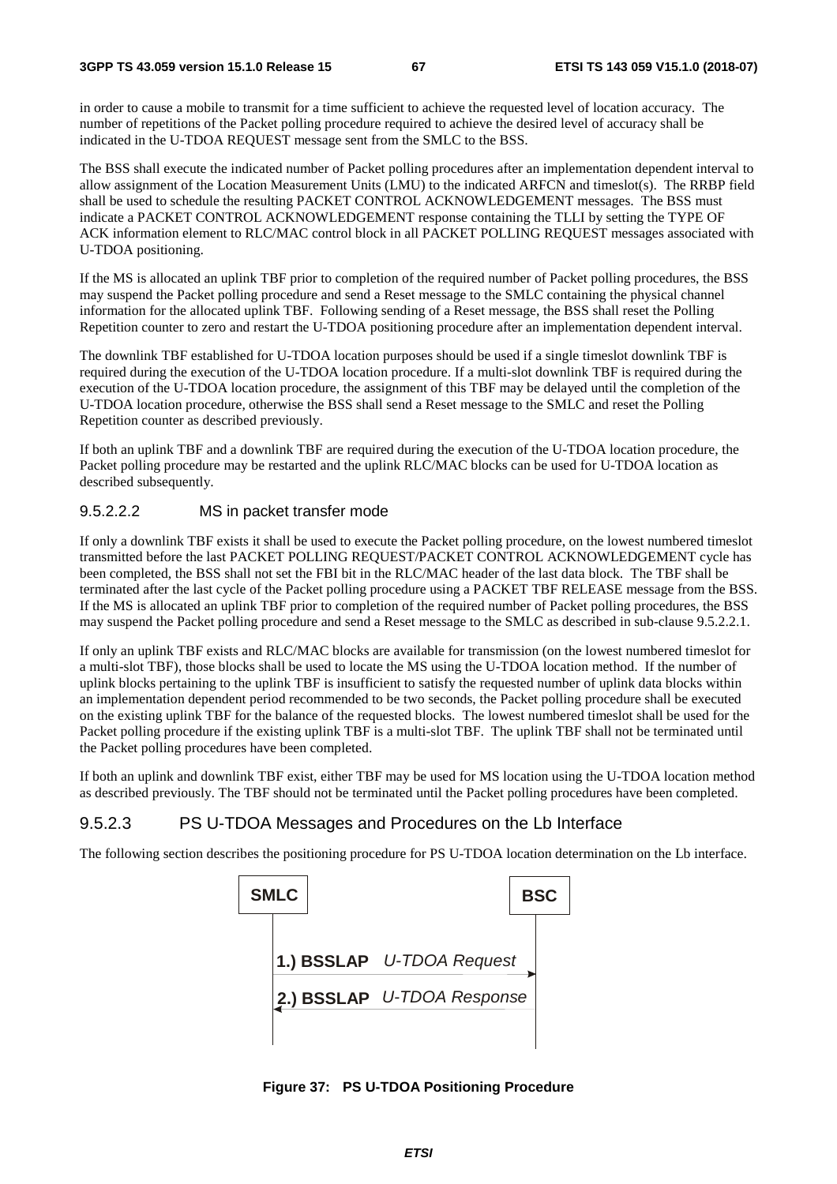in order to cause a mobile to transmit for a time sufficient to achieve the requested level of location accuracy. The number of repetitions of the Packet polling procedure required to achieve the desired level of accuracy shall be indicated in the U-TDOA REQUEST message sent from the SMLC to the BSS.

The BSS shall execute the indicated number of Packet polling procedures after an implementation dependent interval to allow assignment of the Location Measurement Units (LMU) to the indicated ARFCN and timeslot(s). The RRBP field shall be used to schedule the resulting PACKET CONTROL ACKNOWLEDGEMENT messages. The BSS must indicate a PACKET CONTROL ACKNOWLEDGEMENT response containing the TLLI by setting the TYPE OF ACK information element to RLC/MAC control block in all PACKET POLLING REQUEST messages associated with U-TDOA positioning.

If the MS is allocated an uplink TBF prior to completion of the required number of Packet polling procedures, the BSS may suspend the Packet polling procedure and send a Reset message to the SMLC containing the physical channel information for the allocated uplink TBF. Following sending of a Reset message, the BSS shall reset the Polling Repetition counter to zero and restart the U-TDOA positioning procedure after an implementation dependent interval.

The downlink TBF established for U-TDOA location purposes should be used if a single timeslot downlink TBF is required during the execution of the U-TDOA location procedure. If a multi-slot downlink TBF is required during the execution of the U-TDOA location procedure, the assignment of this TBF may be delayed until the completion of the U-TDOA location procedure, otherwise the BSS shall send a Reset message to the SMLC and reset the Polling Repetition counter as described previously.

If both an uplink TBF and a downlink TBF are required during the execution of the U-TDOA location procedure, the Packet polling procedure may be restarted and the uplink RLC/MAC blocks can be used for U-TDOA location as described subsequently.

#### 9.5.2.2.2 MS in packet transfer mode

If only a downlink TBF exists it shall be used to execute the Packet polling procedure, on the lowest numbered timeslot transmitted before the last PACKET POLLING REQUEST/PACKET CONTROL ACKNOWLEDGEMENT cycle has been completed, the BSS shall not set the FBI bit in the RLC/MAC header of the last data block. The TBF shall be terminated after the last cycle of the Packet polling procedure using a PACKET TBF RELEASE message from the BSS. If the MS is allocated an uplink TBF prior to completion of the required number of Packet polling procedures, the BSS may suspend the Packet polling procedure and send a Reset message to the SMLC as described in sub-clause 9.5.2.2.1.

If only an uplink TBF exists and RLC/MAC blocks are available for transmission (on the lowest numbered timeslot for a multi-slot TBF), those blocks shall be used to locate the MS using the U-TDOA location method. If the number of uplink blocks pertaining to the uplink TBF is insufficient to satisfy the requested number of uplink data blocks within an implementation dependent period recommended to be two seconds, the Packet polling procedure shall be executed on the existing uplink TBF for the balance of the requested blocks. The lowest numbered timeslot shall be used for the Packet polling procedure if the existing uplink TBF is a multi-slot TBF. The uplink TBF shall not be terminated until the Packet polling procedures have been completed.

If both an uplink and downlink TBF exist, either TBF may be used for MS location using the U-TDOA location method as described previously. The TBF should not be terminated until the Packet polling procedures have been completed.

### 9.5.2.3 PS U-TDOA Messages and Procedures on the Lb Interface

The following section describes the positioning procedure for PS U-TDOA location determination on the Lb interface.

| SMLC | | BSC |
|---|---|---|
| **1.) BSSLAP** *U-TDOA Request* | → | |
| **2.) BSSLAP** *U-TDOA Response* | ← | |

**Figure 37: PS U-TDOA Positioning Procedure**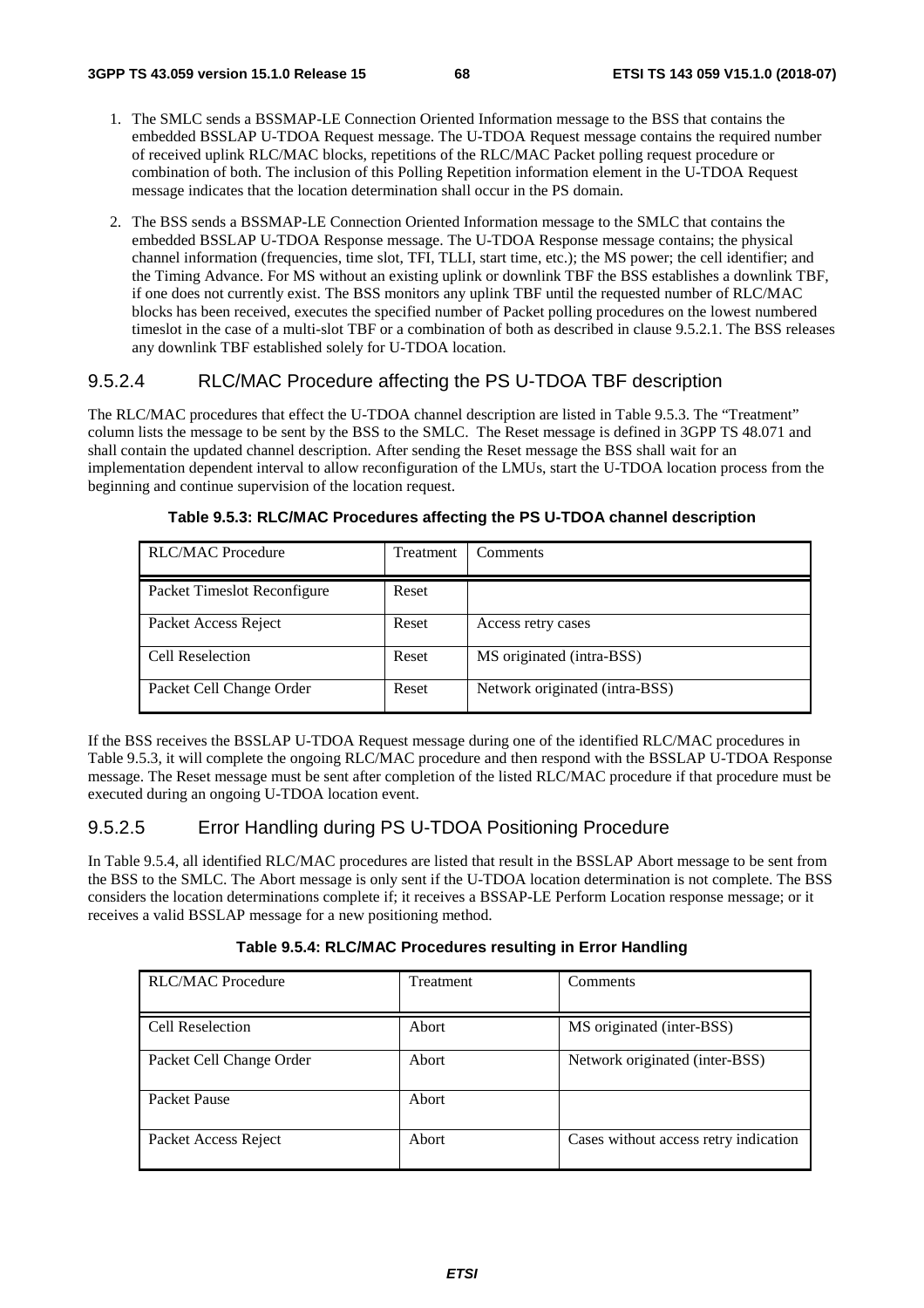1. The SMLC sends a BSSMAP-LE Connection Oriented Information message to the BSS that contains the embedded BSSLAP U-TDOA Request message. The U-TDOA Request message contains the required number of received uplink RLC/MAC blocks, repetitions of the RLC/MAC Packet polling request procedure or combination of both. The inclusion of this Polling Repetition information element in the U-TDOA Request message indicates that the location determination shall occur in the PS domain.

2. The BSS sends a BSSMAP-LE Connection Oriented Information message to the SMLC that contains the embedded BSSLAP U-TDOA Response message. The U-TDOA Response message contains; the physical channel information (frequencies, time slot, TFI, TLLI, start time, etc.); the MS power; the cell identifier; and the Timing Advance. For MS without an existing uplink or downlink TBF the BSS establishes a downlink TBF, if one does not currently exist. The BSS monitors any uplink TBF until the requested number of RLC/MAC blocks has been received, executes the specified number of Packet polling procedures on the lowest numbered timeslot in the case of a multi-slot TBF or a combination of both as described in clause 9.5.2.1. The BSS releases any downlink TBF established solely for U-TDOA location.

### 9.5.2.4 RLC/MAC Procedure affecting the PS U-TDOA TBF description

The RLC/MAC procedures that effect the U-TDOA channel description are listed in Table 9.5.3. The "Treatment" column lists the message to be sent by the BSS to the SMLC. The Reset message is defined in 3GPP TS 48.071 and shall contain the updated channel description. After sending the Reset message the BSS shall wait for an implementation dependent interval to allow reconfiguration of the LMUs, start the U-TDOA location process from the beginning and continue supervision of the location request.

**Table 9.5.3: RLC/MAC Procedures affecting the PS U-TDOA channel description**

| RLC/MAC Procedure | Treatment | Comments |
|---|---|---|
| Packet Timeslot Reconfigure | Reset | |
| Packet Access Reject | Reset | Access retry cases |
| Cell Reselection | Reset | MS originated (intra-BSS) |
| Packet Cell Change Order | Reset | Network originated (intra-BSS) |

If the BSS receives the BSSLAP U-TDOA Request message during one of the identified RLC/MAC procedures in Table 9.5.3, it will complete the ongoing RLC/MAC procedure and then respond with the BSSLAP U-TDOA Response message. The Reset message must be sent after completion of the listed RLC/MAC procedure if that procedure must be executed during an ongoing U-TDOA location event.

### 9.5.2.5 Error Handling during PS U-TDOA Positioning Procedure

In Table 9.5.4, all identified RLC/MAC procedures are listed that result in the BSSLAP Abort message to be sent from the BSS to the SMLC. The Abort message is only sent if the U-TDOA location determination is not complete. The BSS considers the location determinations complete if; it receives a BSSAP-LE Perform Location response message; or it receives a valid BSSLAP message for a new positioning method.

**Table 9.5.4: RLC/MAC Procedures resulting in Error Handling**

| RLC/MAC Procedure | Treatment | Comments |
|---|---|---|
| Cell Reselection | Abort | MS originated (inter-BSS) |
| Packet Cell Change Order | Abort | Network originated (inter-BSS) |
| Packet Pause | Abort | |
| Packet Access Reject | Abort | Cases without access retry indication |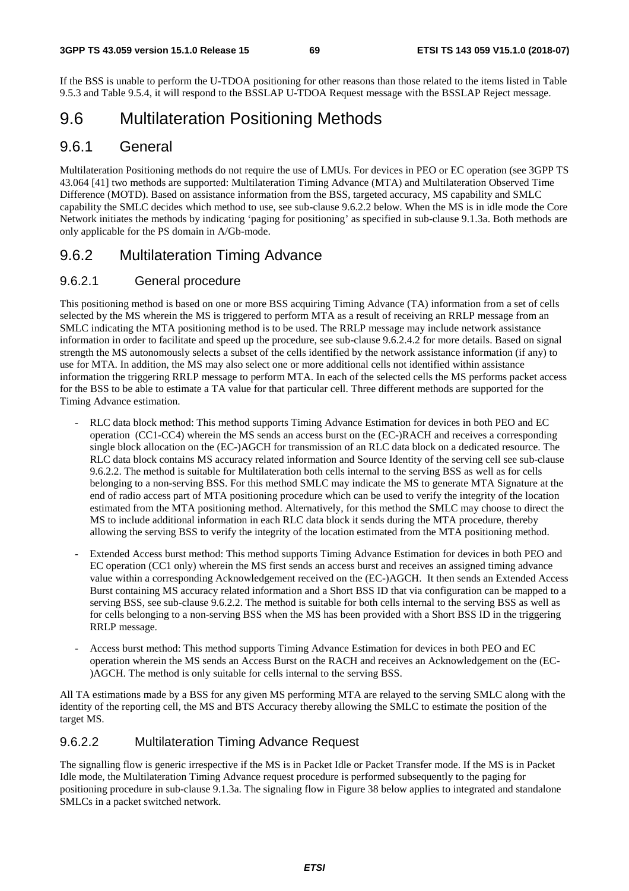If the BSS is unable to perform the U-TDOA positioning for other reasons than those related to the items listed in Table 9.5.3 and Table 9.5.4, it will respond to the BSSLAP U-TDOA Request message with the BSSLAP Reject message.

# 9.6 Multilateration Positioning Methods

## 9.6.1 General

Multilateration Positioning methods do not require the use of LMUs. For devices in PEO or EC operation (see 3GPP TS 43.064 [41] two methods are supported: Multilateration Timing Advance (MTA) and Multilateration Observed Time Difference (MOTD). Based on assistance information from the BSS, targeted accuracy, MS capability and SMLC capability the SMLC decides which method to use, see sub-clause 9.6.2.2 below. When the MS is in idle mode the Core Network initiates the methods by indicating 'paging for positioning' as specified in sub-clause 9.1.3a. Both methods are only applicable for the PS domain in A/Gb-mode.

## 9.6.2 Multilateration Timing Advance

### 9.6.2.1 General procedure

This positioning method is based on one or more BSS acquiring Timing Advance (TA) information from a set of cells selected by the MS wherein the MS is triggered to perform MTA as a result of receiving an RRLP message from an SMLC indicating the MTA positioning method is to be used. The RRLP message may include network assistance information in order to facilitate and speed up the procedure, see sub-clause 9.6.2.4.2 for more details. Based on signal strength the MS autonomously selects a subset of the cells identified by the network assistance information (if any) to use for MTA. In addition, the MS may also select one or more additional cells not identified within assistance information the triggering RRLP message to perform MTA. In each of the selected cells the MS performs packet access for the BSS to be able to estimate a TA value for that particular cell. Three different methods are supported for the Timing Advance estimation.

- RLC data block method: This method supports Timing Advance Estimation for devices in both PEO and EC operation (CC1-CC4) wherein the MS sends an access burst on the (EC-)RACH and receives a corresponding single block allocation on the (EC-)AGCH for transmission of an RLC data block on a dedicated resource. The RLC data block contains MS accuracy related information and Source Identity of the serving cell see sub-clause 9.6.2.2. The method is suitable for Multilateration both cells internal to the serving BSS as well as for cells belonging to a non-serving BSS. For this method SMLC may indicate the MS to generate MTA Signature at the end of radio access part of MTA positioning procedure which can be used to verify the integrity of the location estimated from the MTA positioning method. Alternatively, for this method the SMLC may choose to direct the MS to include additional information in each RLC data block it sends during the MTA procedure, thereby allowing the serving BSS to verify the integrity of the location estimated from the MTA positioning method.

- Extended Access burst method: This method supports Timing Advance Estimation for devices in both PEO and EC operation (CC1 only) wherein the MS first sends an access burst and receives an assigned timing advance value within a corresponding Acknowledgement received on the (EC-)AGCH. It then sends an Extended Access Burst containing MS accuracy related information and a Short BSS ID that via configuration can be mapped to a serving BSS, see sub-clause 9.6.2.2. The method is suitable for both cells internal to the serving BSS as well as for cells belonging to a non-serving BSS when the MS has been provided with a Short BSS ID in the triggering RRLP message.

- Access burst method: This method supports Timing Advance Estimation for devices in both PEO and EC operation wherein the MS sends an Access Burst on the RACH and receives an Acknowledgement on the (EC-)AGCH. The method is only suitable for cells internal to the serving BSS.

All TA estimations made by a BSS for any given MS performing MTA are relayed to the serving SMLC along with the identity of the reporting cell, the MS and BTS Accuracy thereby allowing the SMLC to estimate the position of the target MS.

### 9.6.2.2 Multilateration Timing Advance Request

The signalling flow is generic irrespective if the MS is in Packet Idle or Packet Transfer mode. If the MS is in Packet Idle mode, the Multilateration Timing Advance request procedure is performed subsequently to the paging for positioning procedure in sub-clause 9.1.3a. The signaling flow in Figure 38 below applies to integrated and standalone SMLCs in a packet switched network.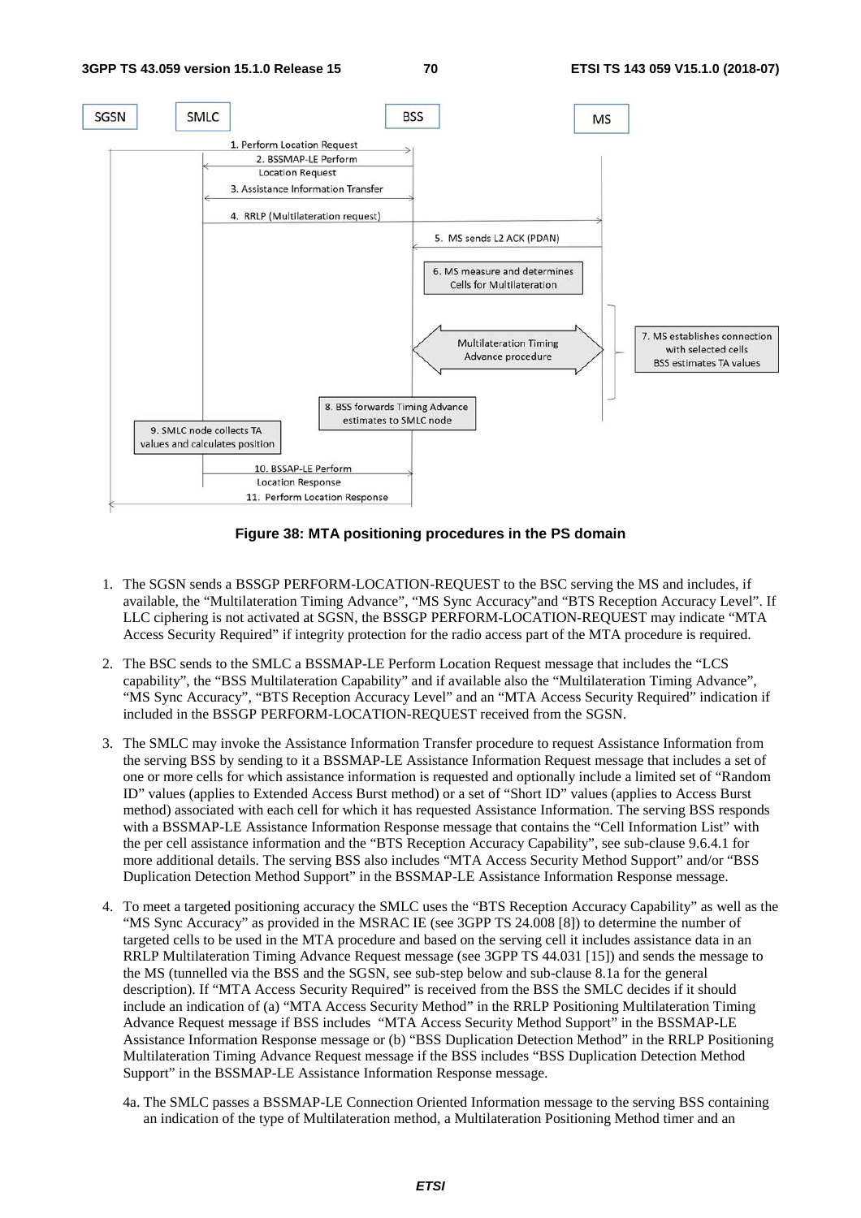SGSN

SMLC

BSS

MS

1. Perform Location Request

2. BSSMAP-LE Perform Location Request

3. Assistance Information Transfer

4. RRLP (Multilateration request)

5. MS sends L2 ACK (PDAN)

6. MS measure and determines Cells for Multilateration

Multilateration Timing Advance procedure

7. MS establishes connection with selected cells BSS estimates TA values

8. BSS forwards Timing Advance estimates to SMLC node

9. SMLC node collects TA values and calculates position

10. BSSAP-LE Perform Location Response

11. Perform Location Response

**Figure 38: MTA positioning procedures in the PS domain**

1. The SGSN sends a BSSGP PERFORM-LOCATION-REQUEST to the BSC serving the MS and includes, if available, the "Multilateration Timing Advance", "MS Sync Accuracy"and "BTS Reception Accuracy Level". If LLC ciphering is not activated at SGSN, the BSSGP PERFORM-LOCATION-REQUEST may indicate "MTA Access Security Required" if integrity protection for the radio access part of the MTA procedure is required.

2. The BSC sends to the SMLC a BSSMAP-LE Perform Location Request message that includes the "LCS capability", the "BSS Multilateration Capability" and if available also the "Multilateration Timing Advance", "MS Sync Accuracy", "BTS Reception Accuracy Level" and an "MTA Access Security Required" indication if included in the BSSGP PERFORM-LOCATION-REQUEST received from the SGSN.

3. The SMLC may invoke the Assistance Information Transfer procedure to request Assistance Information from the serving BSS by sending to it a BSSMAP-LE Assistance Information Request message that includes a set of one or more cells for which assistance information is requested and optionally include a limited set of "Random ID" values (applies to Extended Access Burst method) or a set of "Short ID" values (applies to Access Burst method) associated with each cell for which it has requested Assistance Information. The serving BSS responds with a BSSMAP-LE Assistance Information Response message that contains the "Cell Information List" with the per cell assistance information and the "BTS Reception Accuracy Capability", see sub-clause 9.6.4.1 for more additional details. The serving BSS also includes "MTA Access Security Method Support" and/or "BSS Duplication Detection Method Support" in the BSSMAP-LE Assistance Information Response message.

4. To meet a targeted positioning accuracy the SMLC uses the "BTS Reception Accuracy Capability" as well as the "MS Sync Accuracy" as provided in the MSRAC IE (see 3GPP TS 24.008 [8]) to determine the number of targeted cells to be used in the MTA procedure and based on the serving cell it includes assistance data in an RRLP Multilateration Timing Advance Request message (see 3GPP TS 44.031 [15]) and sends the message to the MS (tunnelled via the BSS and the SGSN, see sub-step below and sub-clause 8.1a for the general description). If "MTA Access Security Required" is received from the BSS the SMLC decides if it should include an indication of (a) "MTA Access Security Method" in the RRLP Positioning Multilateration Timing Advance Request message if BSS includes "MTA Access Security Method Support" in the BSSMAP-LE Assistance Information Response message or (b) "BSS Duplication Detection Method" in the RRLP Positioning Multilateration Timing Advance Request message if the BSS includes "BSS Duplication Detection Method Support" in the BSSMAP-LE Assistance Information Response message.

   4a. The SMLC passes a BSSMAP-LE Connection Oriented Information message to the serving BSS containing an indication of the type of Multilateration method, a Multilateration Positioning Method timer and an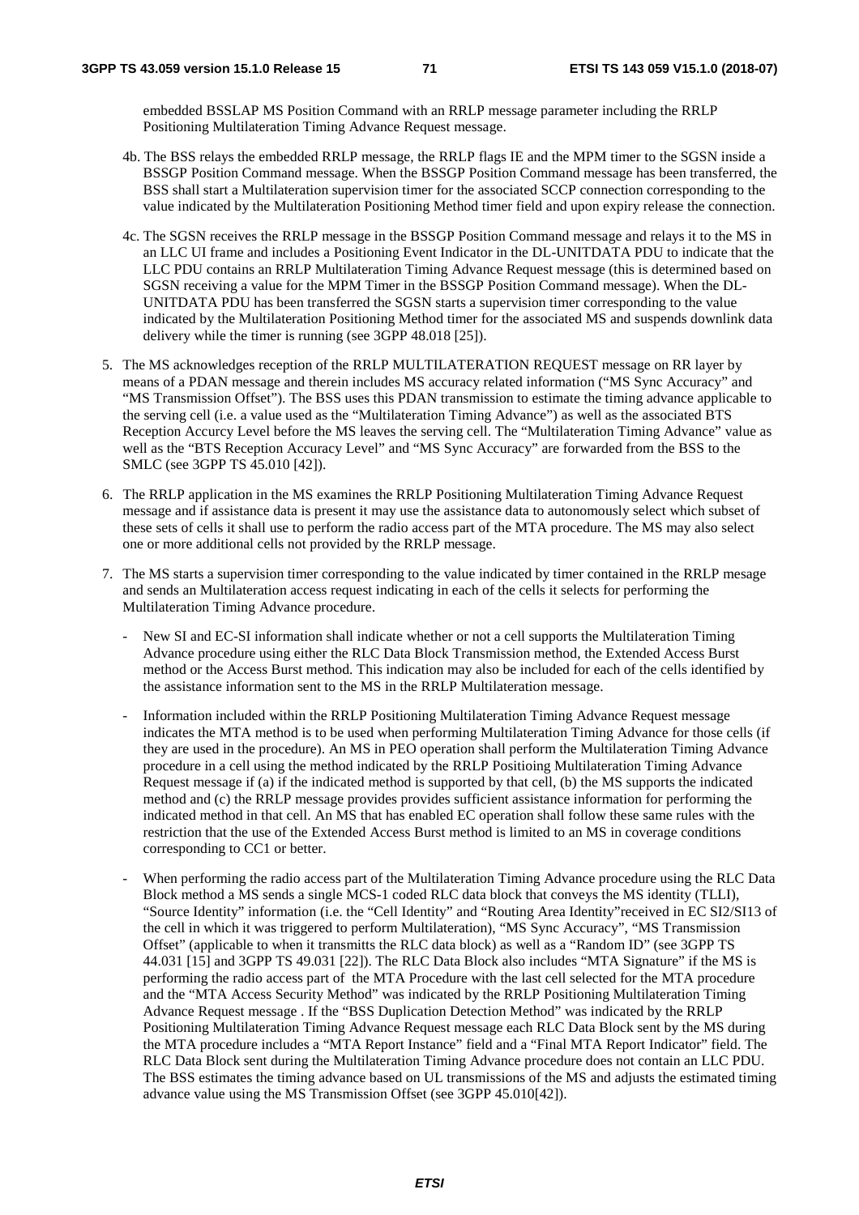embedded BSSLAP MS Position Command with an RRLP message parameter including the RRLP Positioning Multilateration Timing Advance Request message.

4b. The BSS relays the embedded RRLP message, the RRLP flags IE and the MPM timer to the SGSN inside a BSSGP Position Command message. When the BSSGP Position Command message has been transferred, the BSS shall start a Multilateration supervision timer for the associated SCCP connection corresponding to the value indicated by the Multilateration Positioning Method timer field and upon expiry release the connection.

4c. The SGSN receives the RRLP message in the BSSGP Position Command message and relays it to the MS in an LLC UI frame and includes a Positioning Event Indicator in the DL-UNITDATA PDU to indicate that the LLC PDU contains an RRLP Multilateration Timing Advance Request message (this is determined based on SGSN receiving a value for the MPM Timer in the BSSGP Position Command message). When the DL-UNITDATA PDU has been transferred the SGSN starts a supervision timer corresponding to the value indicated by the Multilateration Positioning Method timer for the associated MS and suspends downlink data delivery while the timer is running (see 3GPP 48.018 [25]).

5. The MS acknowledges reception of the RRLP MULTILATERATION REQUEST message on RR layer by means of a PDAN message and therein includes MS accuracy related information ("MS Sync Accuracy" and "MS Transmission Offset"). The BSS uses this PDAN transmission to estimate the timing advance applicable to the serving cell (i.e. a value used as the "Multilateration Timing Advance") as well as the associated BTS Reception Accurcy Level before the MS leaves the serving cell. The "Multilateration Timing Advance" value as well as the "BTS Reception Accuracy Level" and "MS Sync Accuracy" are forwarded from the BSS to the SMLC (see 3GPP TS 45.010 [42]).

6. The RRLP application in the MS examines the RRLP Positioning Multilateration Timing Advance Request message and if assistance data is present it may use the assistance data to autonomously select which subset of these sets of cells it shall use to perform the radio access part of the MTA procedure. The MS may also select one or more additional cells not provided by the RRLP message.

7. The MS starts a supervision timer corresponding to the value indicated by timer contained in the RRLP mesage and sends an Multilateration access request indicating in each of the cells it selects for performing the Multilateration Timing Advance procedure.

   - New SI and EC-SI information shall indicate whether or not a cell supports the Multilateration Timing Advance procedure using either the RLC Data Block Transmission method, the Extended Access Burst method or the Access Burst method. This indication may also be included for each of the cells identified by the assistance information sent to the MS in the RRLP Multilateration message.

   - Information included within the RRLP Positioning Multilateration Timing Advance Request message indicates the MTA method is to be used when performing Multilateration Timing Advance for those cells (if they are used in the procedure). An MS in PEO operation shall perform the Multilateration Timing Advance procedure in a cell using the method indicated by the RRLP Positioing Multilateration Timing Advance Request message if (a) if the indicated method is supported by that cell, (b) the MS supports the indicated method and (c) the RRLP message provides provides sufficient assistance information for performing the indicated method in that cell. An MS that has enabled EC operation shall follow these same rules with the restriction that the use of the Extended Access Burst method is limited to an MS in coverage conditions corresponding to CC1 or better.

   - When performing the radio access part of the Multilateration Timing Advance procedure using the RLC Data Block method a MS sends a single MCS-1 coded RLC data block that conveys the MS identity (TLLI), "Source Identity" information (i.e. the "Cell Identity" and "Routing Area Identity"received in EC SI2/SI13 of the cell in which it was triggered to perform Multilateration), "MS Sync Accuracy", "MS Transmission Offset" (applicable to when it transmitts the RLC data block) as well as a "Random ID" (see 3GPP TS 44.031 [15] and 3GPP TS 49.031 [22]). The RLC Data Block also includes "MTA Signature" if the MS is performing the radio access part of the MTA Procedure with the last cell selected for the MTA procedure and the "MTA Access Security Method" was indicated by the RRLP Positioning Multilateration Timing Advance Request message . If the "BSS Duplication Detection Method" was indicated by the RRLP Positioning Multilateration Timing Advance Request message each RLC Data Block sent by the MS during the MTA procedure includes a "MTA Report Instance" field and a "Final MTA Report Indicator" field. The RLC Data Block sent during the Multilateration Timing Advance procedure does not contain an LLC PDU. The BSS estimates the timing advance based on UL transmissions of the MS and adjusts the estimated timing advance value using the MS Transmission Offset (see 3GPP 45.010[42]).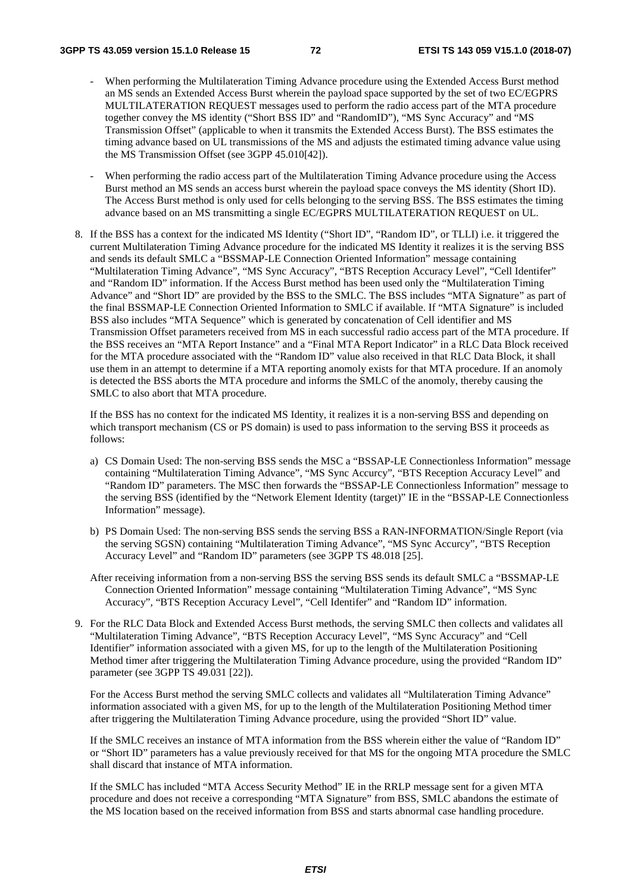- When performing the Multilateration Timing Advance procedure using the Extended Access Burst method an MS sends an Extended Access Burst wherein the payload space supported by the set of two EC/EGPRS MULTILATERATION REQUEST messages used to perform the radio access part of the MTA procedure together convey the MS identity ("Short BSS ID" and "RandomID"), "MS Sync Accuracy" and "MS Transmission Offset" (applicable to when it transmits the Extended Access Burst). The BSS estimates the timing advance based on UL transmissions of the MS and adjusts the estimated timing advance value using the MS Transmission Offset (see 3GPP 45.010[42]).

- When performing the radio access part of the Multilateration Timing Advance procedure using the Access Burst method an MS sends an access burst wherein the payload space conveys the MS identity (Short ID). The Access Burst method is only used for cells belonging to the serving BSS. The BSS estimates the timing advance based on an MS transmitting a single EC/EGPRS MULTILATERATION REQUEST on UL.

8. If the BSS has a context for the indicated MS Identity ("Short ID", "Random ID", or TLLI) i.e. it triggered the current Multilateration Timing Advance procedure for the indicated MS Identity it realizes it is the serving BSS and sends its default SMLC a "BSSMAP-LE Connection Oriented Information" message containing "Multilateration Timing Advance", "MS Sync Accuracy", "BTS Reception Accuracy Level", "Cell Identifer" and "Random ID" information. If the Access Burst method has been used only the "Multilateration Timing Advance" and "Short ID" are provided by the BSS to the SMLC. The BSS includes "MTA Signature" as part of the final BSSMAP-LE Connection Oriented Information to SMLC if available. If "MTA Signature" is included BSS also includes "MTA Sequence" which is generated by concatenation of Cell identifier and MS Transmission Offset parameters received from MS in each successful radio access part of the MTA procedure. If the BSS receives an "MTA Report Instance" and a "Final MTA Report Indicator" in a RLC Data Block received for the MTA procedure associated with the "Random ID" value also received in that RLC Data Block, it shall use them in an attempt to determine if a MTA reporting anomoly exists for that MTA procedure. If an anomoly is detected the BSS aborts the MTA procedure and informs the SMLC of the anomoly, thereby causing the SMLC to also abort that MTA procedure.

   If the BSS has no context for the indicated MS Identity, it realizes it is a non-serving BSS and depending on which transport mechanism (CS or PS domain) is used to pass information to the serving BSS it proceeds as follows:

   a) CS Domain Used: The non-serving BSS sends the MSC a "BSSAP-LE Connectionless Information" message containing "Multilateration Timing Advance", "MS Sync Accurcy", "BTS Reception Accuracy Level" and "Random ID" parameters. The MSC then forwards the "BSSAP-LE Connectionless Information" message to the serving BSS (identified by the "Network Element Identity (target)" IE in the "BSSAP-LE Connectionless Information" message).

   b) PS Domain Used: The non-serving BSS sends the serving BSS a RAN-INFORMATION/Single Report (via the serving SGSN) containing "Multilateration Timing Advance", "MS Sync Accurcy", "BTS Reception Accuracy Level" and "Random ID" parameters (see 3GPP TS 48.018 [25].

   After receiving information from a non-serving BSS the serving BSS sends its default SMLC a "BSSMAP-LE Connection Oriented Information" message containing "Multilateration Timing Advance", "MS Sync Accuracy", "BTS Reception Accuracy Level", "Cell Identifer" and "Random ID" information.

9. For the RLC Data Block and Extended Access Burst methods, the serving SMLC then collects and validates all "Multilateration Timing Advance", "BTS Reception Accuracy Level", "MS Sync Accuracy" and "Cell Identifier" information associated with a given MS, for up to the length of the Multilateration Positioning Method timer after triggering the Multilateration Timing Advance procedure, using the provided "Random ID" parameter (see 3GPP TS 49.031 [22]).

   For the Access Burst method the serving SMLC collects and validates all "Multilateration Timing Advance" information associated with a given MS, for up to the length of the Multilateration Positioning Method timer after triggering the Multilateration Timing Advance procedure, using the provided "Short ID" value.

   If the SMLC receives an instance of MTA information from the BSS wherein either the value of "Random ID" or "Short ID" parameters has a value previously received for that MS for the ongoing MTA procedure the SMLC shall discard that instance of MTA information.

   If the SMLC has included "MTA Access Security Method" IE in the RRLP message sent for a given MTA procedure and does not receive a corresponding "MTA Signature" from BSS, SMLC abandons the estimate of the MS location based on the received information from BSS and starts abnormal case handling procedure.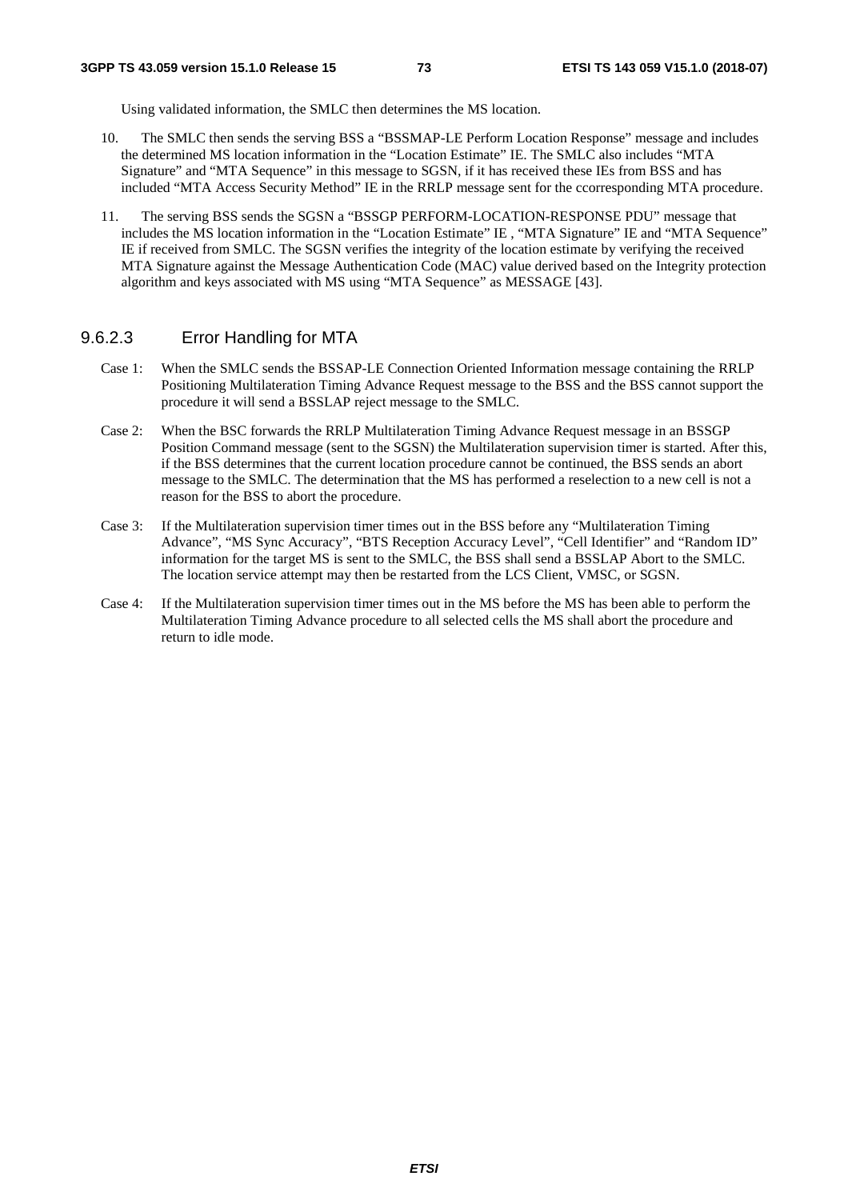Using validated information, the SMLC then determines the MS location.

10. The SMLC then sends the serving BSS a "BSSMAP-LE Perform Location Response" message and includes the determined MS location information in the "Location Estimate" IE. The SMLC also includes "MTA Signature" and "MTA Sequence" in this message to SGSN, if it has received these IEs from BSS and has included "MTA Access Security Method" IE in the RRLP message sent for the ccorresponding MTA procedure.

11. The serving BSS sends the SGSN a "BSSGP PERFORM-LOCATION-RESPONSE PDU" message that includes the MS location information in the "Location Estimate" IE , "MTA Signature" IE and "MTA Sequence" IE if received from SMLC. The SGSN verifies the integrity of the location estimate by verifying the received MTA Signature against the Message Authentication Code (MAC) value derived based on the Integrity protection algorithm and keys associated with MS using "MTA Sequence" as MESSAGE [43].

#### 9.6.2.3 Error Handling for MTA

Case 1: When the SMLC sends the BSSAP-LE Connection Oriented Information message containing the RRLP Positioning Multilateration Timing Advance Request message to the BSS and the BSS cannot support the procedure it will send a BSSLAP reject message to the SMLC.

Case 2: When the BSC forwards the RRLP Multilateration Timing Advance Request message in an BSSGP Position Command message (sent to the SGSN) the Multilateration supervision timer is started. After this, if the BSS determines that the current location procedure cannot be continued, the BSS sends an abort message to the SMLC. The determination that the MS has performed a reselection to a new cell is not a reason for the BSS to abort the procedure.

Case 3: If the Multilateration supervision timer times out in the BSS before any "Multilateration Timing Advance", "MS Sync Accuracy", "BTS Reception Accuracy Level", "Cell Identifier" and "Random ID" information for the target MS is sent to the SMLC, the BSS shall send a BSSLAP Abort to the SMLC. The location service attempt may then be restarted from the LCS Client, VMSC, or SGSN.

Case 4: If the Multilateration supervision timer times out in the MS before the MS has been able to perform the Multilateration Timing Advance procedure to all selected cells the MS shall abort the procedure and return to idle mode.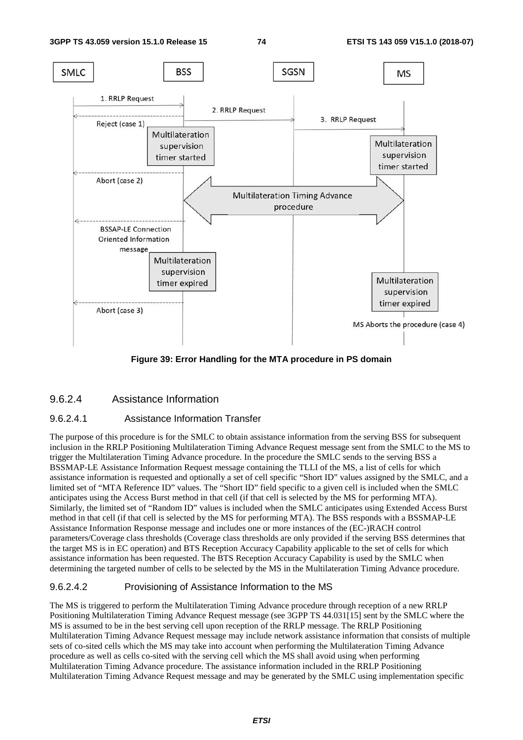**Figure 39: Error Handling for the MTA procedure in PS domain**

### 9.6.2.4 Assistance Information

#### 9.6.2.4.1 Assistance Information Transfer

The purpose of this procedure is for the SMLC to obtain assistance information from the serving BSS for subsequent inclusion in the RRLP Positioning Multilateration Timing Advance Request message sent from the SMLC to the MS to trigger the Multilateration Timing Advance procedure. In the procedure the SMLC sends to the serving BSS a BSSMAP-LE Assistance Information Request message containing the TLLI of the MS, a list of cells for which assistance information is requested and optionally a set of cell specific "Short ID" values assigned by the SMLC, and a limited set of "MTA Reference ID" values. The "Short ID" field specific to a given cell is included when the SMLC anticipates using the Access Burst method in that cell (if that cell is selected by the MS for performing MTA). Similarly, the limited set of "Random ID" values is included when the SMLC anticipates using Extended Access Burst method in that cell (if that cell is selected by the MS for performing MTA). The BSS responds with a BSSMAP-LE Assistance Information Response message and includes one or more instances of the (EC-)RACH control parameters/Coverage class thresholds (Coverage class thresholds are only provided if the serving BSS determines that the target MS is in EC operation) and BTS Reception Accuracy Capability applicable to the set of cells for which assistance information has been requested. The BTS Reception Accuracy Capability is used by the SMLC when determining the targeted number of cells to be selected by the MS in the Multilateration Timing Advance procedure.

#### 9.6.2.4.2 Provisioning of Assistance Information to the MS

The MS is triggered to perform the Multilateration Timing Advance procedure through reception of a new RRLP Positioning Multilateration Timing Advance Request message (see 3GPP TS 44.031[15] sent by the SMLC where the MS is assumed to be in the best serving cell upon reception of the RRLP message. The RRLP Positioning Multilateration Timing Advance Request message may include network assistance information that consists of multiple sets of co-sited cells which the MS may take into account when performing the Multilateration Timing Advance procedure as well as cells co-sited with the serving cell which the MS shall avoid using when performing Multilateration Timing Advance procedure. The assistance information included in the RRLP Positioning Multilateration Timing Advance Request message and may be generated by the SMLC using implementation specific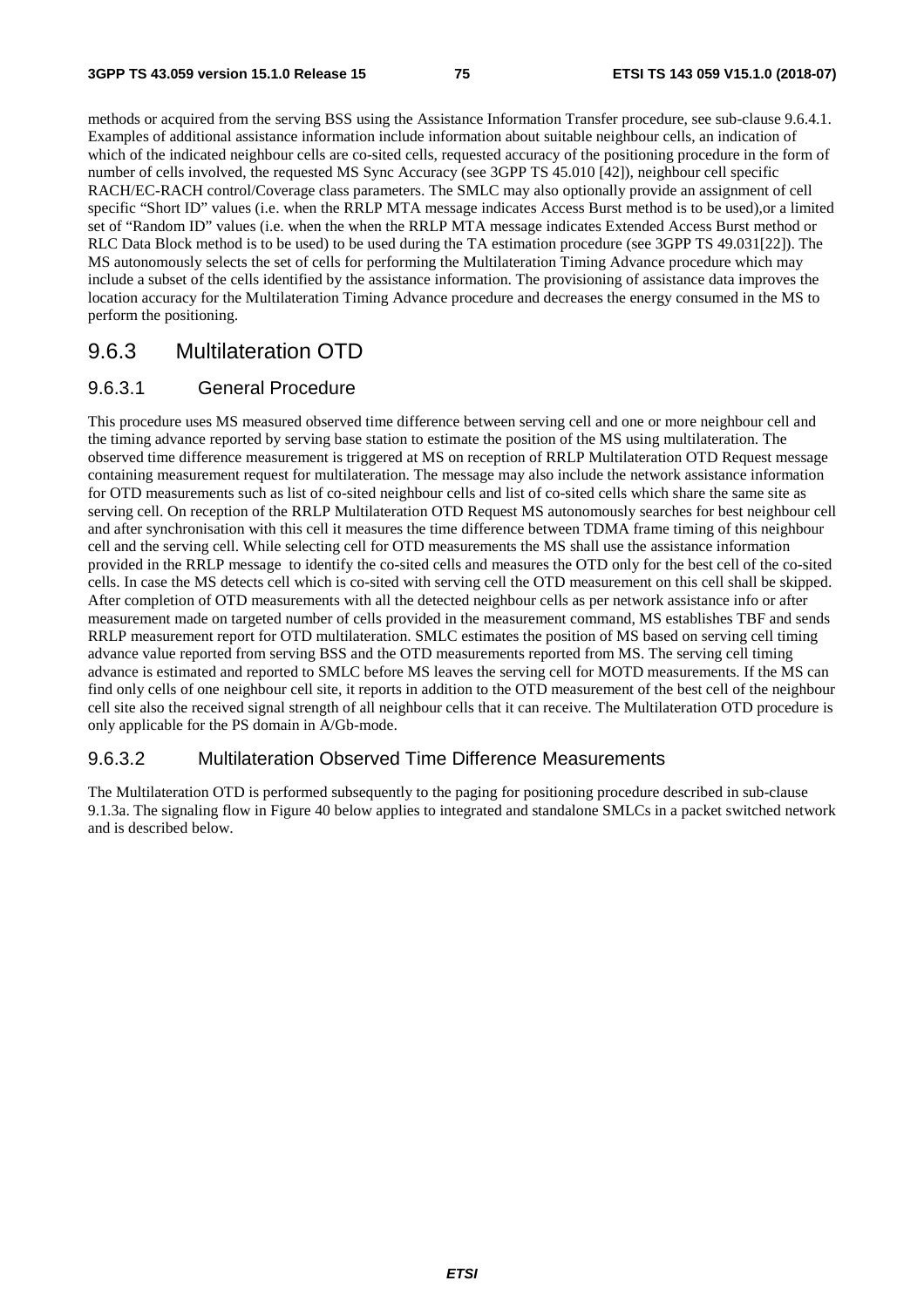methods or acquired from the serving BSS using the Assistance Information Transfer procedure, see sub-clause 9.6.4.1. Examples of additional assistance information include information about suitable neighbour cells, an indication of which of the indicated neighbour cells are co-sited cells, requested accuracy of the positioning procedure in the form of number of cells involved, the requested MS Sync Accuracy (see 3GPP TS 45.010 [42]), neighbour cell specific RACH/EC-RACH control/Coverage class parameters. The SMLC may also optionally provide an assignment of cell specific "Short ID" values (i.e. when the RRLP MTA message indicates Access Burst method is to be used),or a limited set of "Random ID" values (i.e. when the when the RRLP MTA message indicates Extended Access Burst method or RLC Data Block method is to be used) to be used during the TA estimation procedure (see 3GPP TS 49.031[22]). The MS autonomously selects the set of cells for performing the Multilateration Timing Advance procedure which may include a subset of the cells identified by the assistance information. The provisioning of assistance data improves the location accuracy for the Multilateration Timing Advance procedure and decreases the energy consumed in the MS to perform the positioning.

## 9.6.3 Multilateration OTD

### 9.6.3.1 General Procedure

This procedure uses MS measured observed time difference between serving cell and one or more neighbour cell and the timing advance reported by serving base station to estimate the position of the MS using multilateration. The observed time difference measurement is triggered at MS on reception of RRLP Multilateration OTD Request message containing measurement request for multilateration. The message may also include the network assistance information for OTD measurements such as list of co-sited neighbour cells and list of co-sited cells which share the same site as serving cell. On reception of the RRLP Multilateration OTD Request MS autonomously searches for best neighbour cell and after synchronisation with this cell it measures the time difference between TDMA frame timing of this neighbour cell and the serving cell. While selecting cell for OTD measurements the MS shall use the assistance information provided in the RRLP message to identify the co-sited cells and measures the OTD only for the best cell of the co-sited cells. In case the MS detects cell which is co-sited with serving cell the OTD measurement on this cell shall be skipped. After completion of OTD measurements with all the detected neighbour cells as per network assistance info or after measurement made on targeted number of cells provided in the measurement command, MS establishes TBF and sends RRLP measurement report for OTD multilateration. SMLC estimates the position of MS based on serving cell timing advance value reported from serving BSS and the OTD measurements reported from MS. The serving cell timing advance is estimated and reported to SMLC before MS leaves the serving cell for MOTD measurements. If the MS can find only cells of one neighbour cell site, it reports in addition to the OTD measurement of the best cell of the neighbour cell site also the received signal strength of all neighbour cells that it can receive. The Multilateration OTD procedure is only applicable for the PS domain in A/Gb-mode.

### 9.6.3.2 Multilateration Observed Time Difference Measurements

The Multilateration OTD is performed subsequently to the paging for positioning procedure described in sub-clause 9.1.3a. The signaling flow in Figure 40 below applies to integrated and standalone SMLCs in a packet switched network and is described below.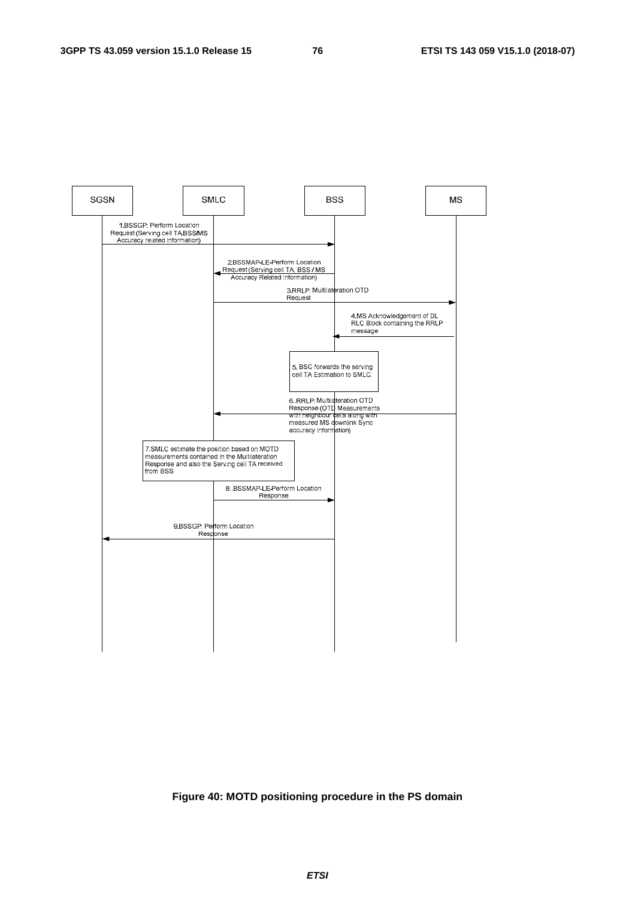| SGSN | SMLC | BSS | MS |
|---|---|---|---|

1.BSSGP: Perform Location Request (Serving cell TA,BSS/MS Accuracy related information)

2.BSSMAP-LE-Perform Location Request (Serving cell TA, BSS / MS Accuracy Related Information)

3.RRLP: Multilateration OTD Request

4.MS Acknowledgement of DL RLC Block containing the RRLP message

5. BSC forwards the serving cell TA Estimation to SMLC.

6..RRLP: Multilateration OTD Response (OTD Measurements with neighbour cells along with measured MS downlink Sync accuracy information)

7.SMLC estimate the position based on MOTD measurements contained in the Multilateration Response and also the Serving cell TA received from BSS

8..BSSMAP-LE-Perform Location Response

9.BSSGP: Perform Location Response

**Figure 40: MOTD positioning procedure in the PS domain**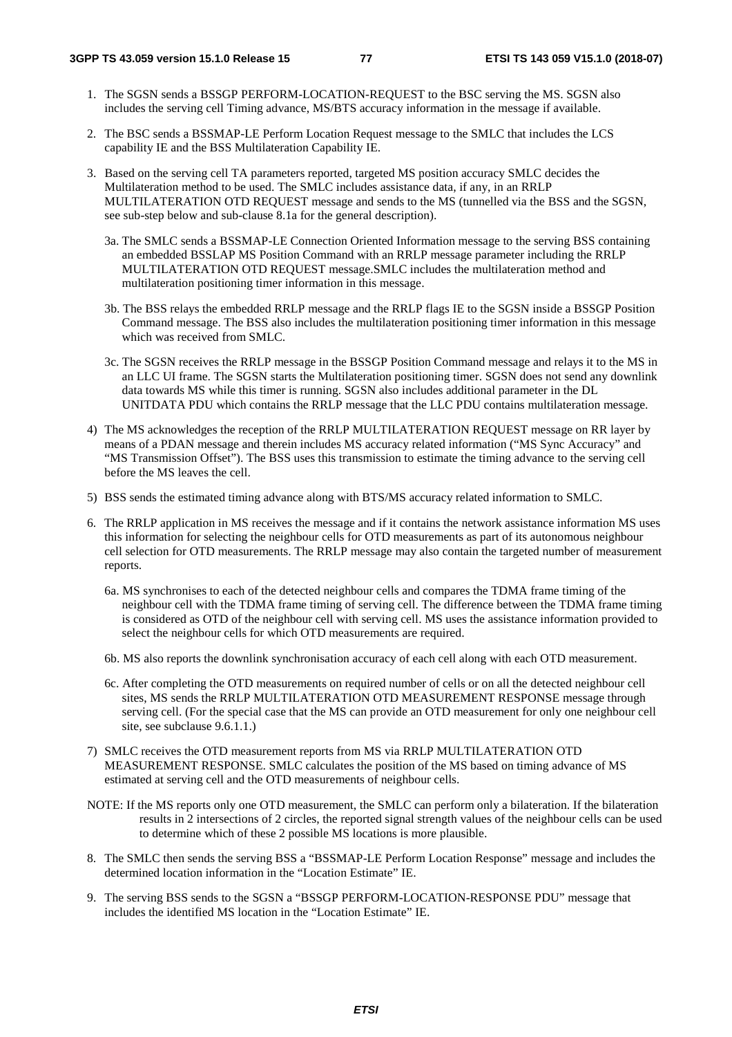1. The SGSN sends a BSSGP PERFORM-LOCATION-REQUEST to the BSC serving the MS. SGSN also includes the serving cell Timing advance, MS/BTS accuracy information in the message if available.

2. The BSC sends a BSSMAP-LE Perform Location Request message to the SMLC that includes the LCS capability IE and the BSS Multilateration Capability IE.

3. Based on the serving cell TA parameters reported, targeted MS position accuracy SMLC decides the Multilateration method to be used. The SMLC includes assistance data, if any, in an RRLP MULTILATERATION OTD REQUEST message and sends to the MS (tunnelled via the BSS and the SGSN, see sub-step below and sub-clause 8.1a for the general description).

   3a. The SMLC sends a BSSMAP-LE Connection Oriented Information message to the serving BSS containing an embedded BSSLAP MS Position Command with an RRLP message parameter including the RRLP MULTILATERATION OTD REQUEST message.SMLC includes the multilateration method and multilateration positioning timer information in this message.

   3b. The BSS relays the embedded RRLP message and the RRLP flags IE to the SGSN inside a BSSGP Position Command message. The BSS also includes the multilateration positioning timer information in this message which was received from SMLC.

   3c. The SGSN receives the RRLP message in the BSSGP Position Command message and relays it to the MS in an LLC UI frame. The SGSN starts the Multilateration positioning timer. SGSN does not send any downlink data towards MS while this timer is running. SGSN also includes additional parameter in the DL UNITDATA PDU which contains the RRLP message that the LLC PDU contains multilateration message.

4) The MS acknowledges the reception of the RRLP MULTILATERATION REQUEST message on RR layer by means of a PDAN message and therein includes MS accuracy related information ("MS Sync Accuracy" and "MS Transmission Offset"). The BSS uses this transmission to estimate the timing advance to the serving cell before the MS leaves the cell.

5) BSS sends the estimated timing advance along with BTS/MS accuracy related information to SMLC.

6. The RRLP application in MS receives the message and if it contains the network assistance information MS uses this information for selecting the neighbour cells for OTD measurements as part of its autonomous neighbour cell selection for OTD measurements. The RRLP message may also contain the targeted number of measurement reports.

   6a. MS synchronises to each of the detected neighbour cells and compares the TDMA frame timing of the neighbour cell with the TDMA frame timing of serving cell. The difference between the TDMA frame timing is considered as OTD of the neighbour cell with serving cell. MS uses the assistance information provided to select the neighbour cells for which OTD measurements are required.

   6b. MS also reports the downlink synchronisation accuracy of each cell along with each OTD measurement.

   6c. After completing the OTD measurements on required number of cells or on all the detected neighbour cell sites, MS sends the RRLP MULTILATERATION OTD MEASUREMENT RESPONSE message through serving cell. (For the special case that the MS can provide an OTD measurement for only one neighbour cell site, see subclause 9.6.1.1.)

7) SMLC receives the OTD measurement reports from MS via RRLP MULTILATERATION OTD MEASUREMENT RESPONSE. SMLC calculates the position of the MS based on timing advance of MS estimated at serving cell and the OTD measurements of neighbour cells.

NOTE: If the MS reports only one OTD measurement, the SMLC can perform only a bilateration. If the bilateration results in 2 intersections of 2 circles, the reported signal strength values of the neighbour cells can be used to determine which of these 2 possible MS locations is more plausible.

8. The SMLC then sends the serving BSS a "BSSMAP-LE Perform Location Response" message and includes the determined location information in the "Location Estimate" IE.

9. The serving BSS sends to the SGSN a "BSSGP PERFORM-LOCATION-RESPONSE PDU" message that includes the identified MS location in the "Location Estimate" IE.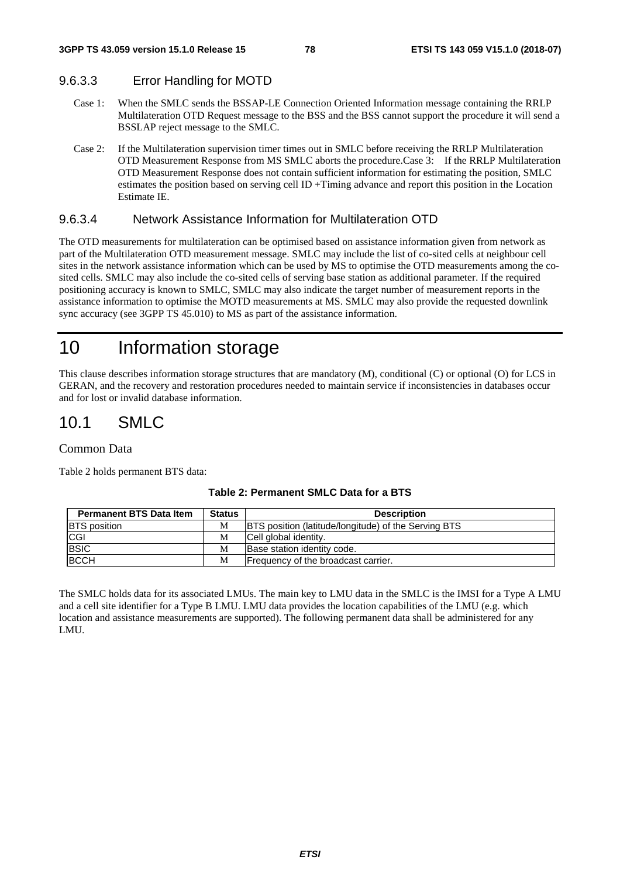#### 9.6.3.3 Error Handling for MOTD

Case 1: When the SMLC sends the BSSAP-LE Connection Oriented Information message containing the RRLP Multilateration OTD Request message to the BSS and the BSS cannot support the procedure it will send a BSSLAP reject message to the SMLC.

Case 2: If the Multilateration supervision timer times out in SMLC before receiving the RRLP Multilateration OTD Measurement Response from MS SMLC aborts the procedure.Case 3: If the RRLP Multilateration OTD Measurement Response does not contain sufficient information for estimating the position, SMLC estimates the position based on serving cell ID +Timing advance and report this position in the Location Estimate IE.

#### 9.6.3.4 Network Assistance Information for Multilateration OTD

The OTD measurements for multilateration can be optimised based on assistance information given from network as part of the Multilateration OTD measurement message. SMLC may include the list of co-sited cells at neighbour cell sites in the network assistance information which can be used by MS to optimise the OTD measurements among the co-sited cells. SMLC may also include the co-sited cells of serving base station as additional parameter. If the required positioning accuracy is known to SMLC, SMLC may also indicate the target number of measurement reports in the assistance information to optimise the MOTD measurements at MS. SMLC may also provide the requested downlink sync accuracy (see 3GPP TS 45.010) to MS as part of the assistance information.

# 10 Information storage

This clause describes information storage structures that are mandatory (M), conditional (C) or optional (O) for LCS in GERAN, and the recovery and restoration procedures needed to maintain service if inconsistencies in databases occur and for lost or invalid database information.

## 10.1 SMLC

Common Data

Table 2 holds permanent BTS data:

**Table 2: Permanent SMLC Data for a BTS**

| Permanent BTS Data Item | Status | Description |
|---|---|---|
| BTS position | M | BTS position (latitude/longitude) of the Serving BTS |
| CGI | M | Cell global identity. |
| BSIC | M | Base station identity code. |
| BCCH | M | Frequency of the broadcast carrier. |

The SMLC holds data for its associated LMUs. The main key to LMU data in the SMLC is the IMSI for a Type A LMU and a cell site identifier for a Type B LMU. LMU data provides the location capabilities of the LMU (e.g. which location and assistance measurements are supported). The following permanent data shall be administered for any LMU.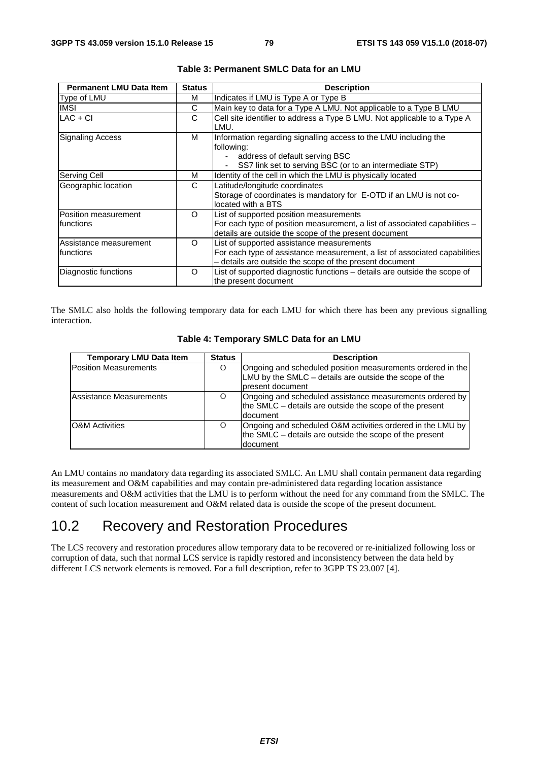**Table 3: Permanent SMLC Data for an LMU**

| Permanent LMU Data Item | Status | Description |
|---|---|---|
| Type of LMU | M | Indicates if LMU is Type A or Type B |
| IMSI | C | Main key to data for a Type A LMU. Not applicable to a Type B LMU |
| LAC + CI | C | Cell site identifier to address a Type B LMU. Not applicable to a Type A LMU. |
| Signaling Access | M | Information regarding signalling access to the LMU including the following:<br>- address of default serving BSC<br>- SS7 link set to serving BSC (or to an intermediate STP) |
| Serving Cell | M | Identity of the cell in which the LMU is physically located |
| Geographic location | C | Latitude/longitude coordinates<br>Storage of coordinates is mandatory for E-OTD if an LMU is not co-located with a BTS |
| Position measurement functions | O | List of supported position measurements<br>For each type of position measurement, a list of associated capabilities – details are outside the scope of the present document |
| Assistance measurement functions | O | List of supported assistance measurements<br>For each type of assistance measurement, a list of associated capabilities – details are outside the scope of the present document |
| Diagnostic functions | O | List of supported diagnostic functions – details are outside the scope of the present document |

The SMLC also holds the following temporary data for each LMU for which there has been any previous signalling interaction.

**Table 4: Temporary SMLC Data for an LMU**

| Temporary LMU Data Item | Status | Description |
|---|---|---|
| Position Measurements | O | Ongoing and scheduled position measurements ordered in the LMU by the SMLC – details are outside the scope of the present document |
| Assistance Measurements | O | Ongoing and scheduled assistance measurements ordered by the SMLC – details are outside the scope of the present document |
| O&M Activities | O | Ongoing and scheduled O&M activities ordered in the LMU by the SMLC – details are outside the scope of the present document |

An LMU contains no mandatory data regarding its associated SMLC. An LMU shall contain permanent data regarding its measurement and O&M capabilities and may contain pre-administered data regarding location assistance measurements and O&M activities that the LMU is to perform without the need for any command from the SMLC. The content of such location measurement and O&M related data is outside the scope of the present document.

## 10.2 Recovery and Restoration Procedures

The LCS recovery and restoration procedures allow temporary data to be recovered or re-initialized following loss or corruption of data, such that normal LCS service is rapidly restored and inconsistency between the data held by different LCS network elements is removed. For a full description, refer to 3GPP TS 23.007 [4].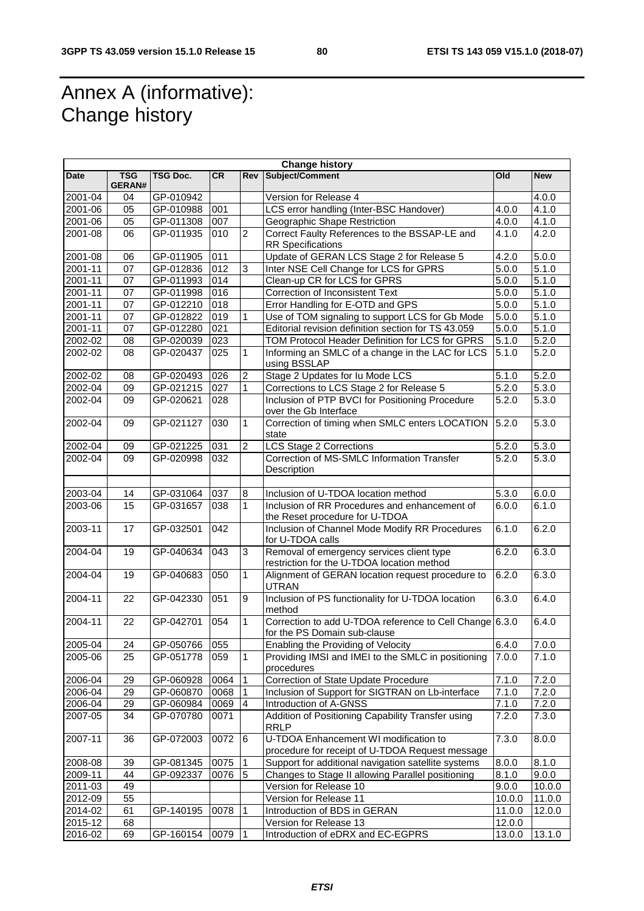# Annex A (informative): Change history

| Change history | | | | | | | |
|---|---|---|---|---|---|---|---|
| **Date** | **TSG GERAN#** | **TSG Doc.** | **CR** | **Rev** | **Subject/Comment** | **Old** | **New** |
| 2001-04 | 04 | GP-010942 | | | Version for Release 4 | | 4.0.0 |
| 2001-06 | 05 | GP-010988 | 001 | | LCS error handling (Inter-BSC Handover) | 4.0.0 | 4.1.0 |
| 2001-06 | 05 | GP-011308 | 007 | | Geographic Shape Restriction | 4.0.0 | 4.1.0 |
| 2001-08 | 06 | GP-011935 | 010 | 2 | Correct Faulty References to the BSSAP-LE and RR Specifications | 4.1.0 | 4.2.0 |
| 2001-08 | 06 | GP-011905 | 011 | | Update of GERAN LCS Stage 2 for Release 5 | 4.2.0 | 5.0.0 |
| 2001-11 | 07 | GP-012836 | 012 | 3 | Inter NSE Cell Change for LCS for GPRS | 5.0.0 | 5.1.0 |
| 2001-11 | 07 | GP-011993 | 014 | | Clean-up CR for LCS for GPRS | 5.0.0 | 5.1.0 |
| 2001-11 | 07 | GP-011998 | 016 | | Correction of Inconsistent Text | 5.0.0 | 5.1.0 |
| 2001-11 | 07 | GP-012210 | 018 | | Error Handling for E-OTD and GPS | 5.0.0 | 5.1.0 |
| 2001-11 | 07 | GP-012822 | 019 | 1 | Use of TOM signaling to support LCS for Gb Mode | 5.0.0 | 5.1.0 |
| 2001-11 | 07 | GP-012280 | 021 | | Editorial revision definition section for TS 43.059 | 5.0.0 | 5.1.0 |
| 2002-02 | 08 | GP-020039 | 023 | | TOM Protocol Header Definition for LCS for GPRS | 5.1.0 | 5.2.0 |
| 2002-02 | 08 | GP-020437 | 025 | 1 | Informing an SMLC of a change in the LAC for LCS using BSSLAP | 5.1.0 | 5.2.0 |
| 2002-02 | 08 | GP-020493 | 026 | 2 | Stage 2 Updates for Iu Mode LCS | 5.1.0 | 5.2.0 |
| 2002-04 | 09 | GP-021215 | 027 | 1 | Corrections to LCS Stage 2 for Release 5 | 5.2.0 | 5.3.0 |
| 2002-04 | 09 | GP-020621 | 028 | | Inclusion of PTP BVCI for Positioning Procedure over the Gb Interface | 5.2.0 | 5.3.0 |
| 2002-04 | 09 | GP-021127 | 030 | 1 | Correction of timing when SMLC enters LOCATION state | 5.2.0 | 5.3.0 |
| 2002-04 | 09 | GP-021225 | 031 | 2 | LCS Stage 2 Corrections | 5.2.0 | 5.3.0 |
| 2002-04 | 09 | GP-020998 | 032 | | Correction of MS-SMLC Information Transfer Description | 5.2.0 | 5.3.0 |
| | | | | | | | |
| 2003-04 | 14 | GP-031064 | 037 | 8 | Inclusion of U-TDOA location method | 5.3.0 | 6.0.0 |
| 2003-06 | 15 | GP-031657 | 038 | 1 | Inclusion of RR Procedures and enhancement of the Reset procedure for U-TDOA | 6.0.0 | 6.1.0 |
| 2003-11 | 17 | GP-032501 | 042 | | Inclusion of Channel Mode Modify RR Procedures for U-TDOA calls | 6.1.0 | 6.2.0 |
| 2004-04 | 19 | GP-040634 | 043 | 3 | Removal of emergency services client type restriction for the U-TDOA location method | 6.2.0 | 6.3.0 |
| 2004-04 | 19 | GP-040683 | 050 | 1 | Alignment of GERAN location request procedure to UTRAN | 6.2.0 | 6.3.0 |
| 2004-11 | 22 | GP-042330 | 051 | 9 | Inclusion of PS functionality for U-TDOA location method | 6.3.0 | 6.4.0 |
| 2004-11 | 22 | GP-042701 | 054 | 1 | Correction to add U-TDOA reference to Cell Change for the PS Domain sub-clause | 6.3.0 | 6.4.0 |
| 2005-04 | 24 | GP-050766 | 055 | | Enabling the Providing of Velocity | 6.4.0 | 7.0.0 |
| 2005-06 | 25 | GP-051778 | 059 | 1 | Providing IMSI and IMEI to the SMLC in positioning procedures | 7.0.0 | 7.1.0 |
| 2006-04 | 29 | GP-060928 | 0064 | 1 | Correction of State Update Procedure | 7.1.0 | 7.2.0 |
| 2006-04 | 29 | GP-060870 | 0068 | 1 | Inclusion of Support for SIGTRAN on Lb-interface | 7.1.0 | 7.2.0 |
| 2006-04 | 29 | GP-060984 | 0069 | 4 | Introduction of A-GNSS | 7.1.0 | 7.2.0 |
| 2007-05 | 34 | GP-070780 | 0071 | | Addition of Positioning Capability Transfer using RRLP | 7.2.0 | 7.3.0 |
| 2007-11 | 36 | GP-072003 | 0072 | 6 | U-TDOA Enhancement WI modification to procedure for receipt of U-TDOA Request message | 7.3.0 | 8.0.0 |
| 2008-08 | 39 | GP-081345 | 0075 | 1 | Support for additional navigation satellite systems | 8.0.0 | 8.1.0 |
| 2009-11 | 44 | GP-092337 | 0076 | 5 | Changes to Stage II allowing Parallel positioning | 8.1.0 | 9.0.0 |
| 2011-03 | 49 | | | | Version for Release 10 | 9.0.0 | 10.0.0 |
| 2012-09 | 55 | | | | Version for Release 11 | 10.0.0 | 11.0.0 |
| 2014-02 | 61 | GP-140195 | 0078 | 1 | Introduction of BDS in GERAN | 11.0.0 | 12.0.0 |
| 2015-12 | 68 | | | | Version for Release 13 | 12.0.0 | |
| 2016-02 | 69 | GP-160154 | 0079 | 1 | Introduction of eDRX and EC-EGPRS | 13.0.0 | 13.1.0 |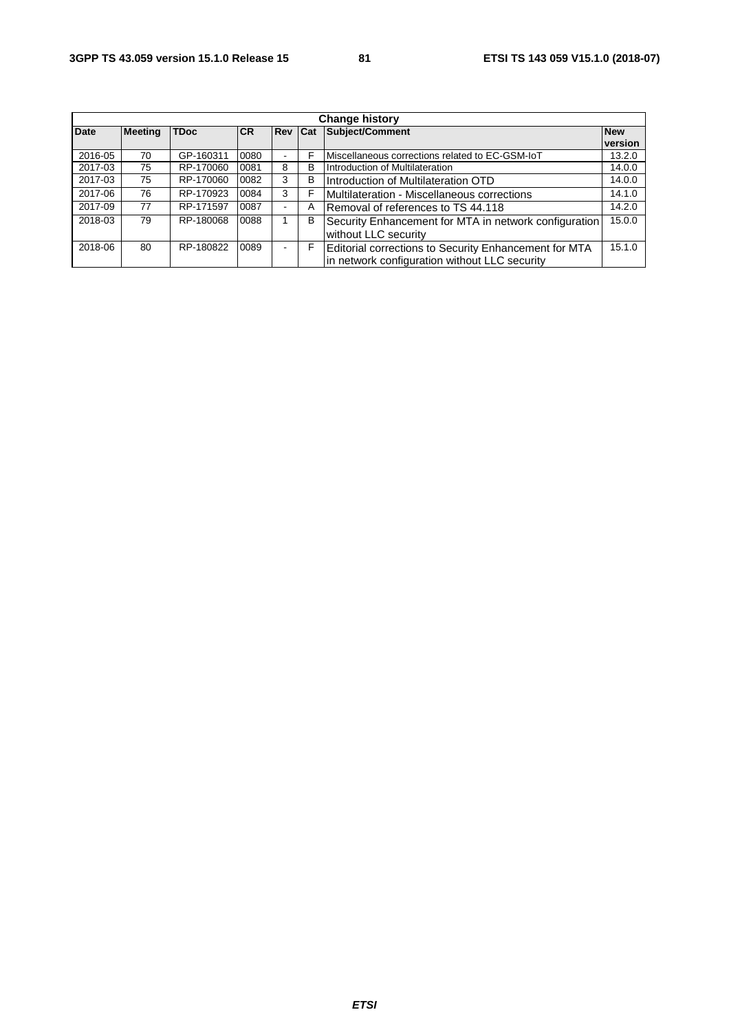| Change history | | | | | | | |
|---|---|---|---|---|---|---|---|
| **Date** | **Meeting** | **TDoc** | **CR** | **Rev** | **Cat** | **Subject/Comment** | **New version** |
| 2016-05 | 70 | GP-160311 | 0080 | - | F | Miscellaneous corrections related to EC-GSM-IoT | 13.2.0 |
| 2017-03 | 75 | RP-170060 | 0081 | 8 | B | Introduction of Multilateration | 14.0.0 |
| 2017-03 | 75 | RP-170060 | 0082 | 3 | B | Introduction of Multilateration OTD | 14.0.0 |
| 2017-06 | 76 | RP-170923 | 0084 | 3 | F | Multilateration - Miscellaneous corrections | 14.1.0 |
| 2017-09 | 77 | RP-171597 | 0087 | - | A | Removal of references to TS 44.118 | 14.2.0 |
| 2018-03 | 79 | RP-180068 | 0088 | 1 | B | Security Enhancement for MTA in network configuration without LLC security | 15.0.0 |
| 2018-06 | 80 | RP-180822 | 0089 | - | F | Editorial corrections to Security Enhancement for MTA in network configuration without LLC security | 15.1.0 |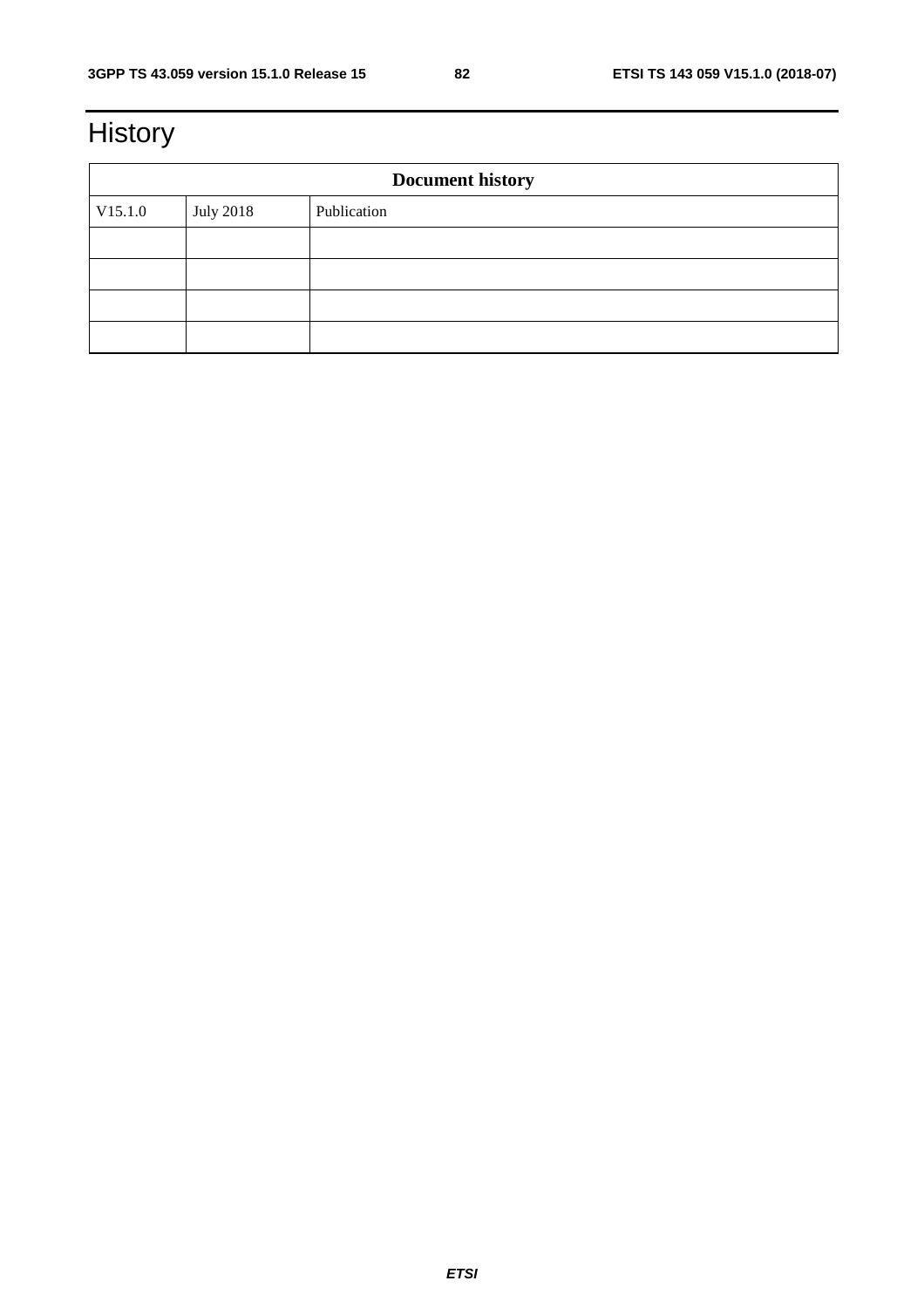# History

| Document history | | |
|---|---|---|
| V15.1.0 | July 2018 | Publication |
| | | |
| | | |
| | | |
| | | |